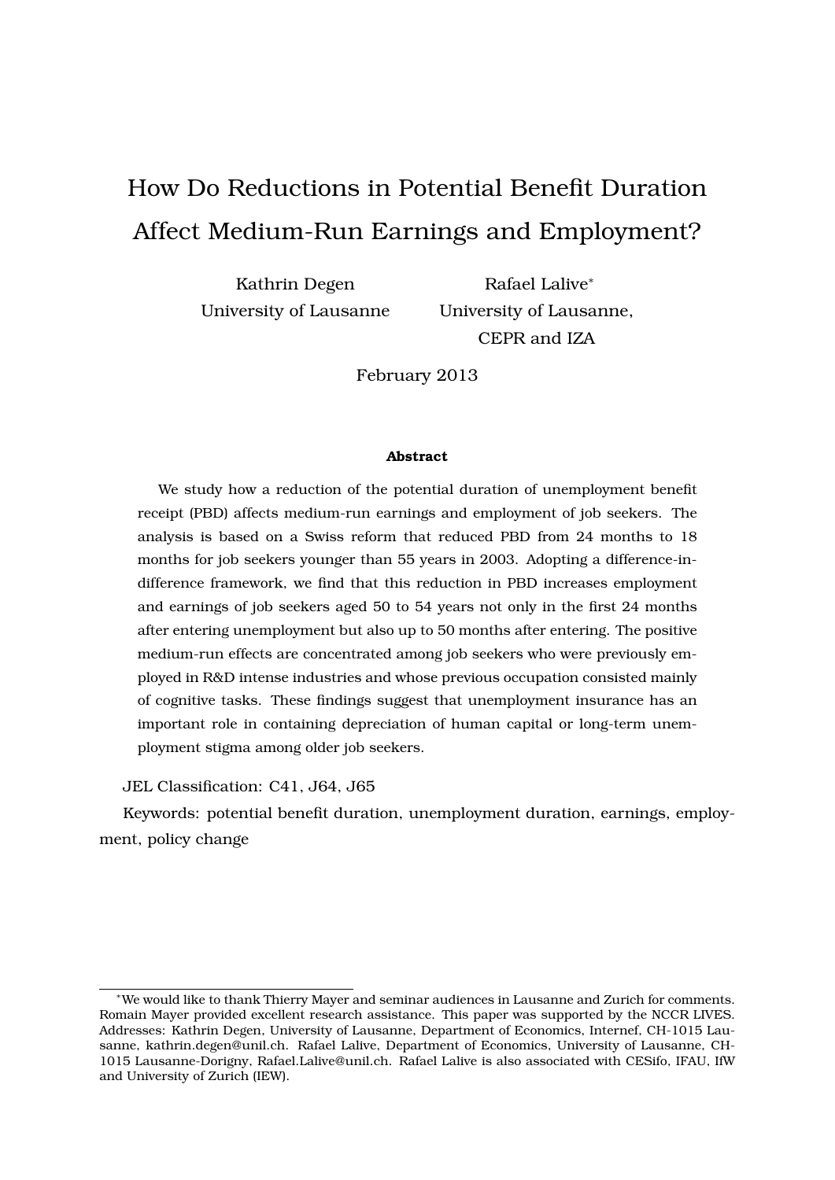# How Do Reductions in Potential Benefit Duration Affect Medium-Run Earnings and Employment?

Kathrin Degen
University of Lausanne

Rafael Lalive[*]
University of Lausanne,
CEPR and IZA

February 2013

**Abstract**

We study how a reduction of the potential duration of unemployment benefit receipt (PBD) affects medium-run earnings and employment of job seekers. The analysis is based on a Swiss reform that reduced PBD from 24 months to 18 months for job seekers younger than 55 years in 2003. Adopting a difference-in-difference framework, we find that this reduction in PBD increases employment and earnings of job seekers aged 50 to 54 years not only in the first 24 months after entering unemployment but also up to 50 months after entering. The positive medium-run effects are concentrated among job seekers who were previously employed in R&D intense industries and whose previous occupation consisted mainly of cognitive tasks. These findings suggest that unemployment insurance has an important role in containing depreciation of human capital or long-term unemployment stigma among older job seekers.

JEL Classification: C41, J64, J65

Keywords: potential benefit duration, unemployment duration, earnings, employment, policy change

[*]We would like to thank Thierry Mayer and seminar audiences in Lausanne and Zurich for comments. Romain Mayer provided excellent research assistance. This paper was supported by the NCCR LIVES. Addresses: Kathrin Degen, University of Lausanne, Department of Economics, Internef, CH-1015 Lausanne, kathrin.degen@unil.ch. Rafael Lalive, Department of Economics, University of Lausanne, CH-1015 Lausanne-Dorigny, Rafael.Lalive@unil.ch. Rafael Lalive is also associated with CESifo, IFAU, IfW and University of Zurich (IEW).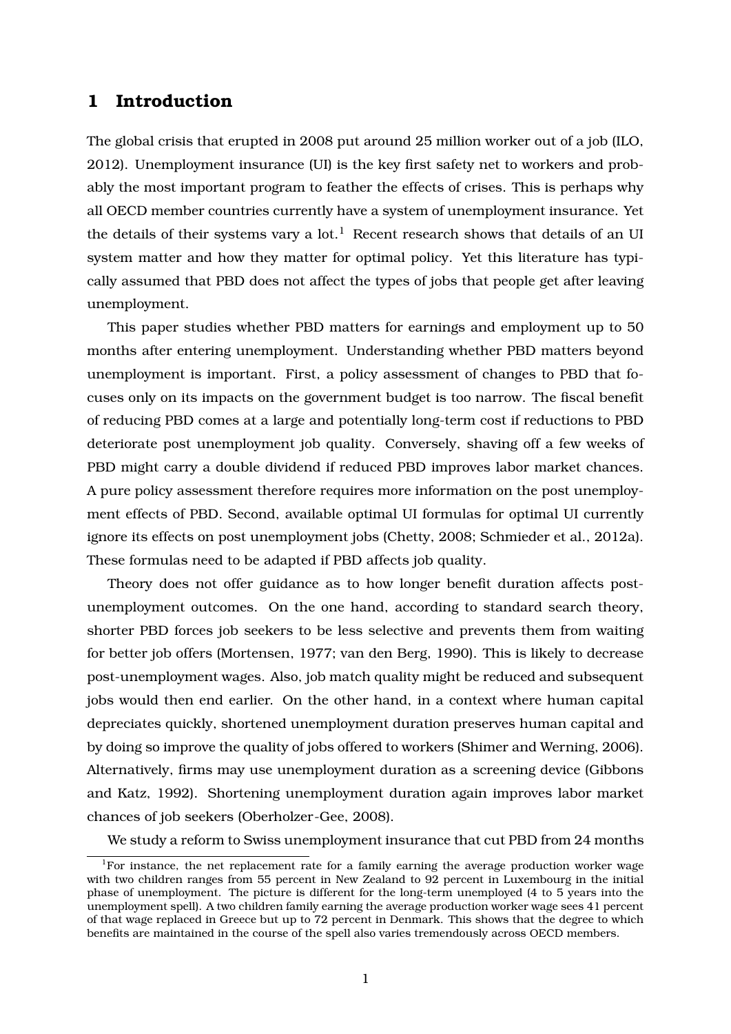# 1 Introduction

The global crisis that erupted in 2008 put around 25 million worker out of a job (ILO, 2012). Unemployment insurance (UI) is the key first safety net to workers and probably the most important program to feather the effects of crises. This is perhaps why all OECD member countries currently have a system of unemployment insurance. Yet the details of their systems vary a lot.[1] Recent research shows that details of an UI system matter and how they matter for optimal policy. Yet this literature has typically assumed that PBD does not affect the types of jobs that people get after leaving unemployment.

This paper studies whether PBD matters for earnings and employment up to 50 months after entering unemployment. Understanding whether PBD matters beyond unemployment is important. First, a policy assessment of changes to PBD that focuses only on its impacts on the government budget is too narrow. The fiscal benefit of reducing PBD comes at a large and potentially long-term cost if reductions to PBD deteriorate post unemployment job quality. Conversely, shaving off a few weeks of PBD might carry a double dividend if reduced PBD improves labor market chances. A pure policy assessment therefore requires more information on the post unemployment effects of PBD. Second, available optimal UI formulas for optimal UI currently ignore its effects on post unemployment jobs (Chetty, 2008; Schmieder et al., 2012a). These formulas need to be adapted if PBD affects job quality.

Theory does not offer guidance as to how longer benefit duration affects post-unemployment outcomes. On the one hand, according to standard search theory, shorter PBD forces job seekers to be less selective and prevents them from waiting for better job offers (Mortensen, 1977; van den Berg, 1990). This is likely to decrease post-unemployment wages. Also, job match quality might be reduced and subsequent jobs would then end earlier. On the other hand, in a context where human capital depreciates quickly, shortened unemployment duration preserves human capital and by doing so improve the quality of jobs offered to workers (Shimer and Werning, 2006). Alternatively, firms may use unemployment duration as a screening device (Gibbons and Katz, 1992). Shortening unemployment duration again improves labor market chances of job seekers (Oberholzer-Gee, 2008).

We study a reform to Swiss unemployment insurance that cut PBD from 24 months

[1] For instance, the net replacement rate for a family earning the average production worker wage with two children ranges from 55 percent in New Zealand to 92 percent in Luxembourg in the initial phase of unemployment. The picture is different for the long-term unemployed (4 to 5 years into the unemployment spell). A two children family earning the average production worker wage sees 41 percent of that wage replaced in Greece but up to 72 percent in Denmark. This shows that the degree to which benefits are maintained in the course of the spell also varies tremendously across OECD members.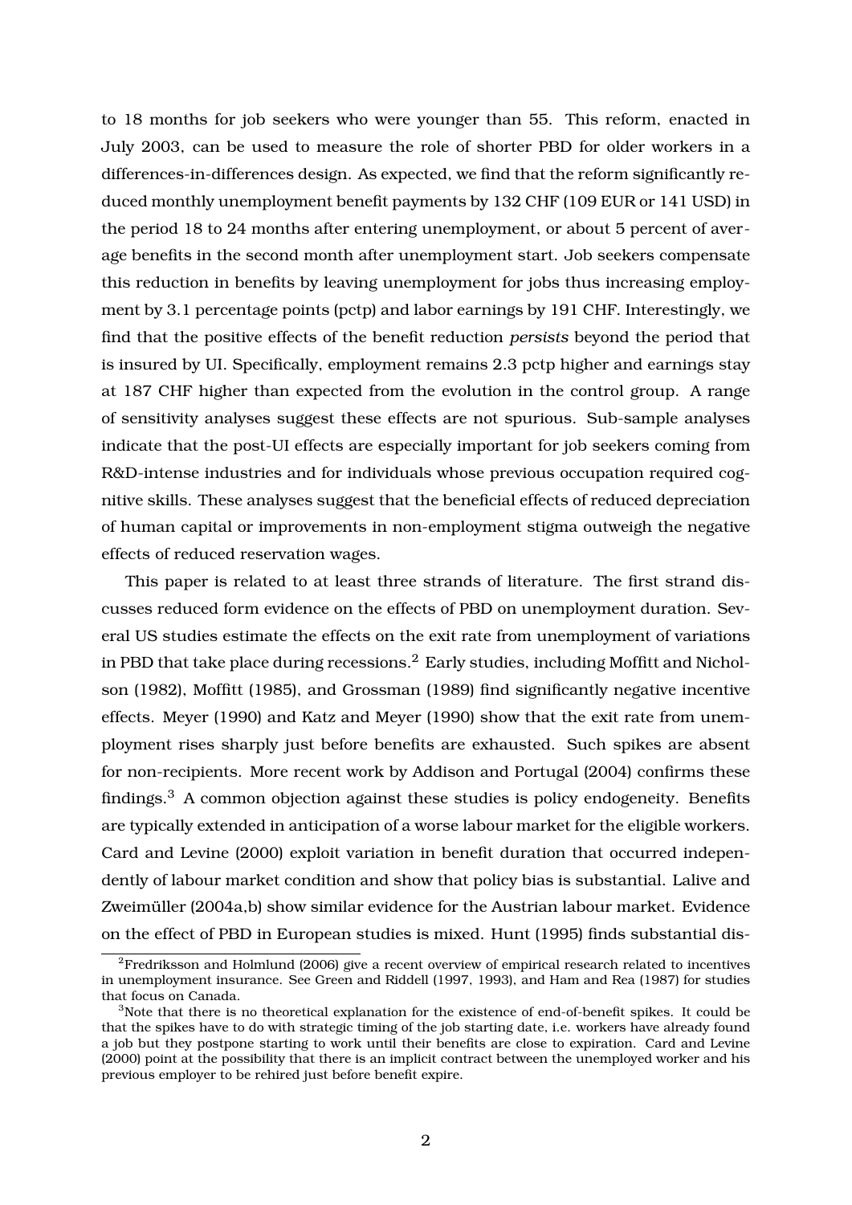to 18 months for job seekers who were younger than 55. This reform, enacted in July 2003, can be used to measure the role of shorter PBD for older workers in a differences-in-differences design. As expected, we find that the reform significantly reduced monthly unemployment benefit payments by 132 CHF (109 EUR or 141 USD) in the period 18 to 24 months after entering unemployment, or about 5 percent of average benefits in the second month after unemployment start. Job seekers compensate this reduction in benefits by leaving unemployment for jobs thus increasing employment by 3.1 percentage points (pctp) and labor earnings by 191 CHF. Interestingly, we find that the positive effects of the benefit reduction *persists* beyond the period that is insured by UI. Specifically, employment remains 2.3 pctp higher and earnings stay at 187 CHF higher than expected from the evolution in the control group. A range of sensitivity analyses suggest these effects are not spurious. Sub-sample analyses indicate that the post-UI effects are especially important for job seekers coming from R&D-intense industries and for individuals whose previous occupation required cognitive skills. These analyses suggest that the beneficial effects of reduced depreciation of human capital or improvements in non-employment stigma outweigh the negative effects of reduced reservation wages.

This paper is related to at least three strands of literature. The first strand discusses reduced form evidence on the effects of PBD on unemployment duration. Several US studies estimate the effects on the exit rate from unemployment of variations in PBD that take place during recessions.[2] Early studies, including Moffitt and Nicholson (1982), Moffitt (1985), and Grossman (1989) find significantly negative incentive effects. Meyer (1990) and Katz and Meyer (1990) show that the exit rate from unemployment rises sharply just before benefits are exhausted. Such spikes are absent for non-recipients. More recent work by Addison and Portugal (2004) confirms these findings.[3] A common objection against these studies is policy endogeneity. Benefits are typically extended in anticipation of a worse labour market for the eligible workers. Card and Levine (2000) exploit variation in benefit duration that occurred independently of labour market condition and show that policy bias is substantial. Lalive and Zweimüller (2004a,b) show similar evidence for the Austrian labour market. Evidence on the effect of PBD in European studies is mixed. Hunt (1995) finds substantial dis-

[2] Fredriksson and Holmlund (2006) give a recent overview of empirical research related to incentives in unemployment insurance. See Green and Riddell (1997, 1993), and Ham and Rea (1987) for studies that focus on Canada.

[3] Note that there is no theoretical explanation for the existence of end-of-benefit spikes. It could be that the spikes have to do with strategic timing of the job starting date, i.e. workers have already found a job but they postpone starting to work until their benefits are close to expiration. Card and Levine (2000) point at the possibility that there is an implicit contract between the unemployed worker and his previous employer to be rehired just before benefit expire.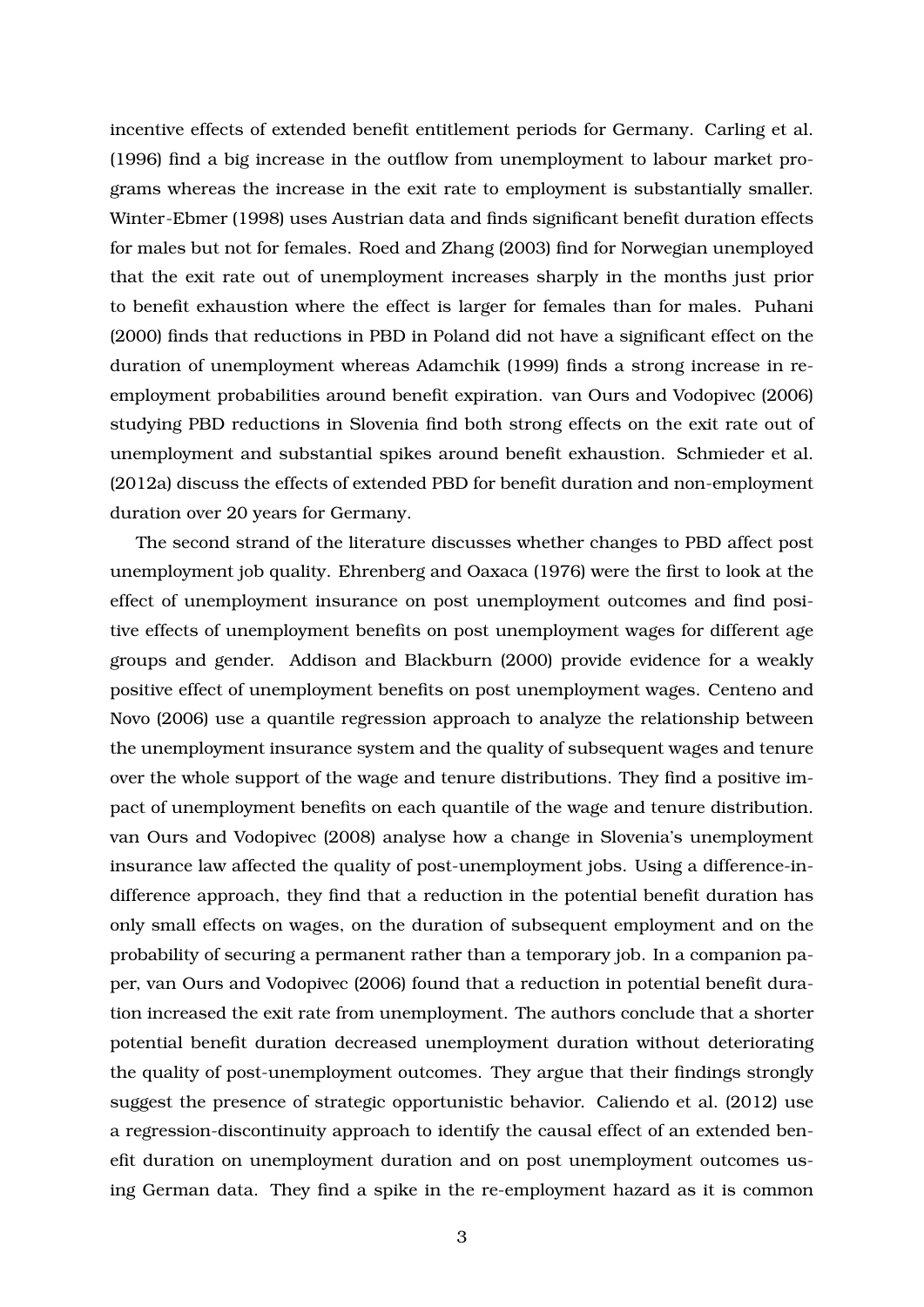incentive effects of extended benefit entitlement periods for Germany. Carling et al. (1996) find a big increase in the outflow from unemployment to labour market programs whereas the increase in the exit rate to employment is substantially smaller. Winter-Ebmer (1998) uses Austrian data and finds significant benefit duration effects for males but not for females. Roed and Zhang (2003) find for Norwegian unemployed that the exit rate out of unemployment increases sharply in the months just prior to benefit exhaustion where the effect is larger for females than for males. Puhani (2000) finds that reductions in PBD in Poland did not have a significant effect on the duration of unemployment whereas Adamchik (1999) finds a strong increase in reemployment probabilities around benefit expiration. van Ours and Vodopivec (2006) studying PBD reductions in Slovenia find both strong effects on the exit rate out of unemployment and substantial spikes around benefit exhaustion. Schmieder et al. (2012a) discuss the effects of extended PBD for benefit duration and non-employment duration over 20 years for Germany.

The second strand of the literature discusses whether changes to PBD affect post unemployment job quality. Ehrenberg and Oaxaca (1976) were the first to look at the effect of unemployment insurance on post unemployment outcomes and find positive effects of unemployment benefits on post unemployment wages for different age groups and gender. Addison and Blackburn (2000) provide evidence for a weakly positive effect of unemployment benefits on post unemployment wages. Centeno and Novo (2006) use a quantile regression approach to analyze the relationship between the unemployment insurance system and the quality of subsequent wages and tenure over the whole support of the wage and tenure distributions. They find a positive impact of unemployment benefits on each quantile of the wage and tenure distribution. van Ours and Vodopivec (2008) analyse how a change in Slovenia's unemployment insurance law affected the quality of post-unemployment jobs. Using a difference-in-difference approach, they find that a reduction in the potential benefit duration has only small effects on wages, on the duration of subsequent employment and on the probability of securing a permanent rather than a temporary job. In a companion paper, van Ours and Vodopivec (2006) found that a reduction in potential benefit duration increased the exit rate from unemployment. The authors conclude that a shorter potential benefit duration decreased unemployment duration without deteriorating the quality of post-unemployment outcomes. They argue that their findings strongly suggest the presence of strategic opportunistic behavior. Caliendo et al. (2012) use a regression-discontinuity approach to identify the causal effect of an extended benefit duration on unemployment duration and on post unemployment outcomes using German data. They find a spike in the re-employment hazard as it is common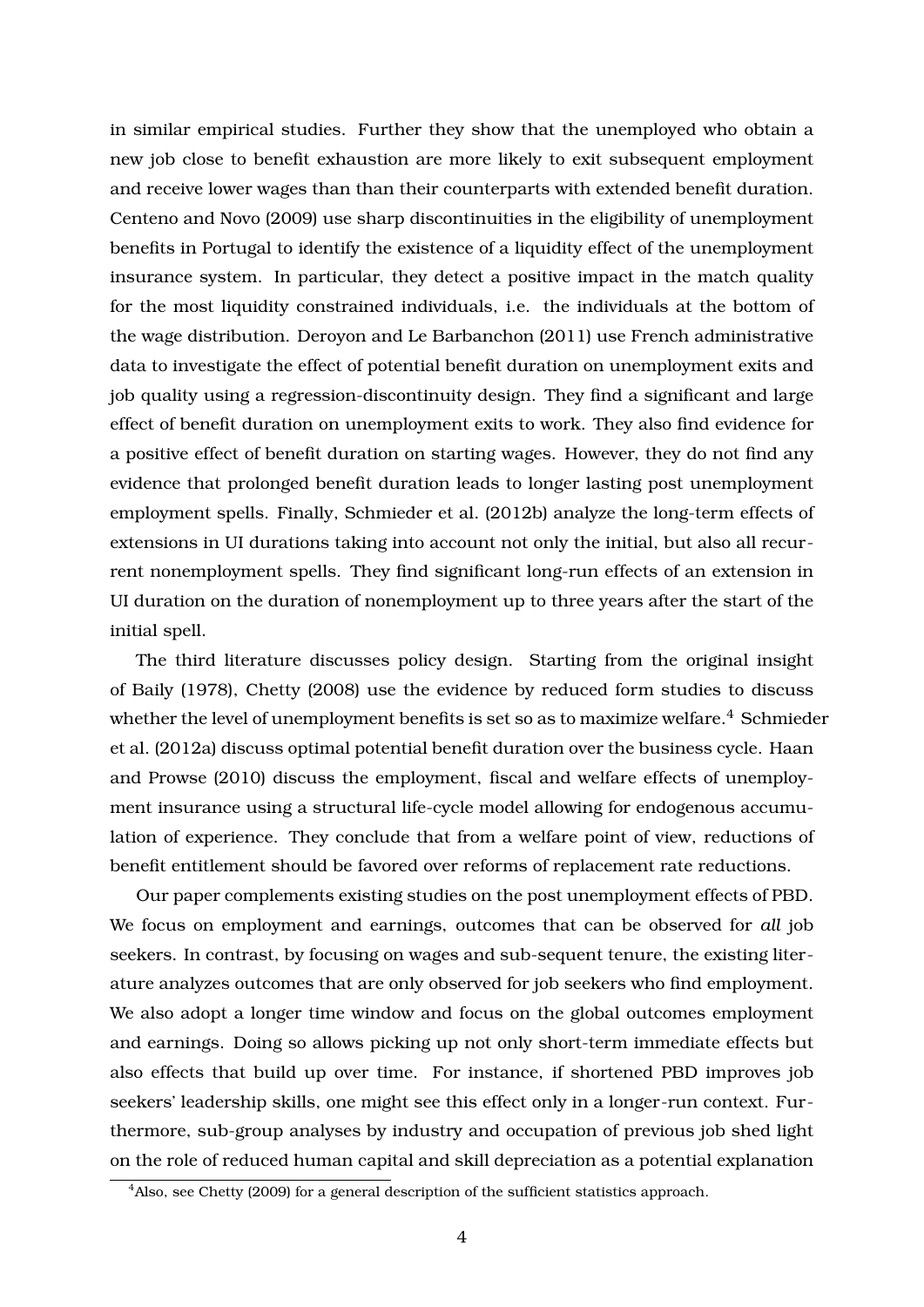in similar empirical studies. Further they show that the unemployed who obtain a new job close to benefit exhaustion are more likely to exit subsequent employment and receive lower wages than than their counterparts with extended benefit duration. Centeno and Novo (2009) use sharp discontinuities in the eligibility of unemployment benefits in Portugal to identify the existence of a liquidity effect of the unemployment insurance system. In particular, they detect a positive impact in the match quality for the most liquidity constrained individuals, i.e. the individuals at the bottom of the wage distribution. Deroyon and Le Barbanchon (2011) use French administrative data to investigate the effect of potential benefit duration on unemployment exits and job quality using a regression-discontinuity design. They find a significant and large effect of benefit duration on unemployment exits to work. They also find evidence for a positive effect of benefit duration on starting wages. However, they do not find any evidence that prolonged benefit duration leads to longer lasting post unemployment employment spells. Finally, Schmieder et al. (2012b) analyze the long-term effects of extensions in UI durations taking into account not only the initial, but also all recurrent nonemployment spells. They find significant long-run effects of an extension in UI duration on the duration of nonemployment up to three years after the start of the initial spell.

The third literature discusses policy design. Starting from the original insight of Baily (1978), Chetty (2008) use the evidence by reduced form studies to discuss whether the level of unemployment benefits is set so as to maximize welfare.[4] Schmieder et al. (2012a) discuss optimal potential benefit duration over the business cycle. Haan and Prowse (2010) discuss the employment, fiscal and welfare effects of unemployment insurance using a structural life-cycle model allowing for endogenous accumulation of experience. They conclude that from a welfare point of view, reductions of benefit entitlement should be favored over reforms of replacement rate reductions.

Our paper complements existing studies on the post unemployment effects of PBD. We focus on employment and earnings, outcomes that can be observed for *all* job seekers. In contrast, by focusing on wages and sub-sequent tenure, the existing literature analyzes outcomes that are only observed for job seekers who find employment. We also adopt a longer time window and focus on the global outcomes employment and earnings. Doing so allows picking up not only short-term immediate effects but also effects that build up over time. For instance, if shortened PBD improves job seekers' leadership skills, one might see this effect only in a longer-run context. Furthermore, sub-group analyses by industry and occupation of previous job shed light on the role of reduced human capital and skill depreciation as a potential explanation

[4] Also, see Chetty (2009) for a general description of the sufficient statistics approach.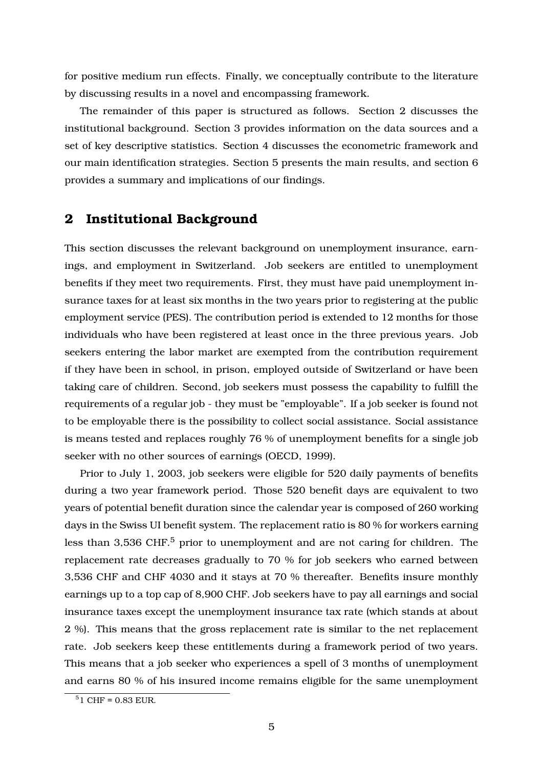for positive medium run effects. Finally, we conceptually contribute to the literature by discussing results in a novel and encompassing framework.

The remainder of this paper is structured as follows. Section 2 discusses the institutional background. Section 3 provides information on the data sources and a set of key descriptive statistics. Section 4 discusses the econometric framework and our main identification strategies. Section 5 presents the main results, and section 6 provides a summary and implications of our findings.

## 2 Institutional Background

This section discusses the relevant background on unemployment insurance, earnings, and employment in Switzerland. Job seekers are entitled to unemployment benefits if they meet two requirements. First, they must have paid unemployment insurance taxes for at least six months in the two years prior to registering at the public employment service (PES). The contribution period is extended to 12 months for those individuals who have been registered at least once in the three previous years. Job seekers entering the labor market are exempted from the contribution requirement if they have been in school, in prison, employed outside of Switzerland or have been taking care of children. Second, job seekers must possess the capability to fulfill the requirements of a regular job - they must be "employable". If a job seeker is found not to be employable there is the possibility to collect social assistance. Social assistance is means tested and replaces roughly 76 % of unemployment benefits for a single job seeker with no other sources of earnings (OECD, 1999).

Prior to July 1, 2003, job seekers were eligible for 520 daily payments of benefits during a two year framework period. Those 520 benefit days are equivalent to two years of potential benefit duration since the calendar year is composed of 260 working days in the Swiss UI benefit system. The replacement ratio is 80 % for workers earning less than 3,536 CHF.[5] prior to unemployment and are not caring for children. The replacement rate decreases gradually to 70 % for job seekers who earned between 3,536 CHF and CHF 4030 and it stays at 70 % thereafter. Benefits insure monthly earnings up to a top cap of 8,900 CHF. Job seekers have to pay all earnings and social insurance taxes except the unemployment insurance tax rate (which stands at about 2 %). This means that the gross replacement rate is similar to the net replacement rate. Job seekers keep these entitlements during a framework period of two years. This means that a job seeker who experiences a spell of 3 months of unemployment and earns 80 % of his insured income remains eligible for the same unemployment

[5] 1 CHF = 0.83 EUR.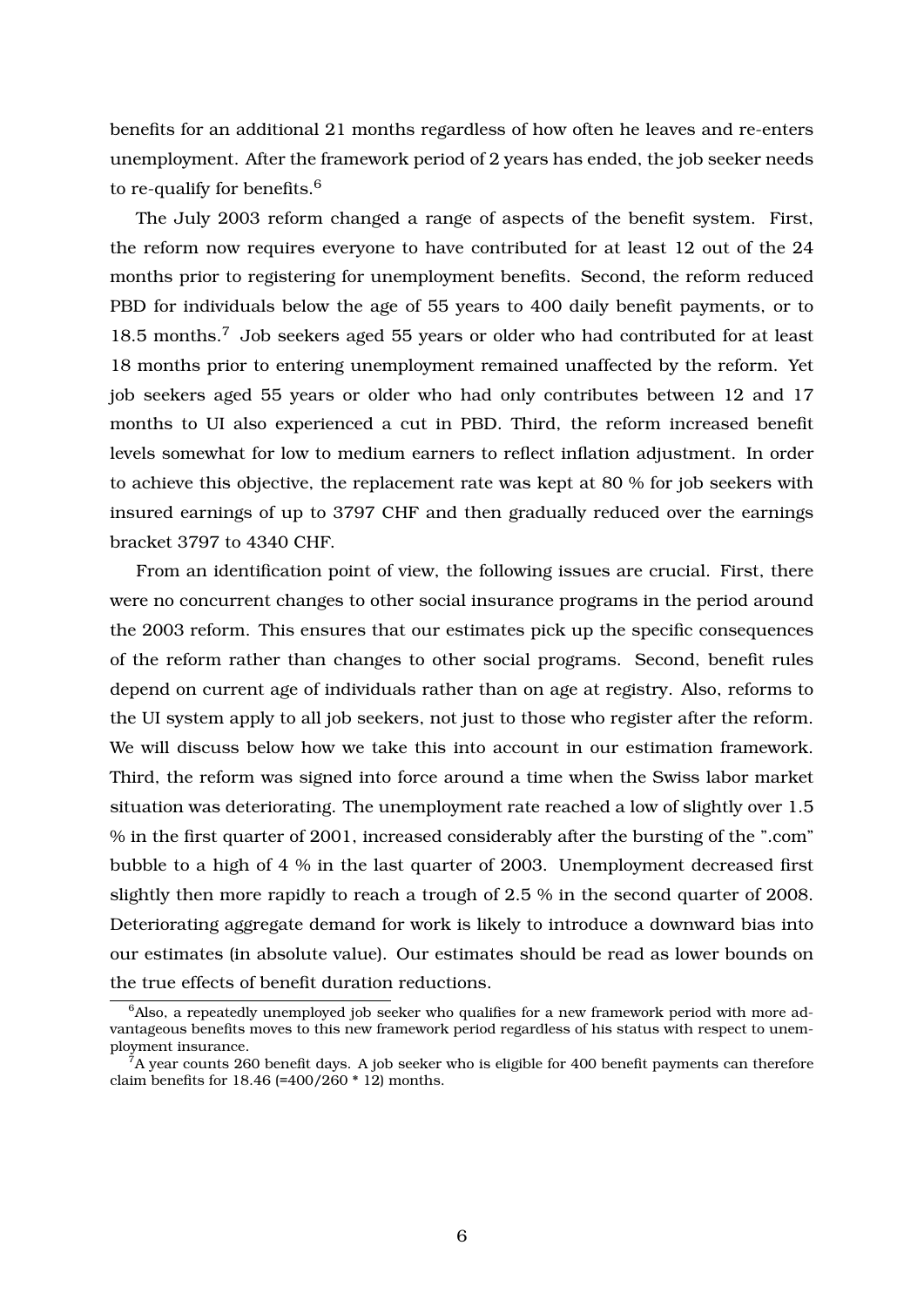benefits for an additional 21 months regardless of how often he leaves and re-enters unemployment. After the framework period of 2 years has ended, the job seeker needs to re-qualify for benefits.[6]

The July 2003 reform changed a range of aspects of the benefit system. First, the reform now requires everyone to have contributed for at least 12 out of the 24 months prior to registering for unemployment benefits. Second, the reform reduced PBD for individuals below the age of 55 years to 400 daily benefit payments, or to 18.5 months.[7] Job seekers aged 55 years or older who had contributed for at least 18 months prior to entering unemployment remained unaffected by the reform. Yet job seekers aged 55 years or older who had only contributes between 12 and 17 months to UI also experienced a cut in PBD. Third, the reform increased benefit levels somewhat for low to medium earners to reflect inflation adjustment. In order to achieve this objective, the replacement rate was kept at 80 % for job seekers with insured earnings of up to 3797 CHF and then gradually reduced over the earnings bracket 3797 to 4340 CHF.

From an identification point of view, the following issues are crucial. First, there were no concurrent changes to other social insurance programs in the period around the 2003 reform. This ensures that our estimates pick up the specific consequences of the reform rather than changes to other social programs. Second, benefit rules depend on current age of individuals rather than on age at registry. Also, reforms to the UI system apply to all job seekers, not just to those who register after the reform. We will discuss below how we take this into account in our estimation framework. Third, the reform was signed into force around a time when the Swiss labor market situation was deteriorating. The unemployment rate reached a low of slightly over 1.5 % in the first quarter of 2001, increased considerably after the bursting of the ".com" bubble to a high of 4 % in the last quarter of 2003. Unemployment decreased first slightly then more rapidly to reach a trough of 2.5 % in the second quarter of 2008. Deteriorating aggregate demand for work is likely to introduce a downward bias into our estimates (in absolute value). Our estimates should be read as lower bounds on the true effects of benefit duration reductions.

---

[6] Also, a repeatedly unemployed job seeker who qualifies for a new framework period with more advantageous benefits moves to this new framework period regardless of his status with respect to unemployment insurance.

[7] A year counts 260 benefit days. A job seeker who is eligible for 400 benefit payments can therefore claim benefits for 18.46 (=400/260 * 12) months.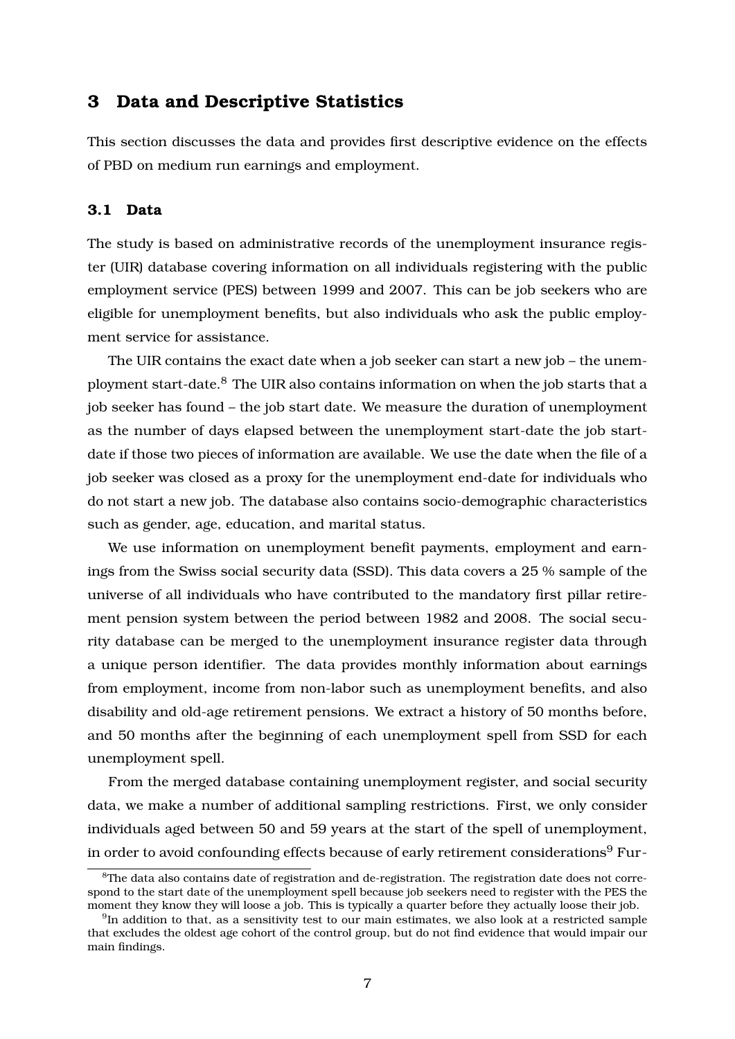## 3 Data and Descriptive Statistics

This section discusses the data and provides first descriptive evidence on the effects of PBD on medium run earnings and employment.

### 3.1 Data

The study is based on administrative records of the unemployment insurance register (UIR) database covering information on all individuals registering with the public employment service (PES) between 1999 and 2007. This can be job seekers who are eligible for unemployment benefits, but also individuals who ask the public employment service for assistance.

The UIR contains the exact date when a job seeker can start a new job – the unemployment start-date.[8] The UIR also contains information on when the job starts that a job seeker has found – the job start date. We measure the duration of unemployment as the number of days elapsed between the unemployment start-date the job start-date if those two pieces of information are available. We use the date when the file of a job seeker was closed as a proxy for the unemployment end-date for individuals who do not start a new job. The database also contains socio-demographic characteristics such as gender, age, education, and marital status.

We use information on unemployment benefit payments, employment and earnings from the Swiss social security data (SSD). This data covers a 25 % sample of the universe of all individuals who have contributed to the mandatory first pillar retirement pension system between the period between 1982 and 2008. The social security database can be merged to the unemployment insurance register data through a unique person identifier. The data provides monthly information about earnings from employment, income from non-labor such as unemployment benefits, and also disability and old-age retirement pensions. We extract a history of 50 months before, and 50 months after the beginning of each unemployment spell from SSD for each unemployment spell.

From the merged database containing unemployment register, and social security data, we make a number of additional sampling restrictions. First, we only consider individuals aged between 50 and 59 years at the start of the spell of unemployment, in order to avoid confounding effects because of early retirement considerations[9] Fur-

[8]The data also contains date of registration and de-registration. The registration date does not correspond to the start date of the unemployment spell because job seekers need to register with the PES the moment they know they will loose a job. This is typically a quarter before they actually loose their job.

[9]In addition to that, as a sensitivity test to our main estimates, we also look at a restricted sample that excludes the oldest age cohort of the control group, but do not find evidence that would impair our main findings.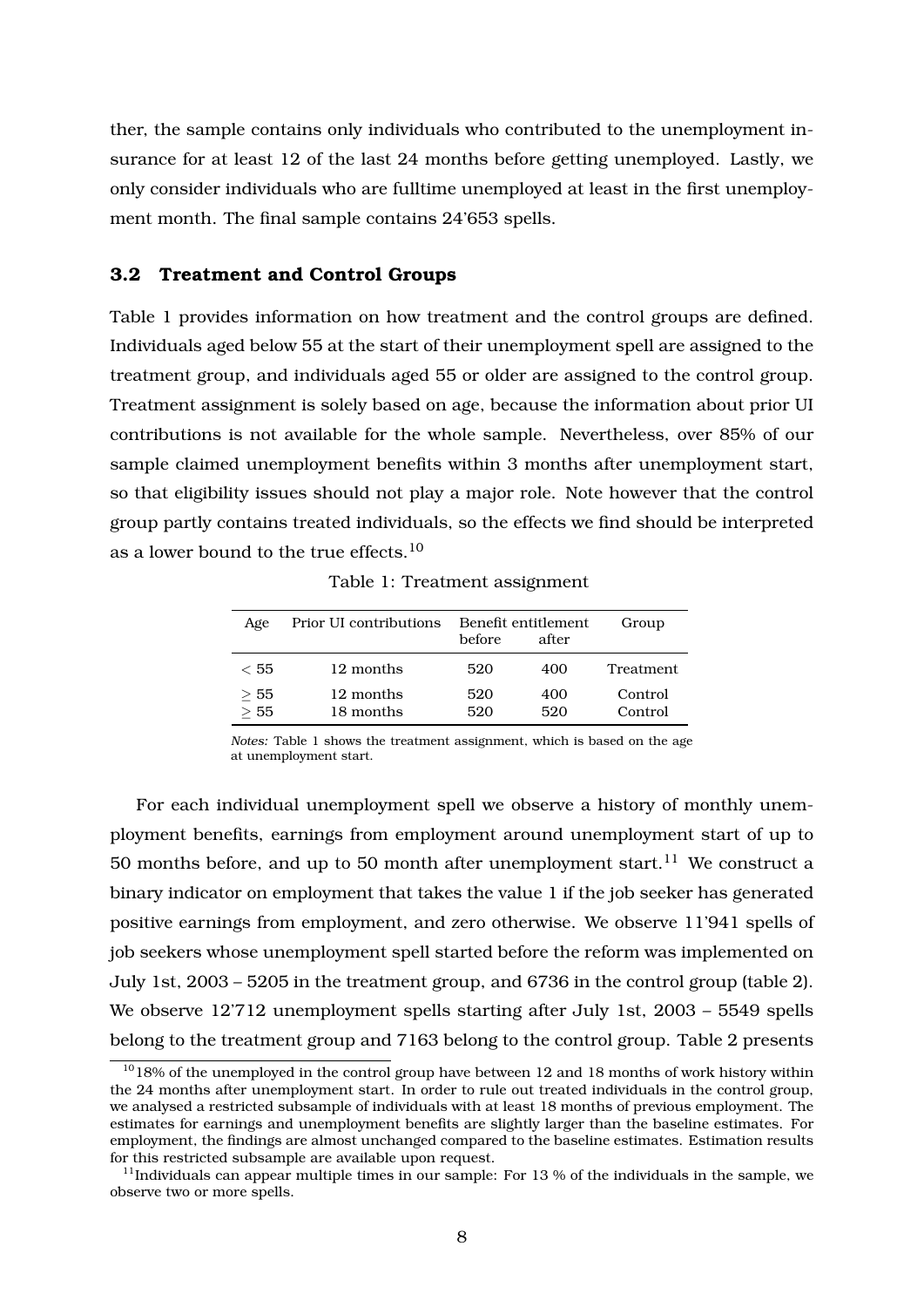ther, the sample contains only individuals who contributed to the unemployment insurance for at least 12 of the last 24 months before getting unemployed. Lastly, we only consider individuals who are fulltime unemployed at least in the first unemployment month. The final sample contains 24'653 spells.

### 3.2 Treatment and Control Groups

Table 1 provides information on how treatment and the control groups are defined. Individuals aged below 55 at the start of their unemployment spell are assigned to the treatment group, and individuals aged 55 or older are assigned to the control group. Treatment assignment is solely based on age, because the information about prior UI contributions is not available for the whole sample. Nevertheless, over 85% of our sample claimed unemployment benefits within 3 months after unemployment start, so that eligibility issues should not play a major role. Note however that the control group partly contains treated individuals, so the effects we find should be interpreted as a lower bound to the true effects.[10]

Table 1: Treatment assignment

| Age | Prior UI contributions | Benefit entitlement | | Group |
|---|---|---|---|---|
| | | before | after | |
| $< 55$ | 12 months | 520 | 400 | Treatment |
| $\geq 55$ | 12 months | 520 | 400 | Control |
| $\geq 55$ | 18 months | 520 | 520 | Control |

*Notes:* Table 1 shows the treatment assignment, which is based on the age at unemployment start.

For each individual unemployment spell we observe a history of monthly unemployment benefits, earnings from employment around unemployment start of up to 50 months before, and up to 50 month after unemployment start.[11] We construct a binary indicator on employment that takes the value 1 if the job seeker has generated positive earnings from employment, and zero otherwise. We observe 11'941 spells of job seekers whose unemployment spell started before the reform was implemented on July 1st, 2003 – 5205 in the treatment group, and 6736 in the control group (table 2). We observe 12'712 unemployment spells starting after July 1st, 2003 – 5549 spells belong to the treatment group and 7163 belong to the control group. Table 2 presents

[10] 18% of the unemployed in the control group have between 12 and 18 months of work history within the 24 months after unemployment start. In order to rule out treated individuals in the control group, we analysed a restricted subsample of individuals with at least 18 months of previous employment. The estimates for earnings and unemployment benefits are slightly larger than the baseline estimates. For employment, the findings are almost unchanged compared to the baseline estimates. Estimation results for this restricted subsample are available upon request.

[11] Individuals can appear multiple times in our sample: For 13 % of the individuals in the sample, we observe two or more spells.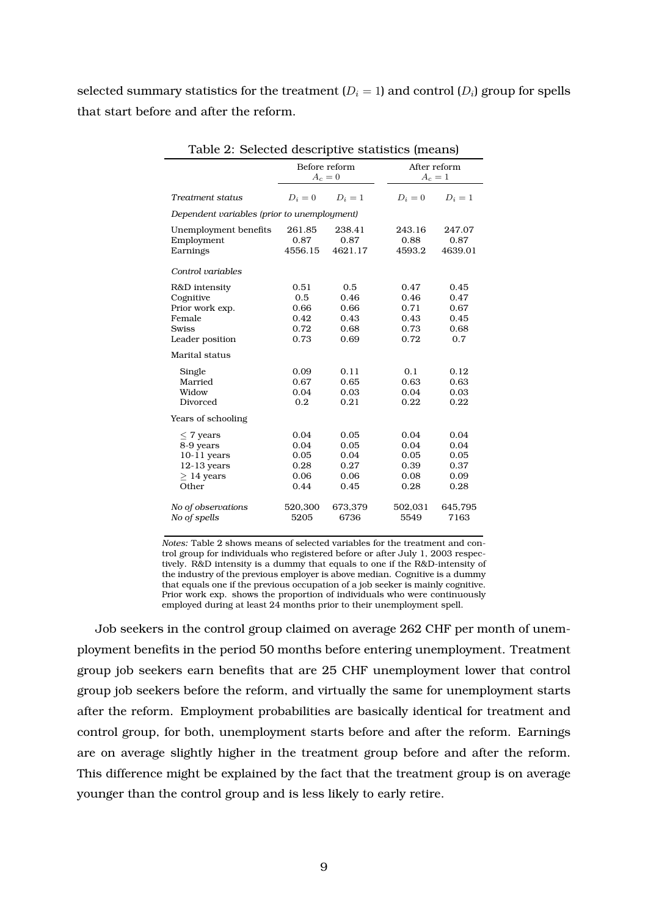selected summary statistics for the treatment ($D_i = 1$) and control ($D_i$) group for spells that start before and after the reform.

Table 2: Selected descriptive statistics (means)

| | Before reform $A_c = 0$ | | After reform $A_c = 1$ | |
|---|---|---|---|---|
| *Treatment status* | $D_i = 0$ | $D_i = 1$ | $D_i = 0$ | $D_i = 1$ |
| *Dependent variables (prior to unemployment)* | | | | |
| Unemployment benefits | 261.85 | 238.41 | 243.16 | 247.07 |
| Employment | 0.87 | 0.87 | 0.88 | 0.87 |
| Earnings | 4556.15 | 4621.17 | 4593.2 | 4639.01 |
| *Control variables* | | | | |
| R&D intensity | 0.51 | 0.5 | 0.47 | 0.45 |
| Cognitive | 0.5 | 0.46 | 0.46 | 0.47 |
| Prior work exp. | 0.66 | 0.66 | 0.71 | 0.67 |
| Female | 0.42 | 0.43 | 0.43 | 0.45 |
| Swiss | 0.72 | 0.68 | 0.73 | 0.68 |
| Leader position | 0.73 | 0.69 | 0.72 | 0.7 |
| Marital status | | | | |
| Single | 0.09 | 0.11 | 0.1 | 0.12 |
| Married | 0.67 | 0.65 | 0.63 | 0.63 |
| Widow | 0.04 | 0.03 | 0.04 | 0.03 |
| Divorced | 0.2 | 0.21 | 0.22 | 0.22 |
| Years of schooling | | | | |
| $\leq$ 7 years | 0.04 | 0.05 | 0.04 | 0.04 |
| 8-9 years | 0.04 | 0.05 | 0.04 | 0.04 |
| 10-11 years | 0.05 | 0.04 | 0.05 | 0.05 |
| 12-13 years | 0.28 | 0.27 | 0.39 | 0.37 |
| $\geq$ 14 years | 0.06 | 0.06 | 0.08 | 0.09 |
| Other | 0.44 | 0.45 | 0.28 | 0.28 |
| *No of observations* | 520,300 | 673,379 | 502,031 | 645,795 |
| *No of spells* | 5205 | 6736 | 5549 | 7163 |

*Notes:* Table 2 shows means of selected variables for the treatment and control group for individuals who registered before or after July 1, 2003 respectively. R&D intensity is a dummy that equals to one if the R&D-intensity of the industry of the previous employer is above median. Cognitive is a dummy that equals one if the previous occupation of a job seeker is mainly cognitive. Prior work exp. shows the proportion of individuals who were continuously employed during at least 24 months prior to their unemployment spell.

Job seekers in the control group claimed on average 262 CHF per month of unemployment benefits in the period 50 months before entering unemployment. Treatment group job seekers earn benefits that are 25 CHF unemployment lower that control group job seekers before the reform, and virtually the same for unemployment starts after the reform. Employment probabilities are basically identical for treatment and control group, for both, unemployment starts before and after the reform. Earnings are on average slightly higher in the treatment group before and after the reform. This difference might be explained by the fact that the treatment group is on average younger than the control group and is less likely to early retire.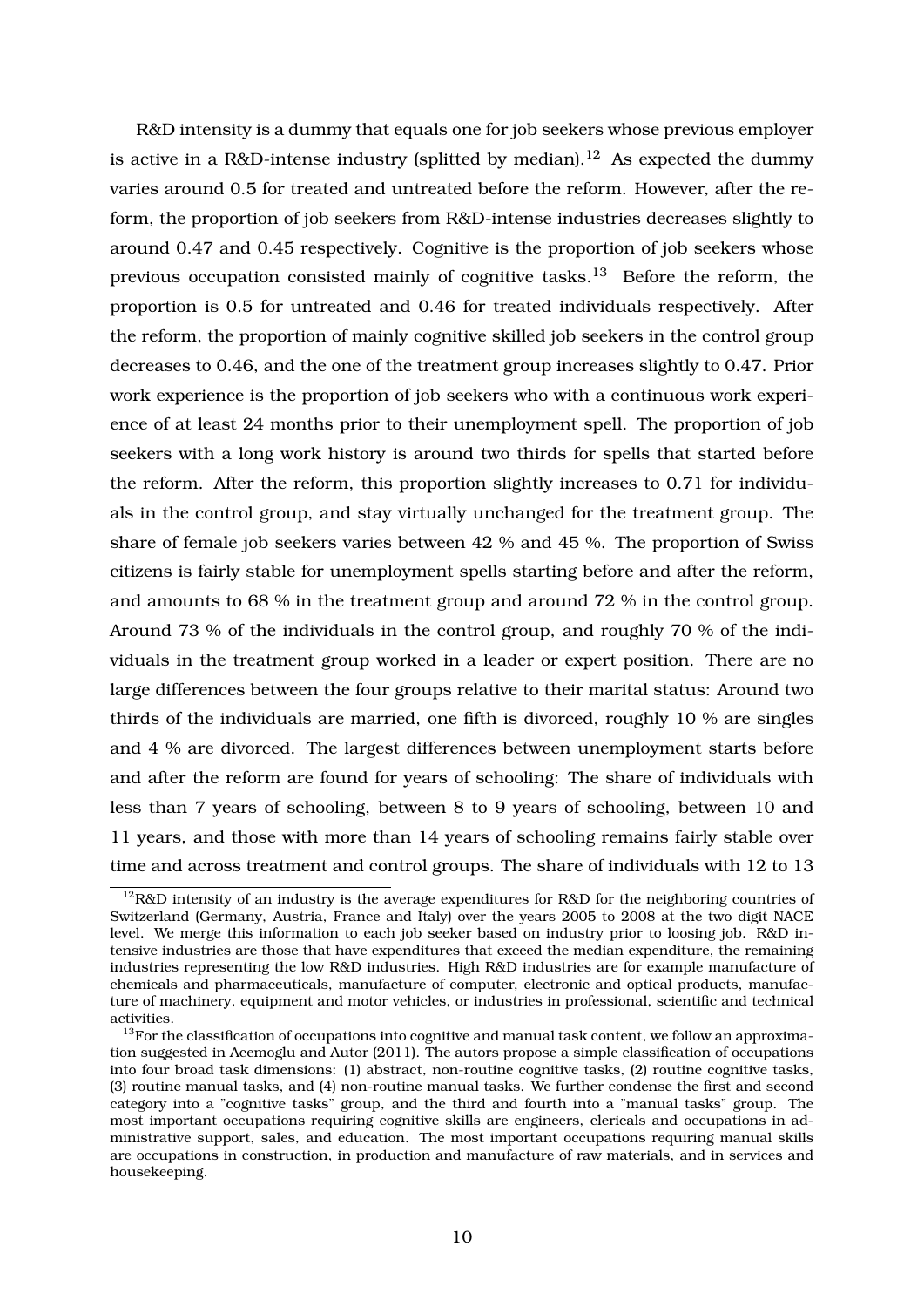R&D intensity is a dummy that equals one for job seekers whose previous employer is active in a R&D-intense industry (splitted by median).[12] As expected the dummy varies around 0.5 for treated and untreated before the reform. However, after the reform, the proportion of job seekers from R&D-intense industries decreases slightly to around 0.47 and 0.45 respectively. Cognitive is the proportion of job seekers whose previous occupation consisted mainly of cognitive tasks.[13] Before the reform, the proportion is 0.5 for untreated and 0.46 for treated individuals respectively. After the reform, the proportion of mainly cognitive skilled job seekers in the control group decreases to 0.46, and the one of the treatment group increases slightly to 0.47. Prior work experience is the proportion of job seekers who with a continuous work experience of at least 24 months prior to their unemployment spell. The proportion of job seekers with a long work history is around two thirds for spells that started before the reform. After the reform, this proportion slightly increases to 0.71 for individuals in the control group, and stay virtually unchanged for the treatment group. The share of female job seekers varies between 42 % and 45 %. The proportion of Swiss citizens is fairly stable for unemployment spells starting before and after the reform, and amounts to 68 % in the treatment group and around 72 % in the control group. Around 73 % of the individuals in the control group, and roughly 70 % of the individuals in the treatment group worked in a leader or expert position. There are no large differences between the four groups relative to their marital status: Around two thirds of the individuals are married, one fifth is divorced, roughly 10 % are singles and 4 % are divorced. The largest differences between unemployment starts before and after the reform are found for years of schooling: The share of individuals with less than 7 years of schooling, between 8 to 9 years of schooling, between 10 and 11 years, and those with more than 14 years of schooling remains fairly stable over time and across treatment and control groups. The share of individuals with 12 to 13

[12] R&D intensity of an industry is the average expenditures for R&D for the neighboring countries of Switzerland (Germany, Austria, France and Italy) over the years 2005 to 2008 at the two digit NACE level. We merge this information to each job seeker based on industry prior to loosing job. R&D intensive industries are those that have expenditures that exceed the median expenditure, the remaining industries representing the low R&D industries. High R&D industries are for example manufacture of chemicals and pharmaceuticals, manufacture of computer, electronic and optical products, manufacture of machinery, equipment and motor vehicles, or industries in professional, scientific and technical activities.

[13] For the classification of occupations into cognitive and manual task content, we follow an approximation suggested in Acemoglu and Autor (2011). The autors propose a simple classification of occupations into four broad task dimensions: (1) abstract, non-routine cognitive tasks, (2) routine cognitive tasks, (3) routine manual tasks, and (4) non-routine manual tasks. We further condense the first and second category into a "cognitive tasks" group, and the third and fourth into a "manual tasks" group. The most important occupations requiring cognitive skills are engineers, clericals and occupations in administrative support, sales, and education. The most important occupations requiring manual skills are occupations in construction, in production and manufacture of raw materials, and in services and housekeeping.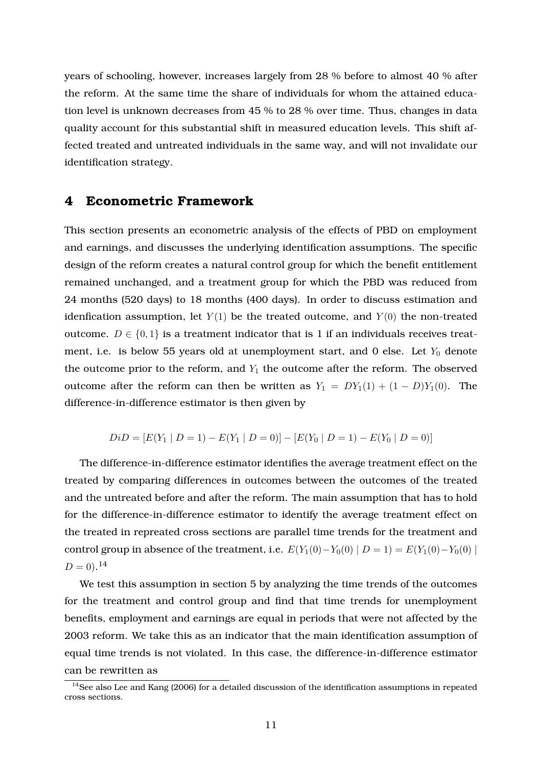years of schooling, however, increases largely from 28 % before to almost 40 % after the reform. At the same time the share of individuals for whom the attained education level is unknown decreases from 45 % to 28 % over time. Thus, changes in data quality account for this substantial shift in measured education levels. This shift affected treated and untreated individuals in the same way, and will not invalidate our identification strategy.

## 4 Econometric Framework

This section presents an econometric analysis of the effects of PBD on employment and earnings, and discusses the underlying identification assumptions. The specific design of the reform creates a natural control group for which the benefit entitlement remained unchanged, and a treatment group for which the PBD was reduced from 24 months (520 days) to 18 months (400 days). In order to discuss estimation and idenfication assumption, let $Y(1)$ be the treated outcome, and $Y(0)$ the non-treated outcome. $D \in \{0, 1\}$ is a treatment indicator that is 1 if an individuals receives treatment, i.e. is below 55 years old at unemployment start, and 0 else. Let $Y_0$ denote the outcome prior to the reform, and $Y_1$ the outcome after the reform. The observed outcome after the reform can then be written as $Y_1 = DY_1(1) + (1 - D)Y_1(0)$. The difference-in-difference estimator is then given by

$$DiD = [E(Y_1 \mid D = 1) - E(Y_1 \mid D = 0)] - [E(Y_0 \mid D = 1) - E(Y_0 \mid D = 0)]$$

The difference-in-difference estimator identifies the average treatment effect on the treated by comparing differences in outcomes between the outcomes of the treated and the untreated before and after the reform. The main assumption that has to hold for the difference-in-difference estimator to identify the average treatment effect on the treated in repreated cross sections are parallel time trends for the treatment and control group in absence of the treatment, i.e. $E(Y_1(0) - Y_0(0) \mid D = 1) = E(Y_1(0) - Y_0(0) \mid D = 0)$.[14]

We test this assumption in section 5 by analyzing the time trends of the outcomes for the treatment and control group and find that time trends for unemployment benefits, employment and earnings are equal in periods that were not affected by the 2003 reform. We take this as an indicator that the main identification assumption of equal time trends is not violated. In this case, the difference-in-difference estimator can be rewritten as

[14] See also Lee and Kang (2006) for a detailed discussion of the identification assumptions in repeated cross sections.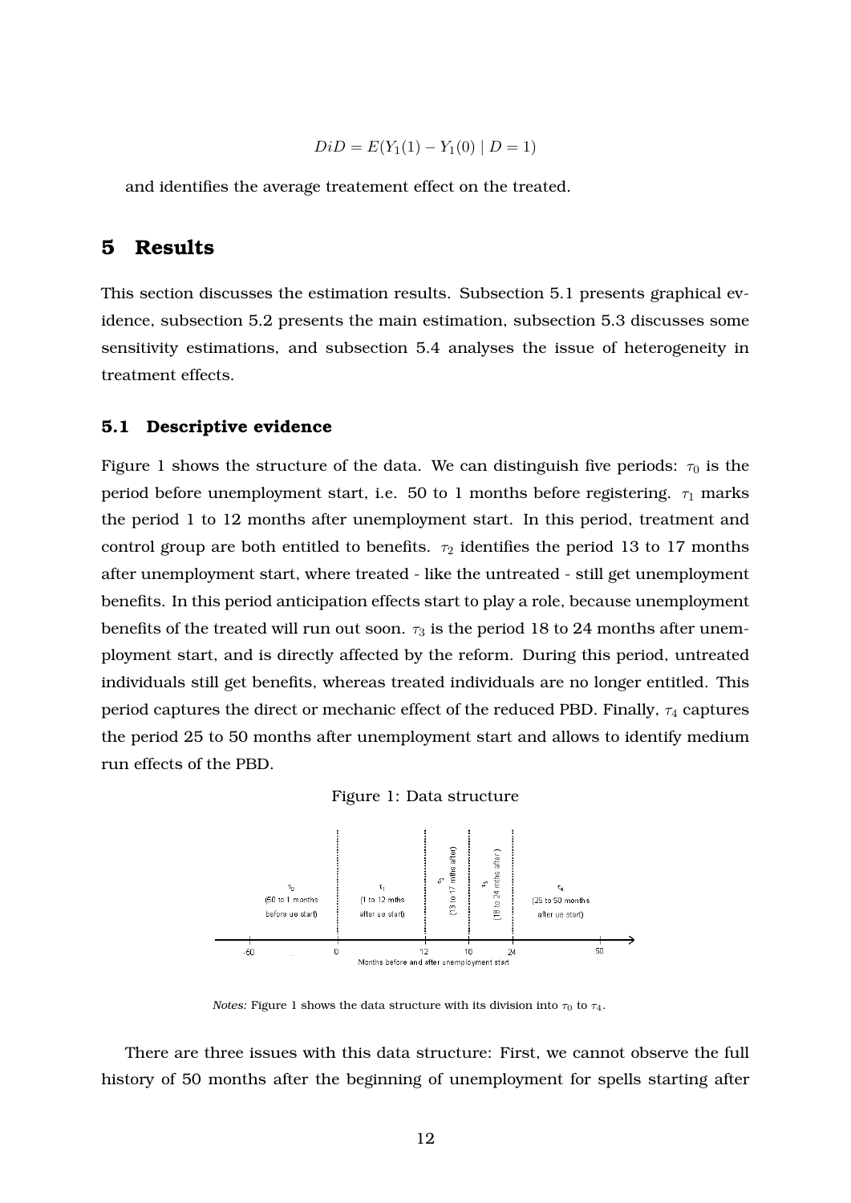$$DiD = E(Y_1(1) - Y_1(0) \mid D = 1)$$

and identifies the average treatement effect on the treated.

# 5 Results

This section discusses the estimation results. Subsection 5.1 presents graphical evidence, subsection 5.2 presents the main estimation, subsection 5.3 discusses some sensitivity estimations, and subsection 5.4 analyses the issue of heterogeneity in treatment effects.

## 5.1 Descriptive evidence

Figure 1 shows the structure of the data. We can distinguish five periods: $\tau_0$ is the period before unemployment start, i.e. 50 to 1 months before registering. $\tau_1$ marks the period 1 to 12 months after unemployment start. In this period, treatment and control group are both entitled to benefits. $\tau_2$ identifies the period 13 to 17 months after unemployment start, where treated - like the untreated - still get unemployment benefits. In this period anticipation effects start to play a role, because unemployment benefits of the treated will run out soon. $\tau_3$ is the period 18 to 24 months after unemployment start, and is directly affected by the reform. During this period, untreated individuals still get benefits, whereas treated individuals are no longer entitled. This period captures the direct or mechanic effect of the reduced PBD. Finally, $\tau_4$ captures the period 25 to 50 months after unemployment start and allows to identify medium run effects of the PBD.

Figure 1: Data structure

$\tau_0$ (50 to 1 months before ue start) | $\tau_1$ (1 to 12 mths after ue start) | $\tau_2$ (13 to 17 mths after) | $\tau_3$ (18 to 24 mths after) | $\tau_4$ (25 to 50 months after ue start)

-50 ... 0 12 18 24 50

Months before and after unemployment start

*Notes:* Figure 1 shows the data structure with its division into $\tau_0$ to $\tau_4$.

There are three issues with this data structure: First, we cannot observe the full history of 50 months after the beginning of unemployment for spells starting after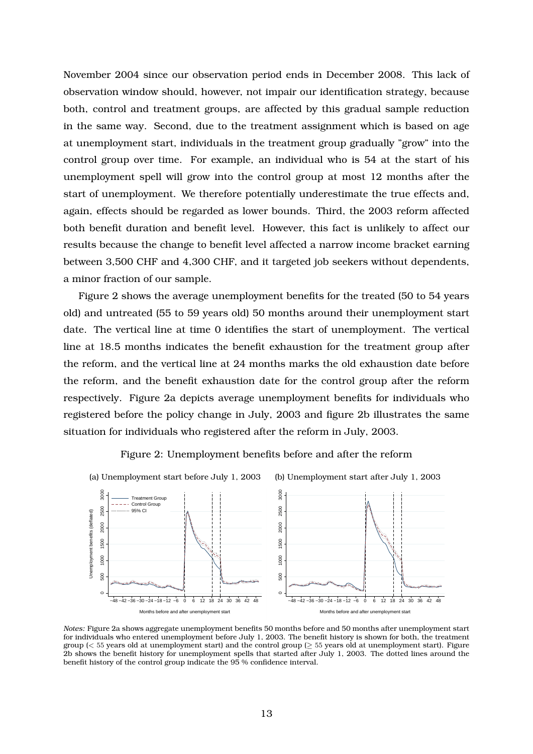November 2004 since our observation period ends in December 2008. This lack of observation window should, however, not impair our identification strategy, because both, control and treatment groups, are affected by this gradual sample reduction in the same way. Second, due to the treatment assignment which is based on age at unemployment start, individuals in the treatment group gradually "grow" into the control group over time. For example, an individual who is 54 at the start of his unemployment spell will grow into the control group at most 12 months after the start of unemployment. We therefore potentially underestimate the true effects and, again, effects should be regarded as lower bounds. Third, the 2003 reform affected both benefit duration and benefit level. However, this fact is unlikely to affect our results because the change to benefit level affected a narrow income bracket earning between 3,500 CHF and 4,300 CHF, and it targeted job seekers without dependents, a minor fraction of our sample.

Figure 2 shows the average unemployment benefits for the treated (50 to 54 years old) and untreated (55 to 59 years old) 50 months around their unemployment start date. The vertical line at time 0 identifies the start of unemployment. The vertical line at 18.5 months indicates the benefit exhaustion for the treatment group after the reform, and the vertical line at 24 months marks the old exhaustion date before the reform, and the benefit exhaustion date for the control group after the reform respectively. Figure 2a depicts average unemployment benefits for individuals who registered before the policy change in July, 2003 and figure 2b illustrates the same situation for individuals who registered after the reform in July, 2003.

Figure 2: Unemployment benefits before and after the reform

(a) Unemployment start before July 1, 2003 (b) Unemployment start after July 1, 2003

*Notes:* Figure 2a shows aggregate unemployment benefits 50 months before and 50 months after unemployment start for individuals who entered unemployment before July 1, 2003. The benefit history is shown for both, the treatment group (< 55 years old at unemployment start) and the control group (≥ 55 years old at unemployment start). Figure 2b shows the benefit history for unemployment spells that started after July 1, 2003. The dotted lines around the benefit history of the control group indicate the 95 % confidence interval.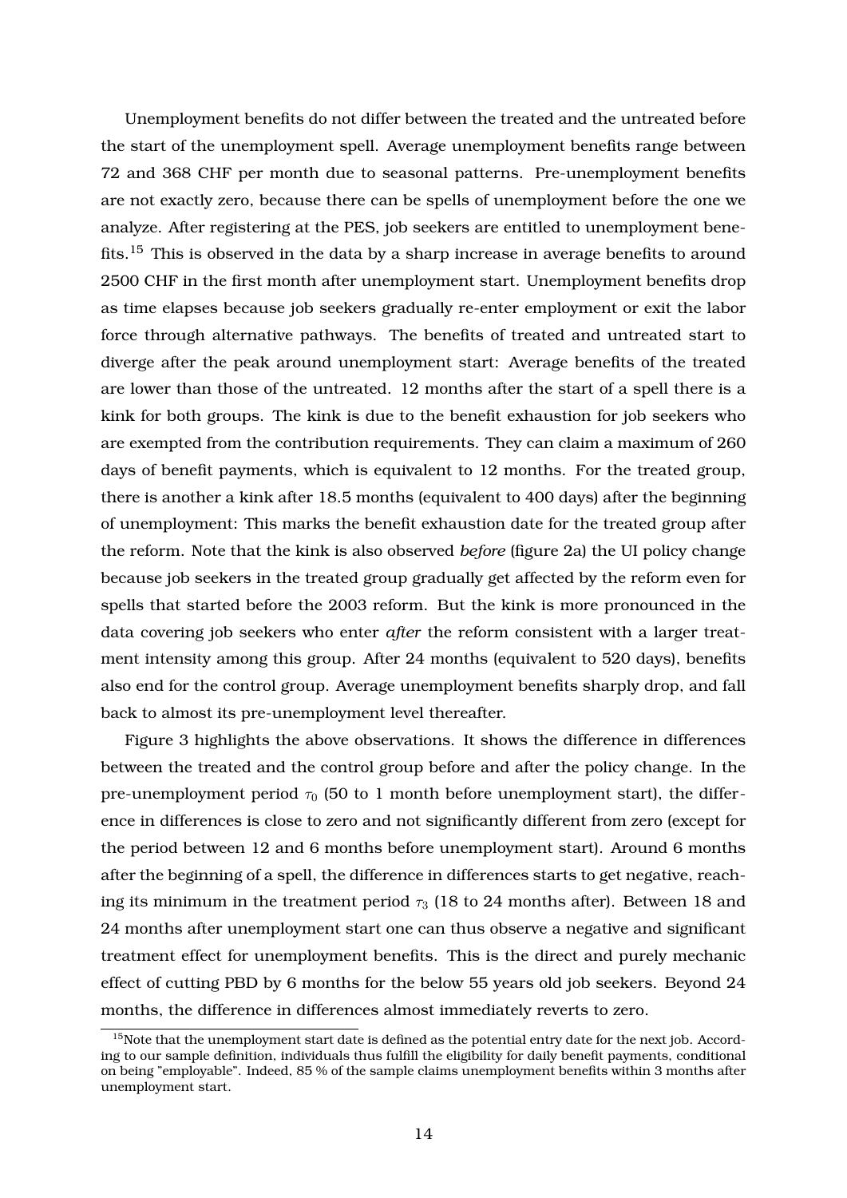Unemployment benefits do not differ between the treated and the untreated before the start of the unemployment spell. Average unemployment benefits range between 72 and 368 CHF per month due to seasonal patterns. Pre-unemployment benefits are not exactly zero, because there can be spells of unemployment before the one we analyze. After registering at the PES, job seekers are entitled to unemployment benefits.[15] This is observed in the data by a sharp increase in average benefits to around 2500 CHF in the first month after unemployment start. Unemployment benefits drop as time elapses because job seekers gradually re-enter employment or exit the labor force through alternative pathways. The benefits of treated and untreated start to diverge after the peak around unemployment start: Average benefits of the treated are lower than those of the untreated. 12 months after the start of a spell there is a kink for both groups. The kink is due to the benefit exhaustion for job seekers who are exempted from the contribution requirements. They can claim a maximum of 260 days of benefit payments, which is equivalent to 12 months. For the treated group, there is another a kink after 18.5 months (equivalent to 400 days) after the beginning of unemployment: This marks the benefit exhaustion date for the treated group after the reform. Note that the kink is also observed *before* (figure 2a) the UI policy change because job seekers in the treated group gradually get affected by the reform even for spells that started before the 2003 reform. But the kink is more pronounced in the data covering job seekers who enter *after* the reform consistent with a larger treatment intensity among this group. After 24 months (equivalent to 520 days), benefits also end for the control group. Average unemployment benefits sharply drop, and fall back to almost its pre-unemployment level thereafter.

Figure 3 highlights the above observations. It shows the difference in differences between the treated and the control group before and after the policy change. In the pre-unemployment period $\tau_0$ (50 to 1 month before unemployment start), the difference in differences is close to zero and not significantly different from zero (except for the period between 12 and 6 months before unemployment start). Around 6 months after the beginning of a spell, the difference in differences starts to get negative, reaching its minimum in the treatment period $\tau_3$ (18 to 24 months after). Between 18 and 24 months after unemployment start one can thus observe a negative and significant treatment effect for unemployment benefits. This is the direct and purely mechanic effect of cutting PBD by 6 months for the below 55 years old job seekers. Beyond 24 months, the difference in differences almost immediately reverts to zero.

[15] Note that the unemployment start date is defined as the potential entry date for the next job. According to our sample definition, individuals thus fulfill the eligibility for daily benefit payments, conditional on being "employable". Indeed, 85 % of the sample claims unemployment benefits within 3 months after unemployment start.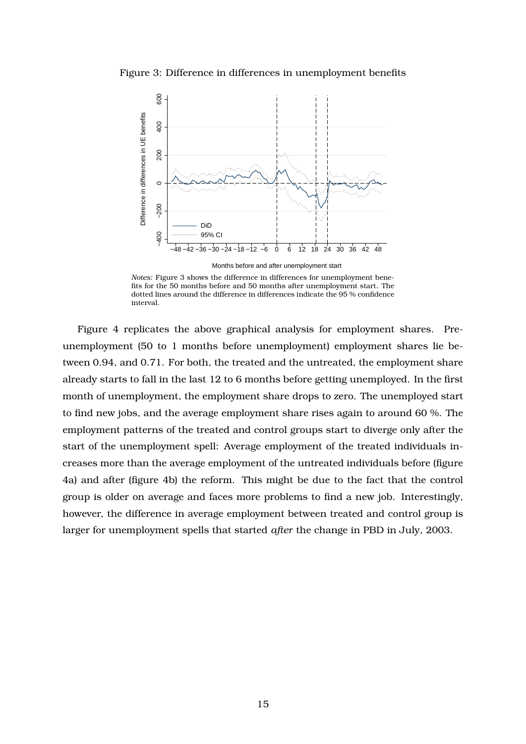Figure 3: Difference in differences in unemployment benefits

*Notes:* Figure 3 shows the difference in differences for unemployment benefits for the 50 months before and 50 months after unemployment start. The dotted lines around the difference in differences indicate the 95 % confidence interval.

Figure 4 replicates the above graphical analysis for employment shares. Pre-unemployment (50 to 1 months before unemployment) employment shares lie between 0.94, and 0.71. For both, the treated and the untreated, the employment share already starts to fall in the last 12 to 6 months before getting unemployed. In the first month of unemployment, the employment share drops to zero. The unemployed start to find new jobs, and the average employment share rises again to around 60 %. The employment patterns of the treated and control groups start to diverge only after the start of the unemployment spell: Average employment of the treated individuals increases more than the average employment of the untreated individuals before (figure 4a) and after (figure 4b) the reform. This might be due to the fact that the control group is older on average and faces more problems to find a new job. Interestingly, however, the difference in average employment between treated and control group is larger for unemployment spells that started *after* the change in PBD in July, 2003.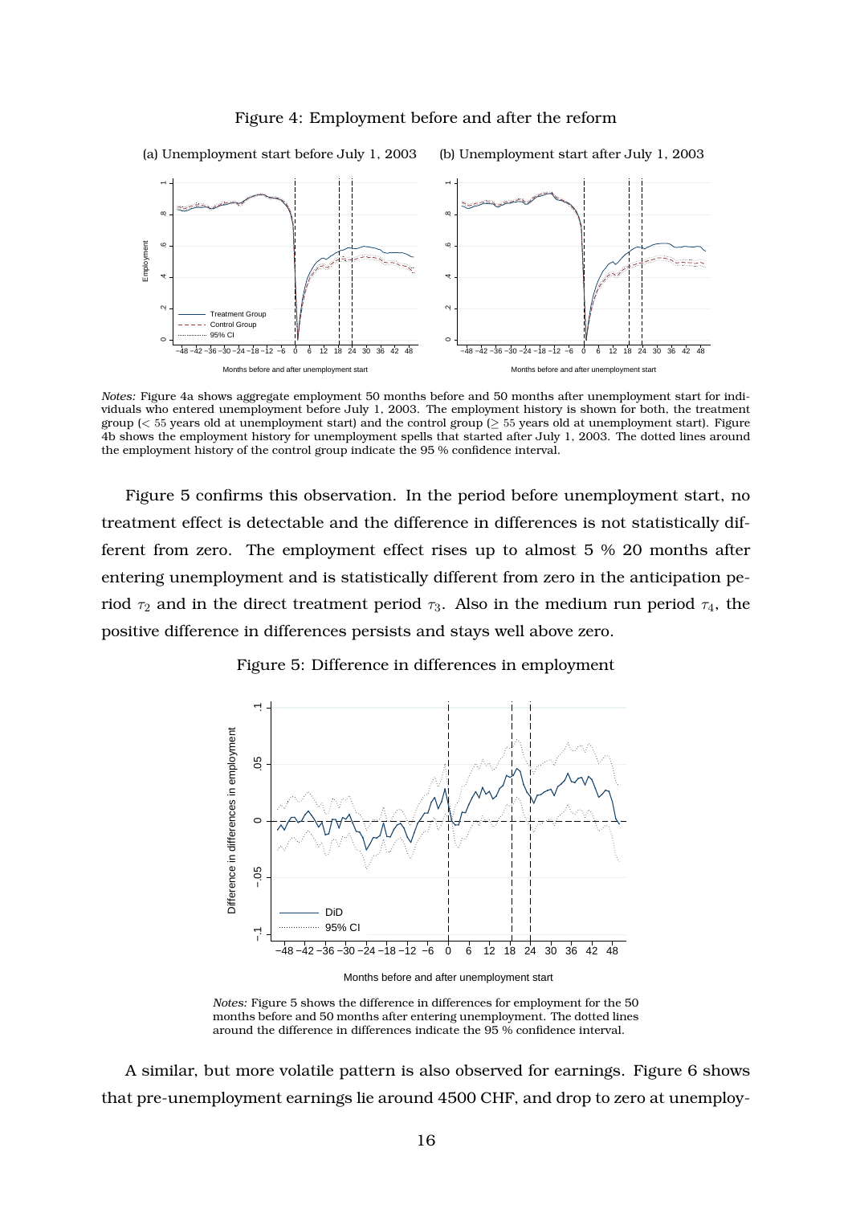Figure 4: Employment before and after the reform

(a) Unemployment start before July 1, 2003 (b) Unemployment start after July 1, 2003

*Notes:* Figure 4a shows aggregate employment 50 months before and 50 months after unemployment start for individuals who entered unemployment before July 1, 2003. The employment history is shown for both, the treatment group ($< 55$ years old at unemployment start) and the control group ($\geq 55$ years old at unemployment start). Figure 4b shows the employment history for unemployment spells that started after July 1, 2003. The dotted lines around the employment history of the control group indicate the 95 % confidence interval.

Figure 5 confirms this observation. In the period before unemployment start, no treatment effect is detectable and the difference in differences is not statistically different from zero. The employment effect rises up to almost 5 % 20 months after entering unemployment and is statistically different from zero in the anticipation period $\tau_2$ and in the direct treatment period $\tau_3$. Also in the medium run period $\tau_4$, the positive difference in differences persists and stays well above zero.

Figure 5: Difference in differences in employment

*Notes:* Figure 5 shows the difference in differences for employment for the 50 months before and 50 months after entering unemployment. The dotted lines around the difference in differences indicate the 95 % confidence interval.

A similar, but more volatile pattern is also observed for earnings. Figure 6 shows that pre-unemployment earnings lie around 4500 CHF, and drop to zero at unemploy-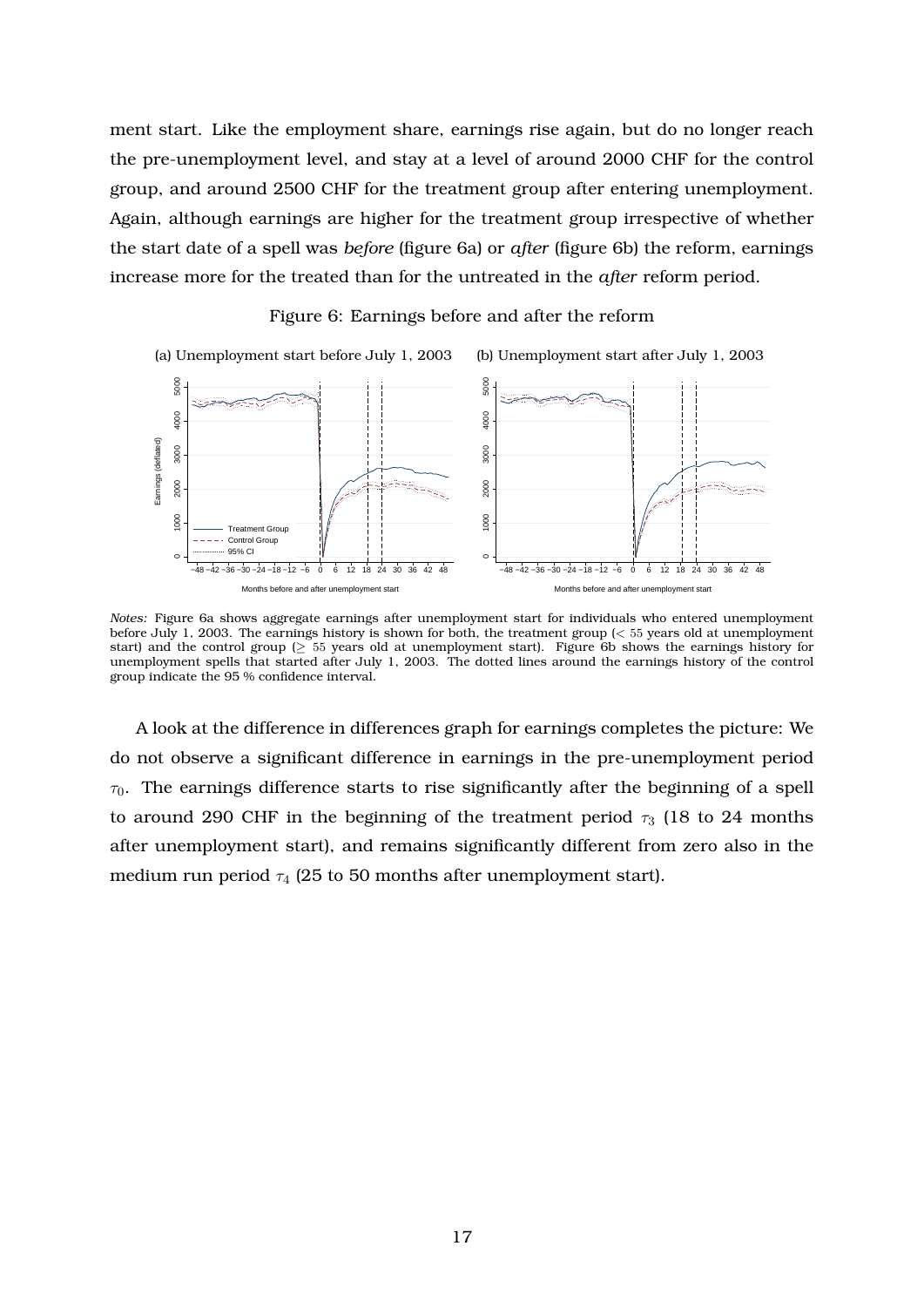ment start. Like the employment share, earnings rise again, but do no longer reach the pre-unemployment level, and stay at a level of around 2000 CHF for the control group, and around 2500 CHF for the treatment group after entering unemployment. Again, although earnings are higher for the treatment group irrespective of whether the start date of a spell was *before* (figure 6a) or *after* (figure 6b) the reform, earnings increase more for the treated than for the untreated in the *after* reform period.

Figure 6: Earnings before and after the reform

(a) Unemployment start before July 1, 2003 (b) Unemployment start after July 1, 2003

*Notes:* Figure 6a shows aggregate earnings after unemployment start for individuals who entered unemployment before July 1, 2003. The earnings history is shown for both, the treatment group ($<55$ years old at unemployment start) and the control group ($\geq 55$ years old at unemployment start). Figure 6b shows the earnings history for unemployment spells that started after July 1, 2003. The dotted lines around the earnings history of the control group indicate the 95 % confidence interval.

A look at the difference in differences graph for earnings completes the picture: We do not observe a significant difference in earnings in the pre-unemployment period $\tau_0$. The earnings difference starts to rise significantly after the beginning of a spell to around 290 CHF in the beginning of the treatment period $\tau_3$ (18 to 24 months after unemployment start), and remains significantly different from zero also in the medium run period $\tau_4$ (25 to 50 months after unemployment start).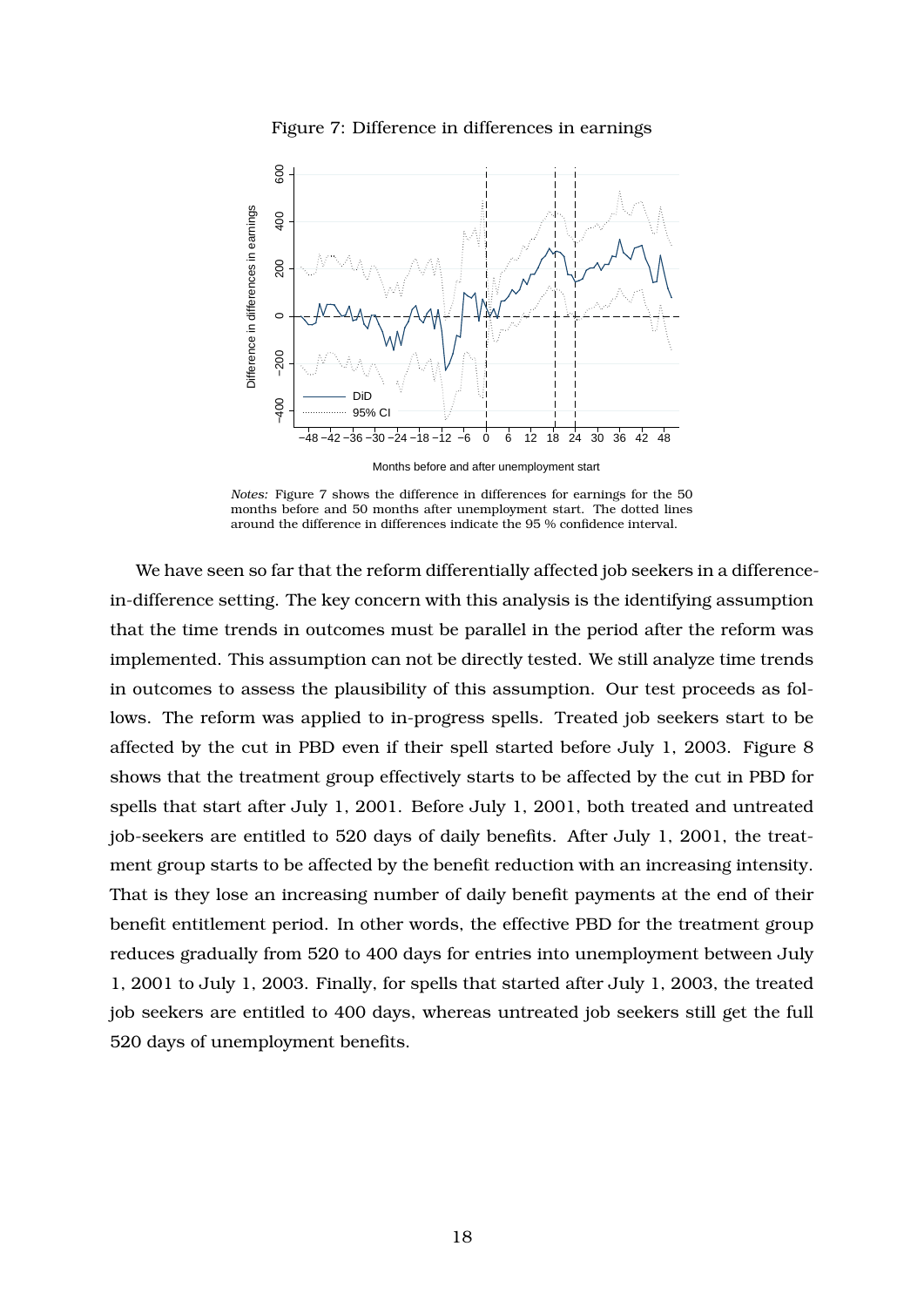Figure 7: Difference in differences in earnings

*Notes:* Figure 7 shows the difference in differences for earnings for the 50 months before and 50 months after unemployment start. The dotted lines around the difference in differences indicate the 95 % confidence interval.

We have seen so far that the reform differentially affected job seekers in a difference-in-difference setting. The key concern with this analysis is the identifying assumption that the time trends in outcomes must be parallel in the period after the reform was implemented. This assumption can not be directly tested. We still analyze time trends in outcomes to assess the plausibility of this assumption. Our test proceeds as follows. The reform was applied to in-progress spells. Treated job seekers start to be affected by the cut in PBD even if their spell started before July 1, 2003. Figure 8 shows that the treatment group effectively starts to be affected by the cut in PBD for spells that start after July 1, 2001. Before July 1, 2001, both treated and untreated job-seekers are entitled to 520 days of daily benefits. After July 1, 2001, the treatment group starts to be affected by the benefit reduction with an increasing intensity. That is they lose an increasing number of daily benefit payments at the end of their benefit entitlement period. In other words, the effective PBD for the treatment group reduces gradually from 520 to 400 days for entries into unemployment between July 1, 2001 to July 1, 2003. Finally, for spells that started after July 1, 2003, the treated job seekers are entitled to 400 days, whereas untreated job seekers still get the full 520 days of unemployment benefits.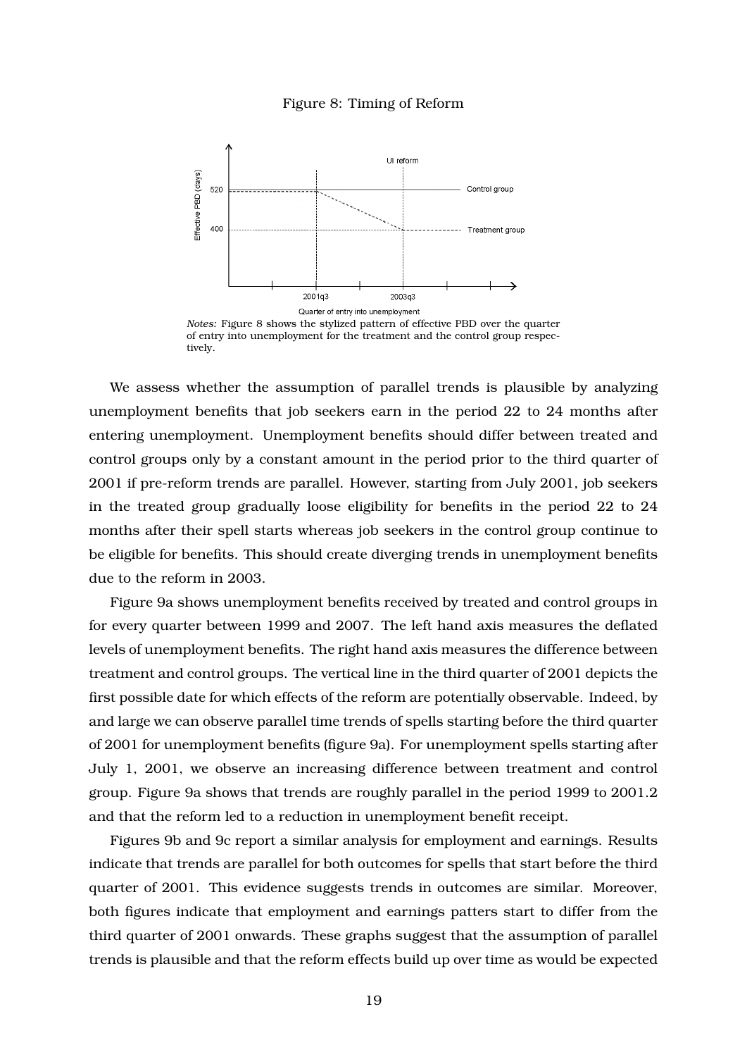Figure 8: Timing of Reform

*Notes:* Figure 8 shows the stylized pattern of effective PBD over the quarter of entry into unemployment for the treatment and the control group respectively.

We assess whether the assumption of parallel trends is plausible by analyzing unemployment benefits that job seekers earn in the period 22 to 24 months after entering unemployment. Unemployment benefits should differ between treated and control groups only by a constant amount in the period prior to the third quarter of 2001 if pre-reform trends are parallel. However, starting from July 2001, job seekers in the treated group gradually loose eligibility for benefits in the period 22 to 24 months after their spell starts whereas job seekers in the control group continue to be eligible for benefits. This should create diverging trends in unemployment benefits due to the reform in 2003.

Figure 9a shows unemployment benefits received by treated and control groups in for every quarter between 1999 and 2007. The left hand axis measures the deflated levels of unemployment benefits. The right hand axis measures the difference between treatment and control groups. The vertical line in the third quarter of 2001 depicts the first possible date for which effects of the reform are potentially observable. Indeed, by and large we can observe parallel time trends of spells starting before the third quarter of 2001 for unemployment benefits (figure 9a). For unemployment spells starting after July 1, 2001, we observe an increasing difference between treatment and control group. Figure 9a shows that trends are roughly parallel in the period 1999 to 2001.2 and that the reform led to a reduction in unemployment benefit receipt.

Figures 9b and 9c report a similar analysis for employment and earnings. Results indicate that trends are parallel for both outcomes for spells that start before the third quarter of 2001. This evidence suggests trends in outcomes are similar. Moreover, both figures indicate that employment and earnings patters start to differ from the third quarter of 2001 onwards. These graphs suggest that the assumption of parallel trends is plausible and that the reform effects build up over time as would be expected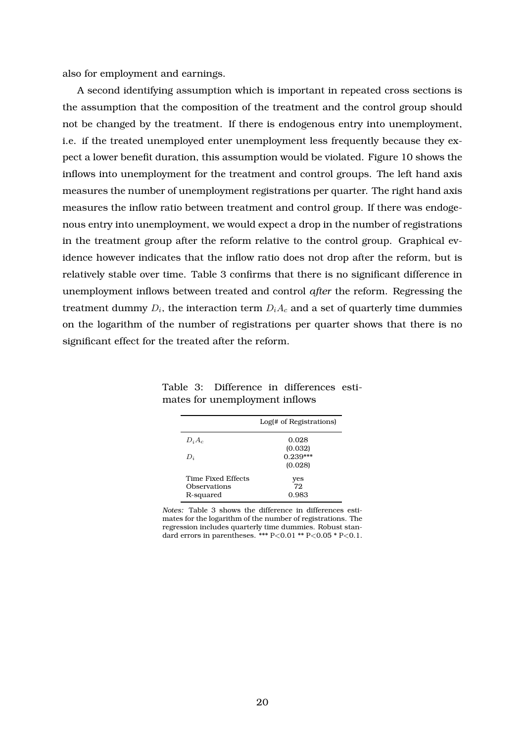also for employment and earnings.

A second identifying assumption which is important in repeated cross sections is the assumption that the composition of the treatment and the control group should not be changed by the treatment. If there is endogenous entry into unemployment, i.e. if the treated unemployed enter unemployment less frequently because they expect a lower benefit duration, this assumption would be violated. Figure 10 shows the inflows into unemployment for the treatment and control groups. The left hand axis measures the number of unemployment registrations per quarter. The right hand axis measures the inflow ratio between treatment and control group. If there was endogenous entry into unemployment, we would expect a drop in the number of registrations in the treatment group after the reform relative to the control group. Graphical evidence however indicates that the inflow ratio does not drop after the reform, but is relatively stable over time. Table 3 confirms that there is no significant difference in unemployment inflows between treated and control *after* the reform. Regressing the treatment dummy $D_i$, the interaction term $D_i A_c$ and a set of quarterly time dummies on the logarithm of the number of registrations per quarter shows that there is no significant effect for the treated after the reform.

Table 3: Difference in differences estimates for unemployment inflows

| | Log(# of Registrations) |
|---|---|
| $D_i A_c$ | 0.028 |
| | (0.032) |
| $D_i$ | 0.239*** |
| | (0.028) |
| Time Fixed Effects | yes |
| Observations | 72 |
| R-squared | 0.983 |

*Notes:* Table 3 shows the difference in differences estimates for the logarithm of the number of registrations. The regression includes quarterly time dummies. Robust standard errors in parentheses. *** P<0.01 ** P<0.05 * P<0.1.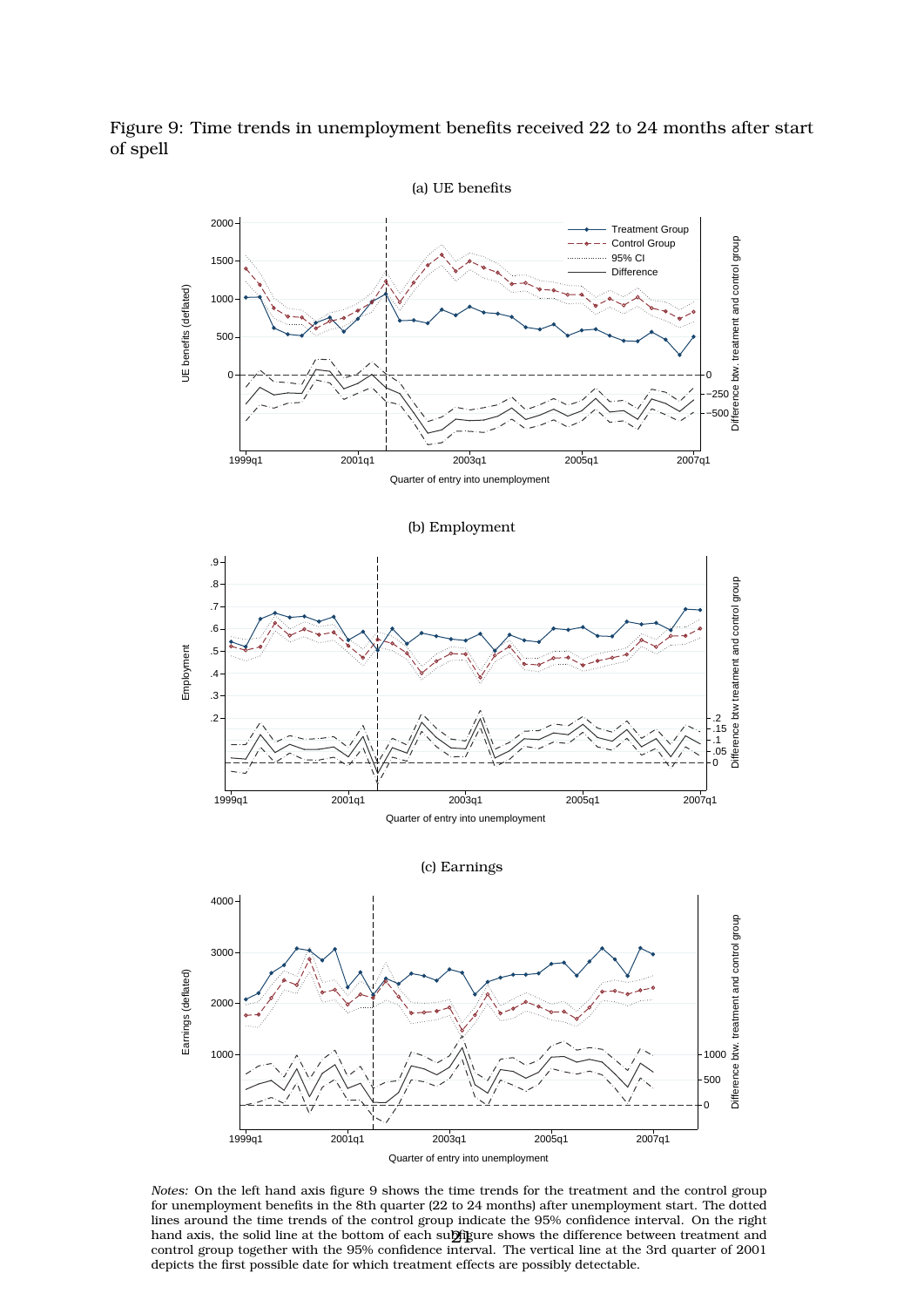Figure 9: Time trends in unemployment benefits received 22 to 24 months after start of spell

(a) UE benefits

(b) Employment

(c) Earnings

*Notes:* On the left hand axis figure 9 shows the time trends for the treatment and the control group for unemployment benefits in the 8th quarter (22 to 24 months) after unemployment start. The dotted lines around the time trends of the control group indicate the 95% confidence interval. On the right hand axis, the solid line at the bottom of each subfigure shows the difference between treatment and control group together with the 95% confidence interval. The vertical line at the 3rd quarter of 2001 depicts the first possible date for which treatment effects are possibly detectable.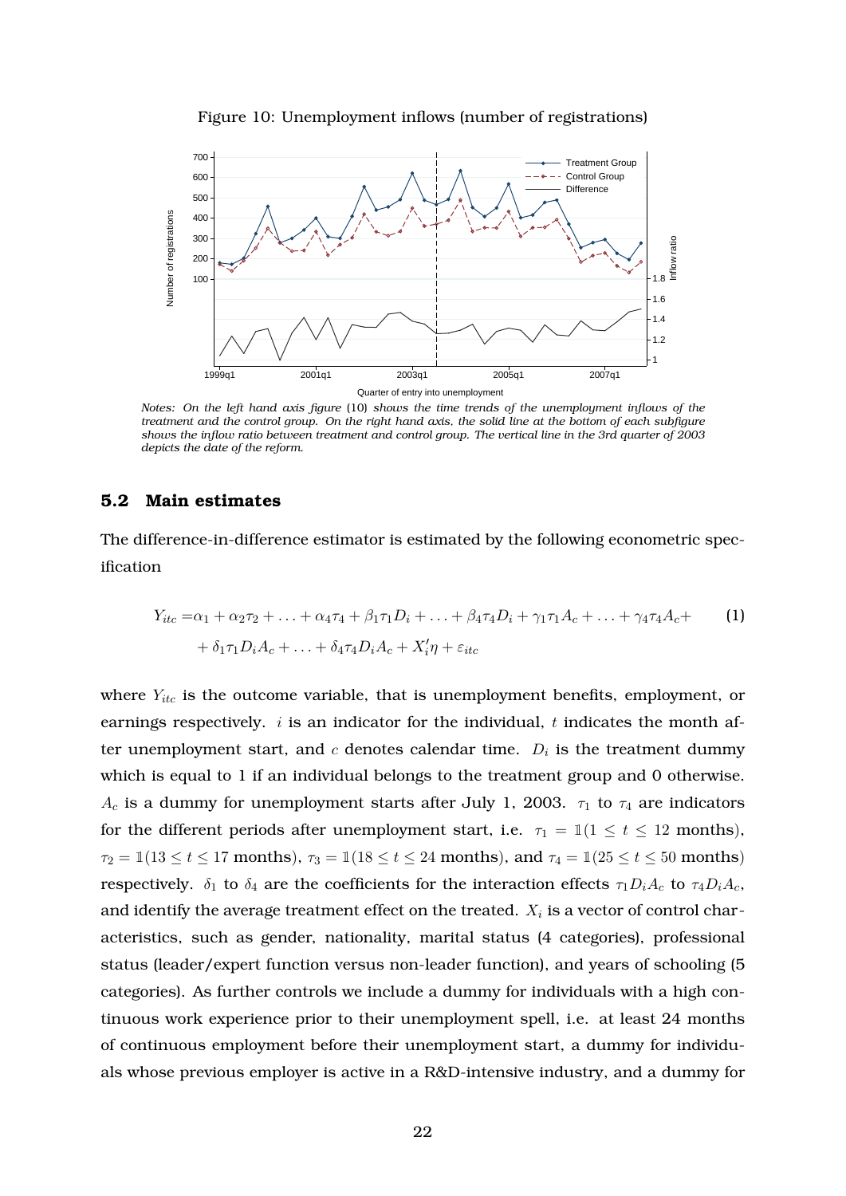Figure 10: Unemployment inflows (number of registrations)

*Notes: On the left hand axis figure (10) shows the time trends of the unemployment inflows of the treatment and the control group. On the right hand axis, the solid line at the bottom of each subfigure shows the inflow ratio between treatment and control group. The vertical line in the 3rd quarter of 2003 depicts the date of the reform.*

## 5.2 Main estimates

The difference-in-difference estimator is estimated by the following econometric specification

$$
\begin{aligned}
Y_{itc} =& \alpha_1 + \alpha_2\tau_2 + \ldots + \alpha_4\tau_4 + \beta_1\tau_1 D_i + \ldots + \beta_4\tau_4 D_i + \gamma_1\tau_1 A_c + \ldots + \gamma_4\tau_4 A_c + \\
&+ \delta_1\tau_1 D_i A_c + \ldots + \delta_4\tau_4 D_i A_c + X_i'\eta + \varepsilon_{itc}
\end{aligned} \tag{1}
$$

where $Y_{itc}$ is the outcome variable, that is unemployment benefits, employment, or earnings respectively. $i$ is an indicator for the individual, $t$ indicates the month after unemployment start, and $c$ denotes calendar time. $D_i$ is the treatment dummy which is equal to 1 if an individual belongs to the treatment group and 0 otherwise. $A_c$ is a dummy for unemployment starts after July 1, 2003. $\tau_1$ to $\tau_4$ are indicators for the different periods after unemployment start, i.e. $\tau_1 = \mathbb{1}(1 \leq t \leq 12 \text{ months})$, $\tau_2 = \mathbb{1}(13 \leq t \leq 17 \text{ months})$, $\tau_3 = \mathbb{1}(18 \leq t \leq 24 \text{ months})$, and $\tau_4 = \mathbb{1}(25 \leq t \leq 50 \text{ months})$ respectively. $\delta_1$ to $\delta_4$ are the coefficients for the interaction effects $\tau_1 D_i A_c$ to $\tau_4 D_i A_c$, and identify the average treatment effect on the treated. $X_i$ is a vector of control characteristics, such as gender, nationality, marital status (4 categories), professional status (leader/expert function versus non-leader function), and years of schooling (5 categories). As further controls we include a dummy for individuals with a high continuous work experience prior to their unemployment spell, i.e. at least 24 months of continuous employment before their unemployment start, a dummy for individuals whose previous employer is active in a R&D-intensive industry, and a dummy for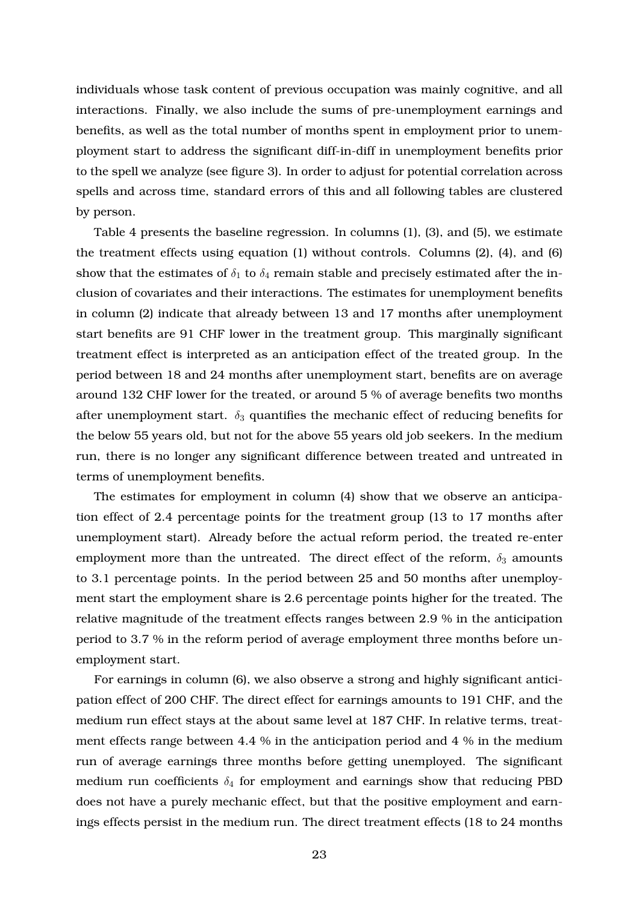individuals whose task content of previous occupation was mainly cognitive, and all interactions. Finally, we also include the sums of pre-unemployment earnings and benefits, as well as the total number of months spent in employment prior to unemployment start to address the significant diff-in-diff in unemployment benefits prior to the spell we analyze (see figure 3). In order to adjust for potential correlation across spells and across time, standard errors of this and all following tables are clustered by person.

Table 4 presents the baseline regression. In columns (1), (3), and (5), we estimate the treatment effects using equation (1) without controls. Columns (2), (4), and (6) show that the estimates of $\delta_1$ to $\delta_4$ remain stable and precisely estimated after the inclusion of covariates and their interactions. The estimates for unemployment benefits in column (2) indicate that already between 13 and 17 months after unemployment start benefits are 91 CHF lower in the treatment group. This marginally significant treatment effect is interpreted as an anticipation effect of the treated group. In the period between 18 and 24 months after unemployment start, benefits are on average around 132 CHF lower for the treated, or around 5 % of average benefits two months after unemployment start. $\delta_3$ quantifies the mechanic effect of reducing benefits for the below 55 years old, but not for the above 55 years old job seekers. In the medium run, there is no longer any significant difference between treated and untreated in terms of unemployment benefits.

The estimates for employment in column (4) show that we observe an anticipation effect of 2.4 percentage points for the treatment group (13 to 17 months after unemployment start). Already before the actual reform period, the treated re-enter employment more than the untreated. The direct effect of the reform, $\delta_3$ amounts to 3.1 percentage points. In the period between 25 and 50 months after unemployment start the employment share is 2.6 percentage points higher for the treated. The relative magnitude of the treatment effects ranges between 2.9 % in the anticipation period to 3.7 % in the reform period of average employment three months before unemployment start.

For earnings in column (6), we also observe a strong and highly significant anticipation effect of 200 CHF. The direct effect for earnings amounts to 191 CHF, and the medium run effect stays at the about same level at 187 CHF. In relative terms, treatment effects range between 4.4 % in the anticipation period and 4 % in the medium run of average earnings three months before getting unemployed. The significant medium run coefficients $\delta_4$ for employment and earnings show that reducing PBD does not have a purely mechanic effect, but that the positive employment and earnings effects persist in the medium run. The direct treatment effects (18 to 24 months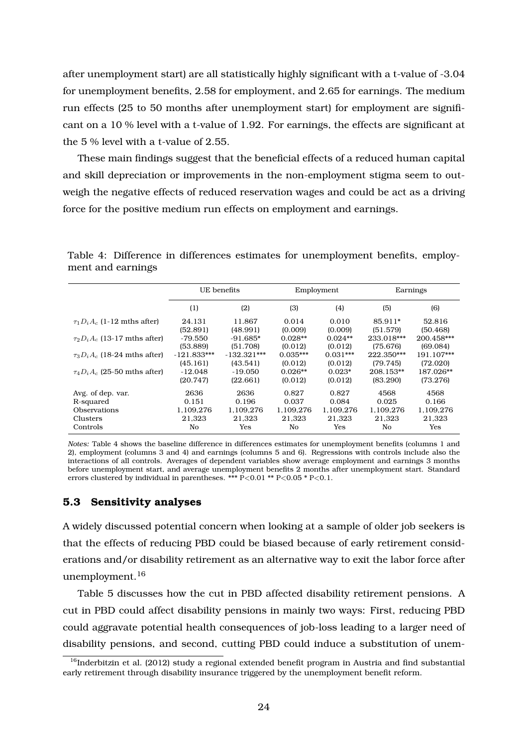after unemployment start) are all statistically highly significant with a t-value of -3.04 for unemployment benefits, 2.58 for employment, and 2.65 for earnings. The medium run effects (25 to 50 months after unemployment start) for employment are significant on a 10 % level with a t-value of 1.92. For earnings, the effects are significant at the 5 % level with a t-value of 2.55.

These main findings suggest that the beneficial effects of a reduced human capital and skill depreciation or improvements in the non-employment stigma seem to outweigh the negative effects of reduced reservation wages and could be act as a driving force for the positive medium run effects on employment and earnings.

Table 4: Difference in differences estimates for unemployment benefits, employment and earnings

| | UE benefits | | Employment | | Earnings | |
|---|---|---|---|---|---|---|
| | (1) | (2) | (3) | (4) | (5) | (6) |
| $\tau_1 D_i A_c$ (1-12 mths after) | 24.131 | 11.867 | 0.014 | 0.010 | 85.911* | 52.816 |
| | (52.891) | (48.991) | (0.009) | (0.009) | (51.579) | (50.468) |
| $\tau_2 D_i A_c$ (13-17 mths after) | -79.550 | -91.685* | 0.028** | 0.024** | 233.018*** | 200.458*** |
| | (53.889) | (51.708) | (0.012) | (0.012) | (75.676) | (69.084) |
| $\tau_3 D_i A_c$ (18-24 mths after) | -121.833*** | -132.321*** | 0.035*** | 0.031*** | 222.350*** | 191.107*** |
| | (45.161) | (43.541) | (0.012) | (0.012) | (79.745) | (72.020) |
| $\tau_4 D_i A_c$ (25-50 mths after) | -12.048 | -19.050 | 0.026** | 0.023* | 208.153** | 187.026** |
| | (20.747) | (22.661) | (0.012) | (0.012) | (83.290) | (73.276) |
| Avg. of dep. var. | 2636 | 2636 | 0.827 | 0.827 | 4568 | 4568 |
| R-squared | 0.151 | 0.196 | 0.037 | 0.084 | 0.025 | 0.166 |
| Observations | 1,109,276 | 1,109,276 | 1,109,276 | 1,109,276 | 1,109,276 | 1,109,276 |
| Clusters | 21,323 | 21,323 | 21,323 | 21,323 | 21,323 | 21,323 |
| Controls | No | Yes | No | Yes | No | Yes |

*Notes:* Table 4 shows the baseline difference in differences estimates for unemployment benefits (columns 1 and 2), employment (columns 3 and 4) and earnings (columns 5 and 6). Regressions with controls include also the interactions of all controls. Averages of dependent variables show average employment and earnings 3 months before unemployment start, and average unemployment benefits 2 months after unemployment start. Standard errors clustered by individual in parentheses. *** P<0.01 ** P<0.05 * P<0.1.

### 5.3 Sensitivity analyses

A widely discussed potential concern when looking at a sample of older job seekers is that the effects of reducing PBD could be biased because of early retirement considerations and/or disability retirement as an alternative way to exit the labor force after unemployment.[16]

Table 5 discusses how the cut in PBD affected disability retirement pensions. A cut in PBD could affect disability pensions in mainly two ways: First, reducing PBD could aggravate potential health consequences of job-loss leading to a larger need of disability pensions, and second, cutting PBD could induce a substitution of unem-

[16] Inderbitzin et al. (2012) study a regional extended benefit program in Austria and find substantial early retirement through disability insurance triggered by the unemployment benefit reform.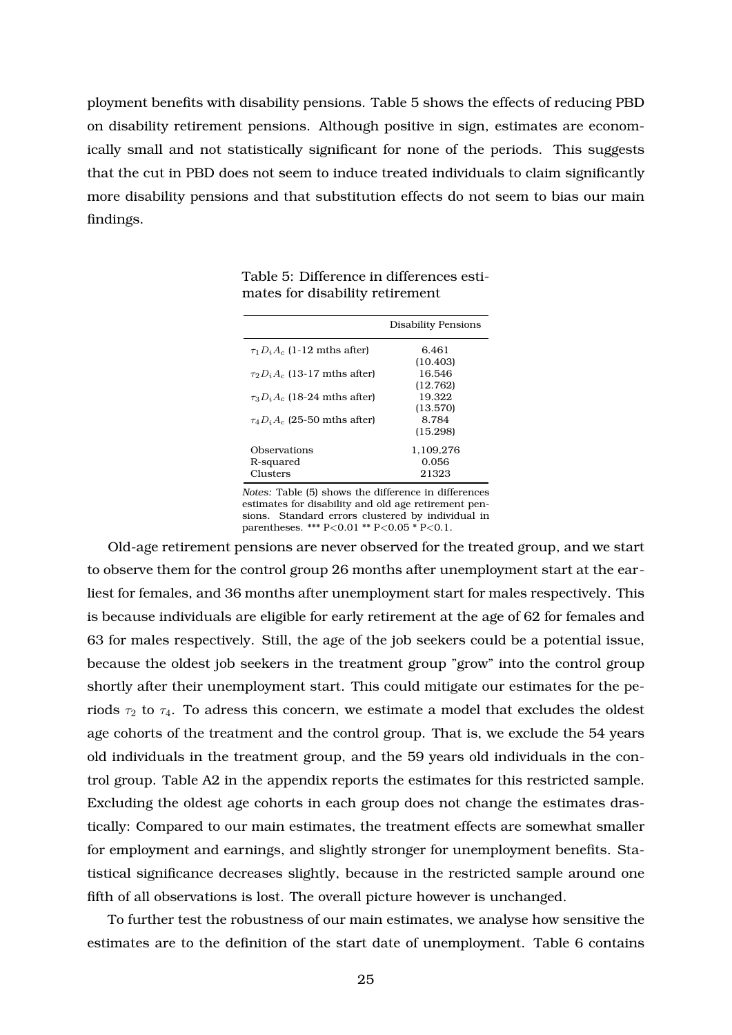ployment benefits with disability pensions. Table 5 shows the effects of reducing PBD on disability retirement pensions. Although positive in sign, estimates are economically small and not statistically significant for none of the periods. This suggests that the cut in PBD does not seem to induce treated individuals to claim significantly more disability pensions and that substitution effects do not seem to bias our main findings.

Table 5: Difference in differences estimates for disability retirement

| | Disability Pensions |
|---|---|
| $\tau_1 D_i A_c$ (1-12 mths after) | 6.461 |
| | (10.403) |
| $\tau_2 D_i A_c$ (13-17 mths after) | 16.546 |
| | (12.762) |
| $\tau_3 D_i A_c$ (18-24 mths after) | 19.322 |
| | (13.570) |
| $\tau_4 D_i A_c$ (25-50 mths after) | 8.784 |
| | (15.298) |
| Observations | 1,109,276 |
| R-squared | 0.056 |
| Clusters | 21323 |

*Notes:* Table (5) shows the difference in differences estimates for disability and old age retirement pensions. Standard errors clustered by individual in parentheses. *** P<0.01 ** P<0.05 * P<0.1.

Old-age retirement pensions are never observed for the treated group, and we start to observe them for the control group 26 months after unemployment start at the earliest for females, and 36 months after unemployment start for males respectively. This is because individuals are eligible for early retirement at the age of 62 for females and 63 for males respectively. Still, the age of the job seekers could be a potential issue, because the oldest job seekers in the treatment group "grow" into the control group shortly after their unemployment start. This could mitigate our estimates for the periods $\tau_2$ to $\tau_4$. To adress this concern, we estimate a model that excludes the oldest age cohorts of the treatment and the control group. That is, we exclude the 54 years old individuals in the treatment group, and the 59 years old individuals in the control group. Table A2 in the appendix reports the estimates for this restricted sample. Excluding the oldest age cohorts in each group does not change the estimates drastically: Compared to our main estimates, the treatment effects are somewhat smaller for employment and earnings, and slightly stronger for unemployment benefits. Statistical significance decreases slightly, because in the restricted sample around one fifth of all observations is lost. The overall picture however is unchanged.

To further test the robustness of our main estimates, we analyse how sensitive the estimates are to the definition of the start date of unemployment. Table 6 contains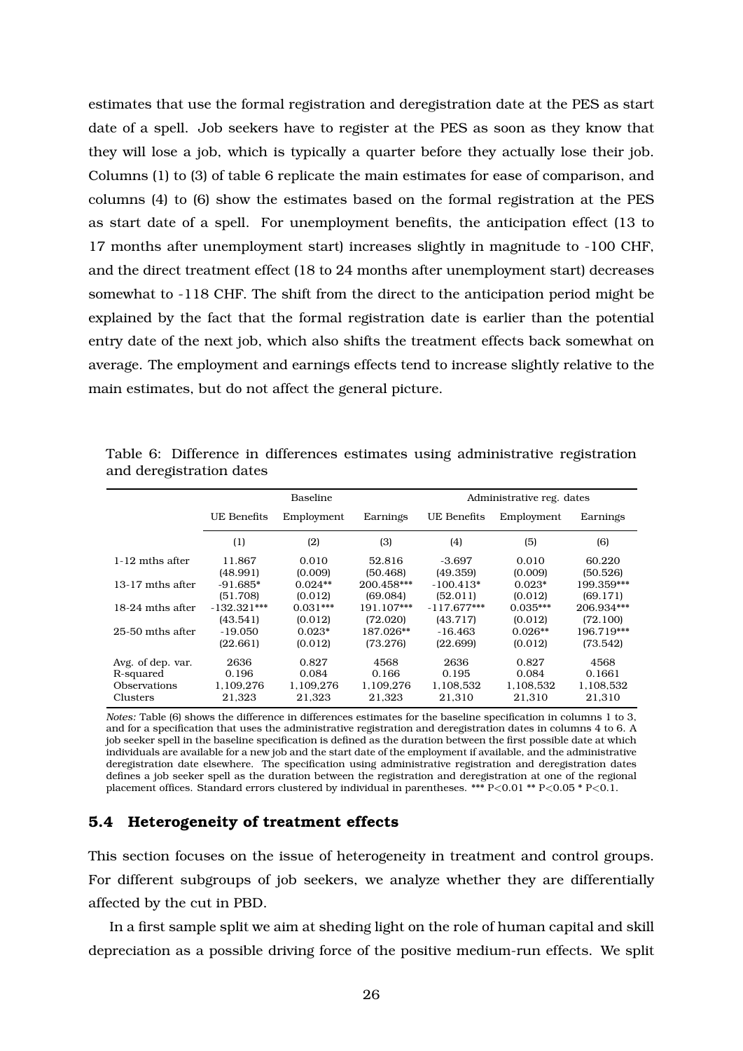estimates that use the formal registration and deregistration date at the PES as start date of a spell. Job seekers have to register at the PES as soon as they know that they will lose a job, which is typically a quarter before they actually lose their job. Columns (1) to (3) of table 6 replicate the main estimates for ease of comparison, and columns (4) to (6) show the estimates based on the formal registration at the PES as start date of a spell. For unemployment benefits, the anticipation effect (13 to 17 months after unemployment start) increases slightly in magnitude to -100 CHF, and the direct treatment effect (18 to 24 months after unemployment start) decreases somewhat to -118 CHF. The shift from the direct to the anticipation period might be explained by the fact that the formal registration date is earlier than the potential entry date of the next job, which also shifts the treatment effects back somewhat on average. The employment and earnings effects tend to increase slightly relative to the main estimates, but do not affect the general picture.

Table 6: Difference in differences estimates using administrative registration and deregistration dates

| | Baseline | | | Administrative reg. dates | | |
|---|---|---|---|---|---|---|
| | UE Benefits | Employment | Earnings | UE Benefits | Employment | Earnings |
| | (1) | (2) | (3) | (4) | (5) | (6) |
| 1-12 mths after | 11.867 | 0.010 | 52.816 | -3.697 | 0.010 | 60.220 |
| | (48.991) | (0.009) | (50.468) | (49.359) | (0.009) | (50.526) |
| 13-17 mths after | -91.685* | 0.024** | 200.458*** | -100.413* | 0.023* | 199.359*** |
| | (51.708) | (0.012) | (69.084) | (52.011) | (0.012) | (69.171) |
| 18-24 mths after | -132.321*** | 0.031*** | 191.107*** | -117.677*** | 0.035*** | 206.934*** |
| | (43.541) | (0.012) | (72.020) | (43.717) | (0.012) | (72.100) |
| 25-50 mths after | -19.050 | 0.023* | 187.026** | -16.463 | 0.026** | 196.719*** |
| | (22.661) | (0.012) | (73.276) | (22.699) | (0.012) | (73.542) |
| Avg. of dep. var. | 2636 | 0.827 | 4568 | 2636 | 0.827 | 4568 |
| R-squared | 0.196 | 0.084 | 0.166 | 0.195 | 0.084 | 0.1661 |
| Observations | 1,109,276 | 1,109,276 | 1,109,276 | 1,108,532 | 1,108,532 | 1,108,532 |
| Clusters | 21,323 | 21,323 | 21,323 | 21,310 | 21,310 | 21,310 |

*Notes:* Table (6) shows the difference in differences estimates for the baseline specification in columns 1 to 3, and for a specification that uses the administrative registration and deregistration dates in columns 4 to 6. A job seeker spell in the baseline specification is defined as the duration between the first possible date at which individuals are available for a new job and the start date of the employment if available, and the administrative deregistration date elsewhere. The specification using administrative registration and deregistration dates defines a job seeker spell as the duration between the registration and deregistration at one of the regional placement offices. Standard errors clustered by individual in parentheses. *** P<0.01 ** P<0.05 * P<0.1.

### 5.4 Heterogeneity of treatment effects

This section focuses on the issue of heterogeneity in treatment and control groups. For different subgroups of job seekers, we analyze whether they are differentially affected by the cut in PBD.

In a first sample split we aim at sheding light on the role of human capital and skill depreciation as a possible driving force of the positive medium-run effects. We split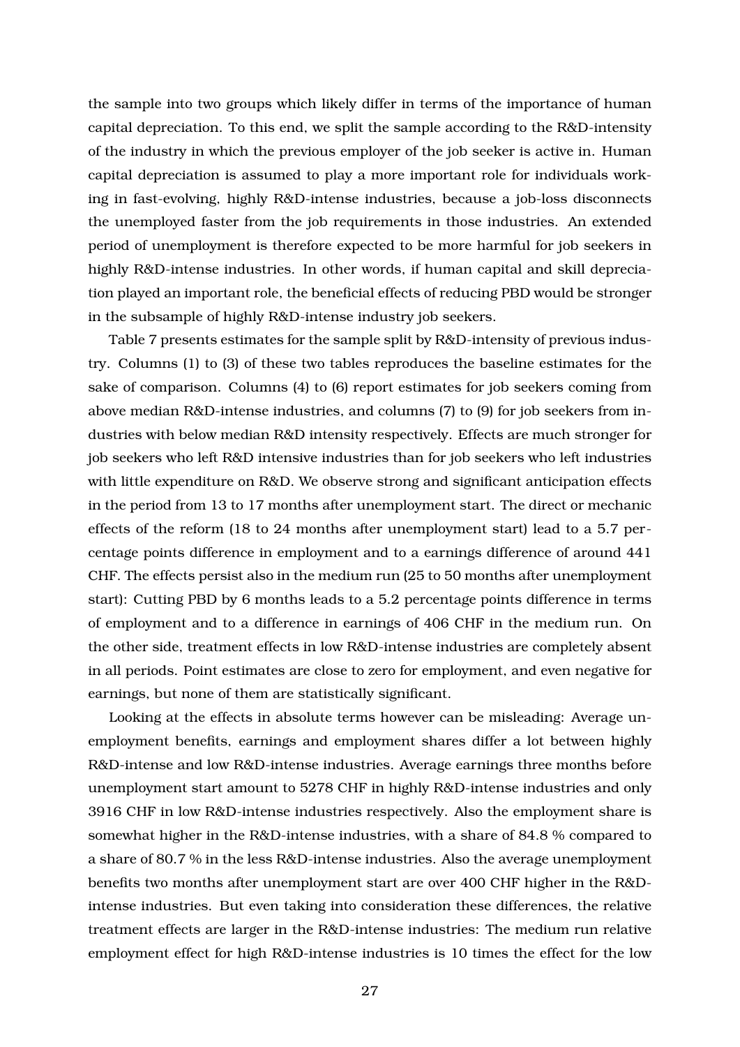the sample into two groups which likely differ in terms of the importance of human capital depreciation. To this end, we split the sample according to the R&D-intensity of the industry in which the previous employer of the job seeker is active in. Human capital depreciation is assumed to play a more important role for individuals working in fast-evolving, highly R&D-intense industries, because a job-loss disconnects the unemployed faster from the job requirements in those industries. An extended period of unemployment is therefore expected to be more harmful for job seekers in highly R&D-intense industries. In other words, if human capital and skill depreciation played an important role, the beneficial effects of reducing PBD would be stronger in the subsample of highly R&D-intense industry job seekers.

Table 7 presents estimates for the sample split by R&D-intensity of previous industry. Columns (1) to (3) of these two tables reproduces the baseline estimates for the sake of comparison. Columns (4) to (6) report estimates for job seekers coming from above median R&D-intense industries, and columns (7) to (9) for job seekers from industries with below median R&D intensity respectively. Effects are much stronger for job seekers who left R&D intensive industries than for job seekers who left industries with little expenditure on R&D. We observe strong and significant anticipation effects in the period from 13 to 17 months after unemployment start. The direct or mechanic effects of the reform (18 to 24 months after unemployment start) lead to a 5.7 percentage points difference in employment and to a earnings difference of around 441 CHF. The effects persist also in the medium run (25 to 50 months after unemployment start): Cutting PBD by 6 months leads to a 5.2 percentage points difference in terms of employment and to a difference in earnings of 406 CHF in the medium run. On the other side, treatment effects in low R&D-intense industries are completely absent in all periods. Point estimates are close to zero for employment, and even negative for earnings, but none of them are statistically significant.

Looking at the effects in absolute terms however can be misleading: Average unemployment benefits, earnings and employment shares differ a lot between highly R&D-intense and low R&D-intense industries. Average earnings three months before unemployment start amount to 5278 CHF in highly R&D-intense industries and only 3916 CHF in low R&D-intense industries respectively. Also the employment share is somewhat higher in the R&D-intense industries, with a share of 84.8 % compared to a share of 80.7 % in the less R&D-intense industries. Also the average unemployment benefits two months after unemployment start are over 400 CHF higher in the R&D-intense industries. But even taking into consideration these differences, the relative treatment effects are larger in the R&D-intense industries: The medium run relative employment effect for high R&D-intense industries is 10 times the effect for the low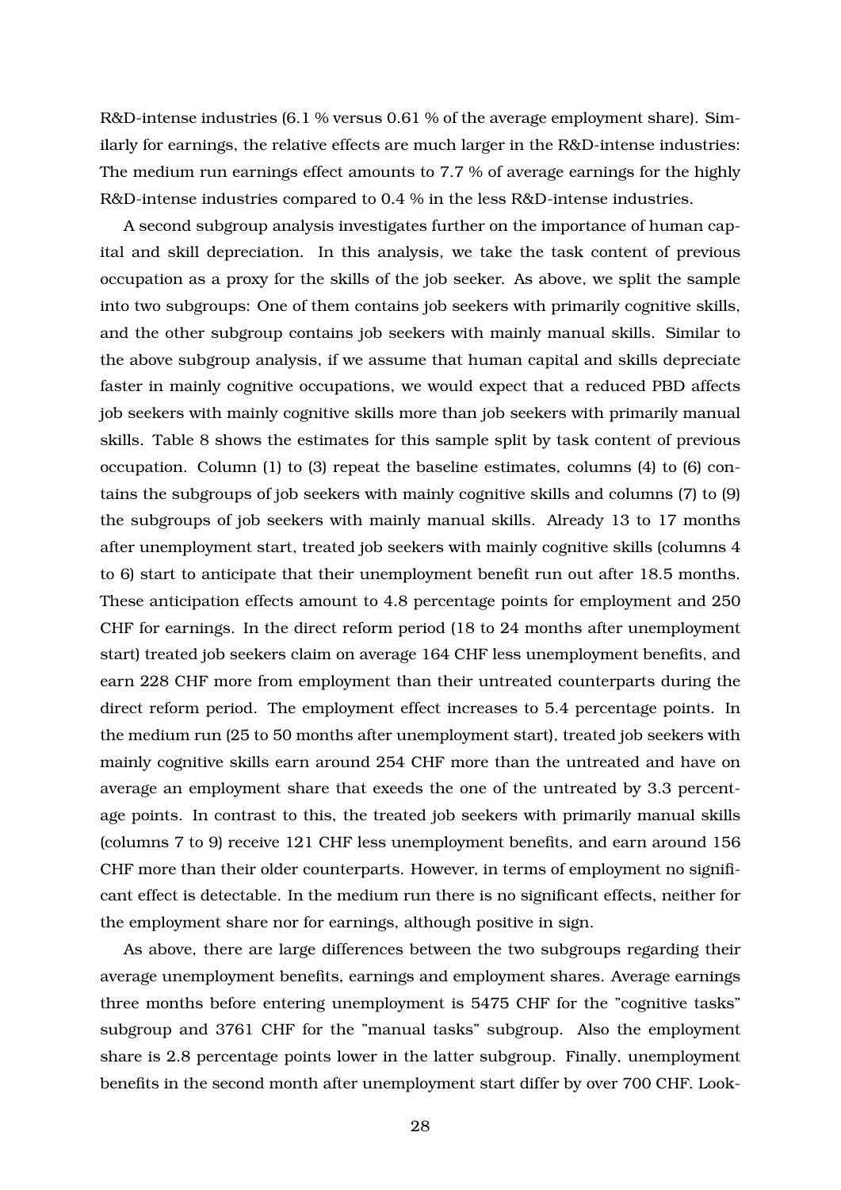R&D-intense industries (6.1 % versus 0.61 % of the average employment share). Similarly for earnings, the relative effects are much larger in the R&D-intense industries: The medium run earnings effect amounts to 7.7 % of average earnings for the highly R&D-intense industries compared to 0.4 % in the less R&D-intense industries.

A second subgroup analysis investigates further on the importance of human capital and skill depreciation. In this analysis, we take the task content of previous occupation as a proxy for the skills of the job seeker. As above, we split the sample into two subgroups: One of them contains job seekers with primarily cognitive skills, and the other subgroup contains job seekers with mainly manual skills. Similar to the above subgroup analysis, if we assume that human capital and skills depreciate faster in mainly cognitive occupations, we would expect that a reduced PBD affects job seekers with mainly cognitive skills more than job seekers with primarily manual skills. Table 8 shows the estimates for this sample split by task content of previous occupation. Column (1) to (3) repeat the baseline estimates, columns (4) to (6) contains the subgroups of job seekers with mainly cognitive skills and columns (7) to (9) the subgroups of job seekers with mainly manual skills. Already 13 to 17 months after unemployment start, treated job seekers with mainly cognitive skills (columns 4 to 6) start to anticipate that their unemployment benefit run out after 18.5 months. These anticipation effects amount to 4.8 percentage points for employment and 250 CHF for earnings. In the direct reform period (18 to 24 months after unemployment start) treated job seekers claim on average 164 CHF less unemployment benefits, and earn 228 CHF more from employment than their untreated counterparts during the direct reform period. The employment effect increases to 5.4 percentage points. In the medium run (25 to 50 months after unemployment start), treated job seekers with mainly cognitive skills earn around 254 CHF more than the untreated and have on average an employment share that exeeds the one of the untreated by 3.3 percentage points. In contrast to this, the treated job seekers with primarily manual skills (columns 7 to 9) receive 121 CHF less unemployment benefits, and earn around 156 CHF more than their older counterparts. However, in terms of employment no significant effect is detectable. In the medium run there is no significant effects, neither for the employment share nor for earnings, although positive in sign.

As above, there are large differences between the two subgroups regarding their average unemployment benefits, earnings and employment shares. Average earnings three months before entering unemployment is 5475 CHF for the "cognitive tasks" subgroup and 3761 CHF for the "manual tasks" subgroup. Also the employment share is 2.8 percentage points lower in the latter subgroup. Finally, unemployment benefits in the second month after unemployment start differ by over 700 CHF. Look-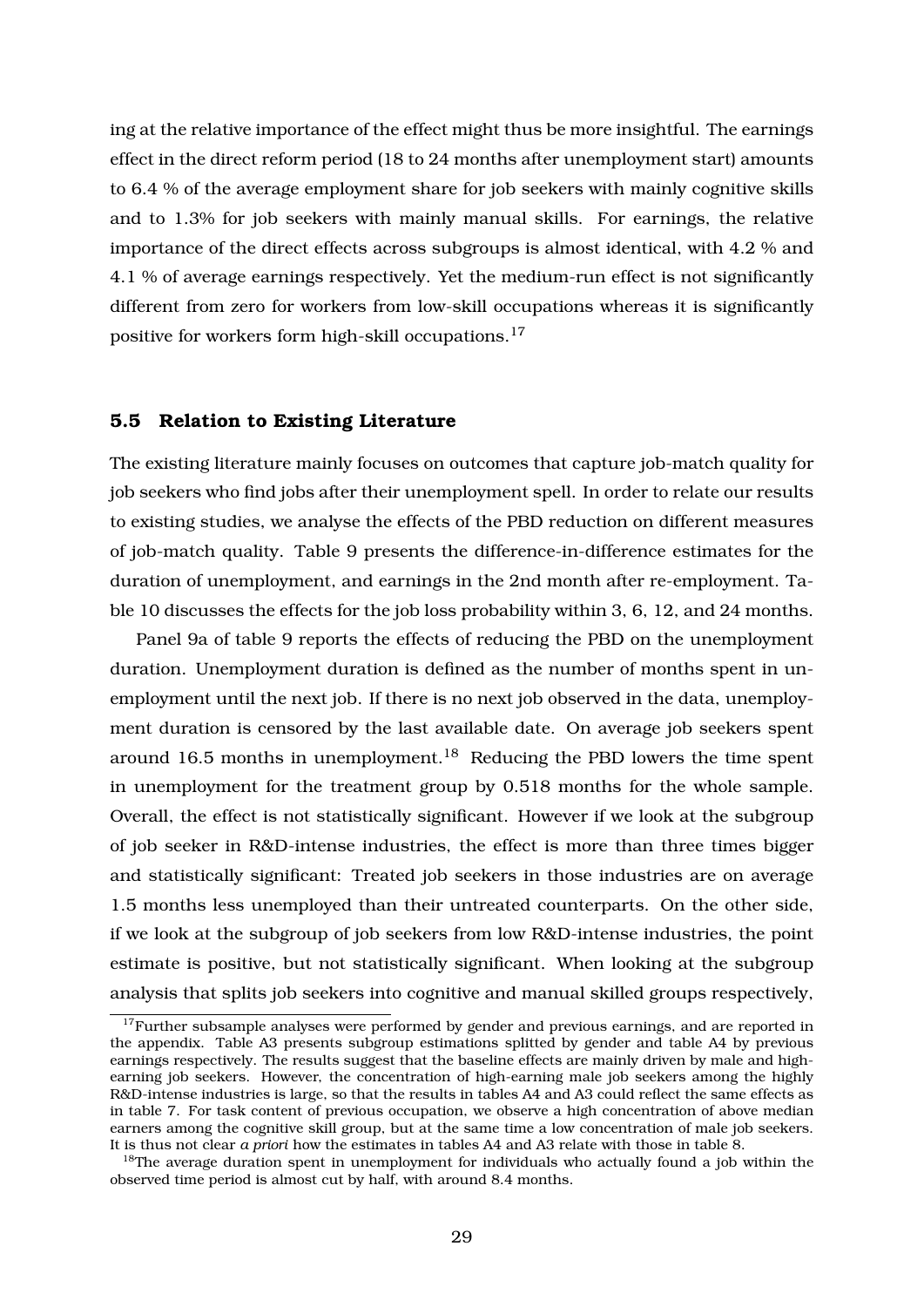ing at the relative importance of the effect might thus be more insightful. The earnings effect in the direct reform period (18 to 24 months after unemployment start) amounts to 6.4 % of the average employment share for job seekers with mainly cognitive skills and to 1.3% for job seekers with mainly manual skills. For earnings, the relative importance of the direct effects across subgroups is almost identical, with 4.2 % and 4.1 % of average earnings respectively. Yet the medium-run effect is not significantly different from zero for workers from low-skill occupations whereas it is significantly positive for workers form high-skill occupations.[17]

### 5.5 Relation to Existing Literature

The existing literature mainly focuses on outcomes that capture job-match quality for job seekers who find jobs after their unemployment spell. In order to relate our results to existing studies, we analyse the effects of the PBD reduction on different measures of job-match quality. Table 9 presents the difference-in-difference estimates for the duration of unemployment, and earnings in the 2nd month after re-employment. Table 10 discusses the effects for the job loss probability within 3, 6, 12, and 24 months.

Panel 9a of table 9 reports the effects of reducing the PBD on the unemployment duration. Unemployment duration is defined as the number of months spent in unemployment until the next job. If there is no next job observed in the data, unemployment duration is censored by the last available date. On average job seekers spent around 16.5 months in unemployment.[18] Reducing the PBD lowers the time spent in unemployment for the treatment group by 0.518 months for the whole sample. Overall, the effect is not statistically significant. However if we look at the subgroup of job seeker in R&D-intense industries, the effect is more than three times bigger and statistically significant: Treated job seekers in those industries are on average 1.5 months less unemployed than their untreated counterparts. On the other side, if we look at the subgroup of job seekers from low R&D-intense industries, the point estimate is positive, but not statistically significant. When looking at the subgroup analysis that splits job seekers into cognitive and manual skilled groups respectively,

[17] Further subsample analyses were performed by gender and previous earnings, and are reported in the appendix. Table A3 presents subgroup estimations splitted by gender and table A4 by previous earnings respectively. The results suggest that the baseline effects are mainly driven by male and high-earning job seekers. However, the concentration of high-earning male job seekers among the highly R&D-intense industries is large, so that the results in tables A4 and A3 could reflect the same effects as in table 7. For task content of previous occupation, we observe a high concentration of above median earners among the cognitive skill group, but at the same time a low concentration of male job seekers. It is thus not clear *a priori* how the estimates in tables A4 and A3 relate with those in table 8.

[18] The average duration spent in unemployment for individuals who actually found a job within the observed time period is almost cut by half, with around 8.4 months.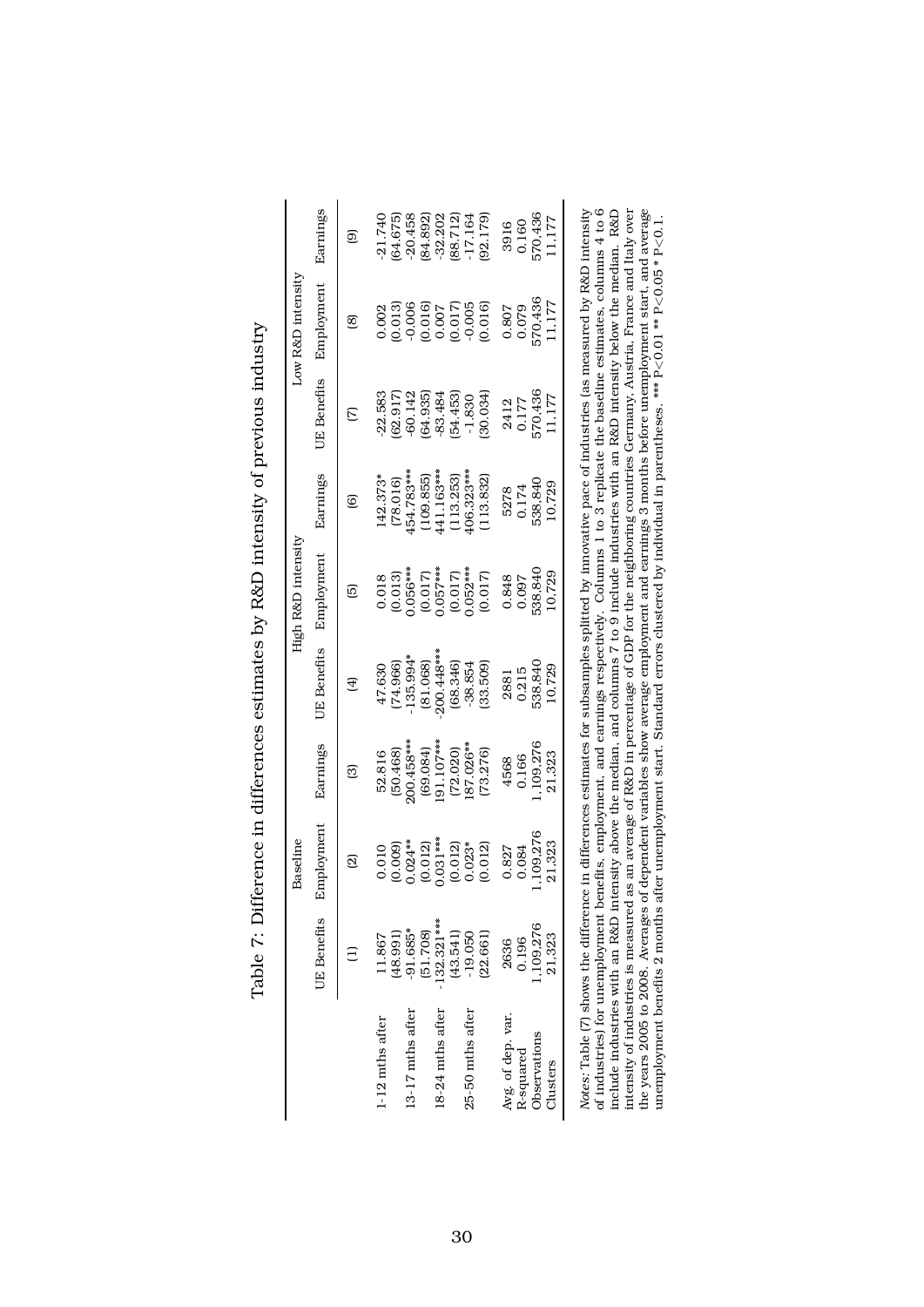Table 7: Difference in differences estimates by R&D intensity of previous industry

| | Baseline | | | High R&D intensity | | | Low R&D intensity | | |
|---|---|---|---|---|---|---|---|---|---|
| | UE Benefits | Employment | Earnings | UE Benefits | Employment | Earnings | UE Benefits | Employment | Earnings |
| | (1) | (2) | (3) | (4) | (5) | (6) | (7) | (8) | (9) |
| 1-12 mths after | 11.867 | 0.010 | 52.816 | 47.630 | 0.018 | 142.373* | -22.583 | 0.002 | -21.740 |
| | (48.991) | (0.009) | (50.468) | (74.966) | (0.013) | (78.016) | (62.917) | (0.013) | (64.675) |
| 13-17 mths after | -91.685* | 0.024** | 200.458*** | -135.994* | 0.056*** | 454.783*** | -60.142 | -0.006 | -20.458 |
| | (51.708) | (0.012) | (69.084) | (81.068) | (0.017) | (109.855) | (64.935) | (0.016) | (84.892) |
| 18-24 mths after | -132.321*** | 0.031*** | 191.107*** | -200.448*** | 0.057*** | 441.163*** | -83.484 | 0.007 | -32.202 |
| | (43.541) | (0.012) | (72.020) | (68.346) | (0.017) | (113.253) | (54.453) | (0.017) | (88.712) |
| 25-50 mths after | -19.050 | 0.023* | 187.026** | -38.854 | 0.052*** | 406.323*** | -1.830 | -0.005 | -17.164 |
| | (22.661) | (0.012) | (73.276) | (33.509) | (0.017) | (113.832) | (30.034) | (0.016) | (92.179) |
| Avg. of dep. var. | 2636 | 0.827 | 4568 | 2881 | 0.848 | 5278 | 2412 | 0.807 | 3916 |
| R-squared | 0.196 | 0.084 | 0.166 | 0.215 | 0.097 | 0.174 | 0.177 | 0.079 | 0.160 |
| Observations | 1,109,276 | 1,109,276 | 1,109,276 | 538,840 | 538,840 | 538,840 | 570,436 | 570,436 | 570,436 |
| Clusters | 21,323 | 21,323 | 21,323 | 10,729 | 10,729 | 10,729 | 11,177 | 11,177 | 11,177 |

*Notes*: Table (7) shows the difference in differences estimates for subsamples splitted by innovative pace of industries (as measured by R&D intensity of industries) for unemployment benefits, employment, and earnings respectively. Columns 1 to 3 replicate the baseline estimates, columns 4 to 6 include industries with an R&D intensity above the median, and columns 7 to 9 include industries with an R&D intensity below the median. R&D intensity of industries is measured as an average of R&D in percentage of GDP for the neighboring countries Germany, Austria, France and Italy over the years 2005 to 2008. Averages of dependent variables show average employment and earnings 3 months before unemployment start, and average unemployment benefits 2 months after unemployment start. Standard errors clustered by individual in parentheses. *** P<0.01 ** P<0.05 * P<0.1.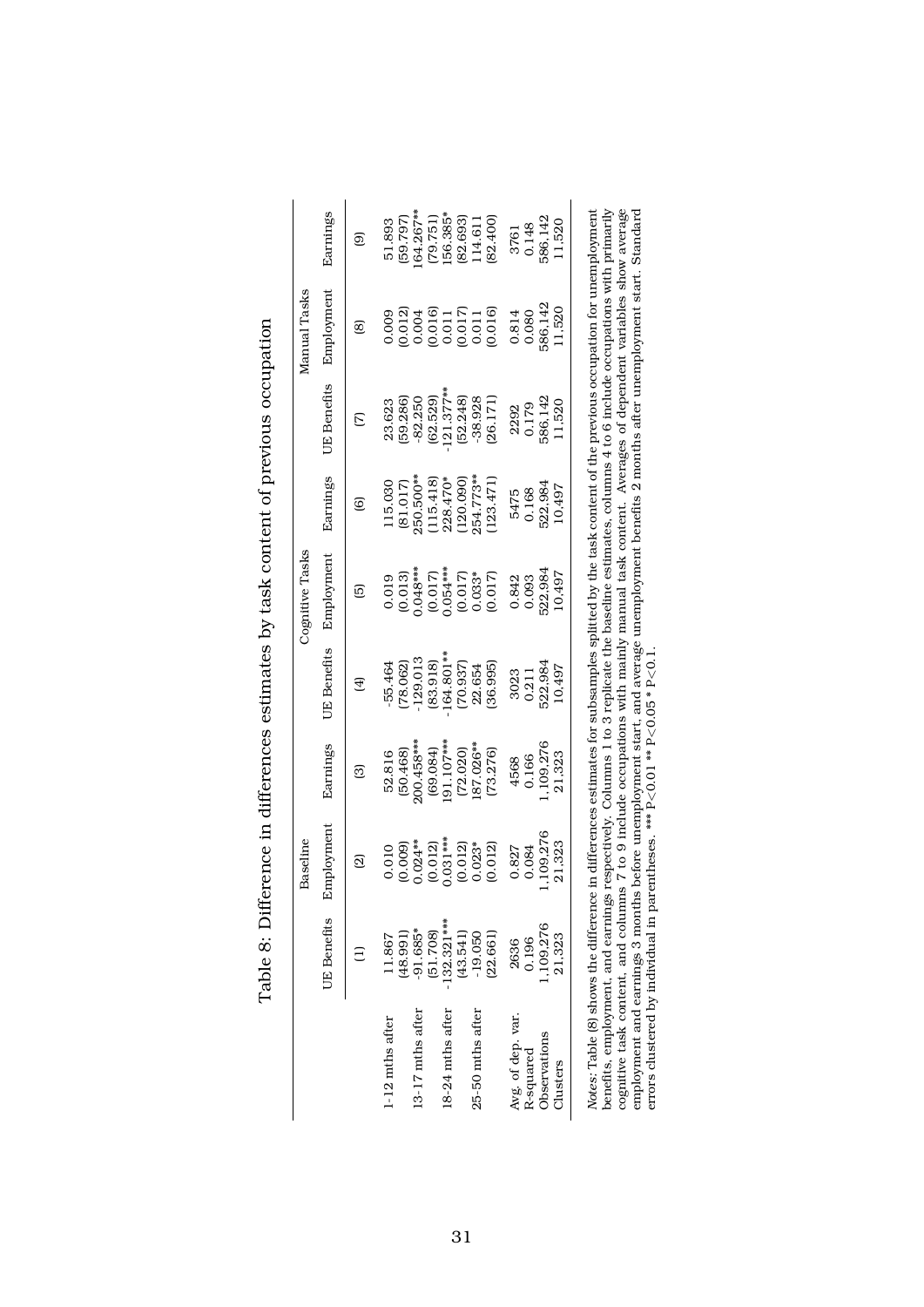Table 8: Difference in differences estimates by task content of previous occupation

| | Baseline | | | Cognitive Tasks | | | Manual Tasks | | |
|---|---|---|---|---|---|---|---|---|---|
| | UE Benefits | Employment | Earnings | UE Benefits | Employment | Earnings | UE Benefits | Employment | Earnings |
| | (1) | (2) | (3) | (4) | (5) | (6) | (7) | (8) | (9) |
| 1-12 mths after | 11.867 | 0.010 | 52.816 | -55.464 | 0.019 | 115.030 | 23.623 | 0.009 | 51.893 |
| | (48.991) | (0.009) | (50.468) | (78.062) | (0.013) | (81.017) | (59.286) | (0.012) | (59.797) |
| 13-17 mths after | -91.685* | 0.024** | 200.458*** | -129.013 | 0.048*** | 250.500** | -82.250 | 0.004 | 164.267** |
| | (51.708) | (0.012) | (69.084) | (83.918) | (0.017) | (115.418) | (62.529) | (0.016) | (79.751) |
| 18-24 mths after | -132.321*** | 0.031*** | 191.107*** | -164.801** | 0.054*** | 228.470* | -121.377** | 0.011 | 156.385* |
| | (43.541) | (0.012) | (72.020) | (70.937) | (0.017) | (120.090) | (52.248) | (0.017) | (82.693) |
| 25-50 mths after | -19.050 | 0.023* | 187.026** | 22.654 | 0.033* | 254.773** | -38.928 | 0.011 | 114.611 |
| | (22.661) | (0.012) | (73.276) | (36.995) | (0.017) | (123.471) | (26.171) | (0.016) | (82.400) |
| Avg. of dep. var. | 2636 | 0.827 | 4568 | 3023 | 0.842 | 5475 | 2292 | 0.814 | 3761 |
| R-squared | 0.196 | 0.084 | 0.166 | 0.211 | 0.093 | 0.168 | 0.179 | 0.080 | 0.148 |
| Observations | 1,109,276 | 1,109,276 | 1,109,276 | 522,984 | 522,984 | 522,984 | 586,142 | 586,142 | 586,142 |
| Clusters | 21,323 | 21,323 | 21,323 | 10,497 | 10,497 | 10,497 | 11,520 | 11,520 | 11,520 |

*Notes*: Table (8) shows the difference in differences estimates for subsamples splitted by the task content of the previous occupation for unemployment benefits, employment, and earnings respectively. Columns 1 to 3 replicate the baseline estimates, columns 4 to 6 include occupations with primarily cognitive task content, and columns 7 to 9 include occupations with mainly manual task content. Averages of dependent variables show average employment and earnings 3 months before unemployment start, and average unemployment benefits 2 months after unemployment start. Standard errors clustered by individual in parentheses. *** P<0.01 ** P<0.05 * P<0.1.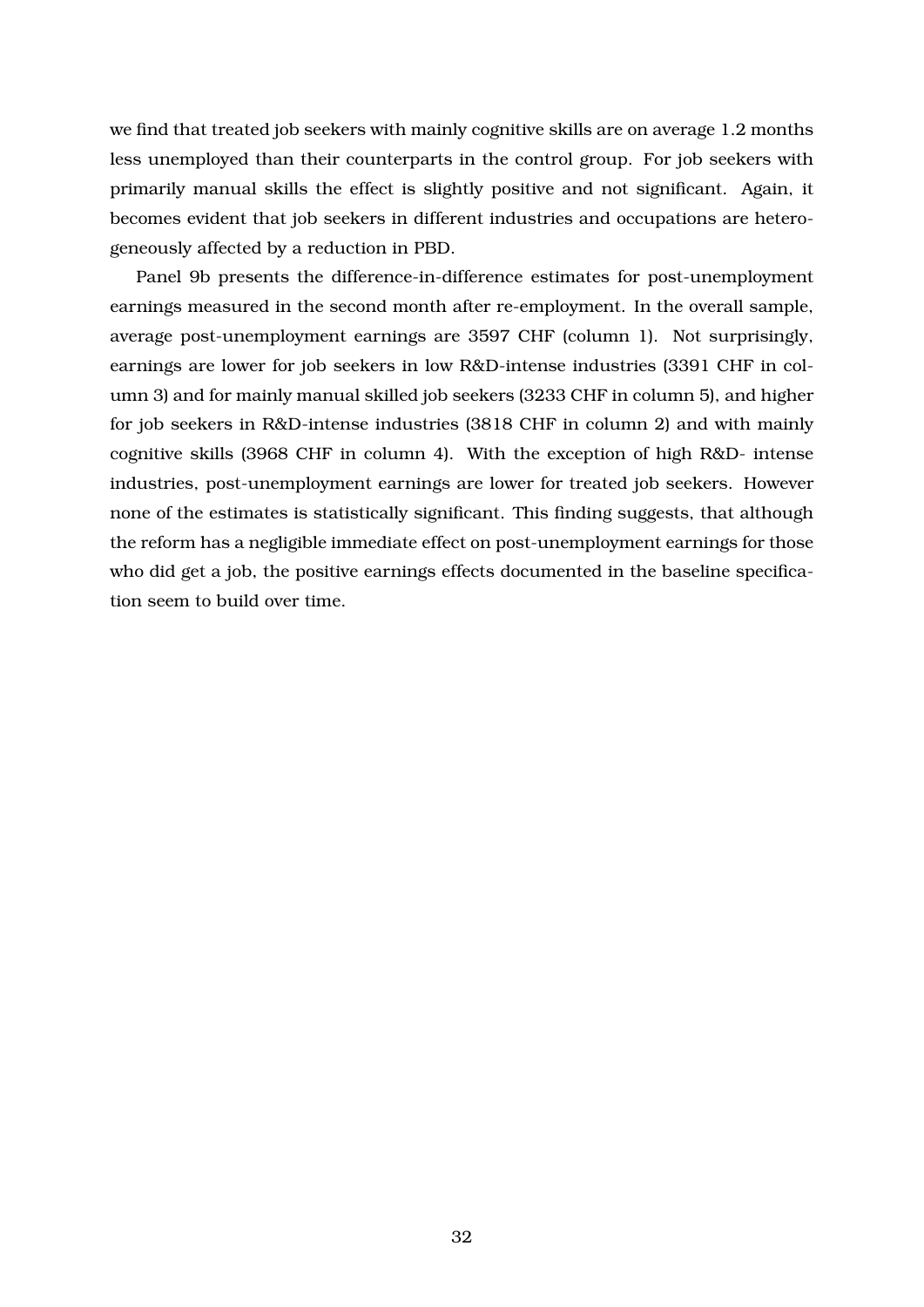we find that treated job seekers with mainly cognitive skills are on average 1.2 months less unemployed than their counterparts in the control group. For job seekers with primarily manual skills the effect is slightly positive and not significant. Again, it becomes evident that job seekers in different industries and occupations are heterogeneously affected by a reduction in PBD.

Panel 9b presents the difference-in-difference estimates for post-unemployment earnings measured in the second month after re-employment. In the overall sample, average post-unemployment earnings are 3597 CHF (column 1). Not surprisingly, earnings are lower for job seekers in low R&D-intense industries (3391 CHF in column 3) and for mainly manual skilled job seekers (3233 CHF in column 5), and higher for job seekers in R&D-intense industries (3818 CHF in column 2) and with mainly cognitive skills (3968 CHF in column 4). With the exception of high R&D- intense industries, post-unemployment earnings are lower for treated job seekers. However none of the estimates is statistically significant. This finding suggests, that although the reform has a negligible immediate effect on post-unemployment earnings for those who did get a job, the positive earnings effects documented in the baseline specification seem to build over time.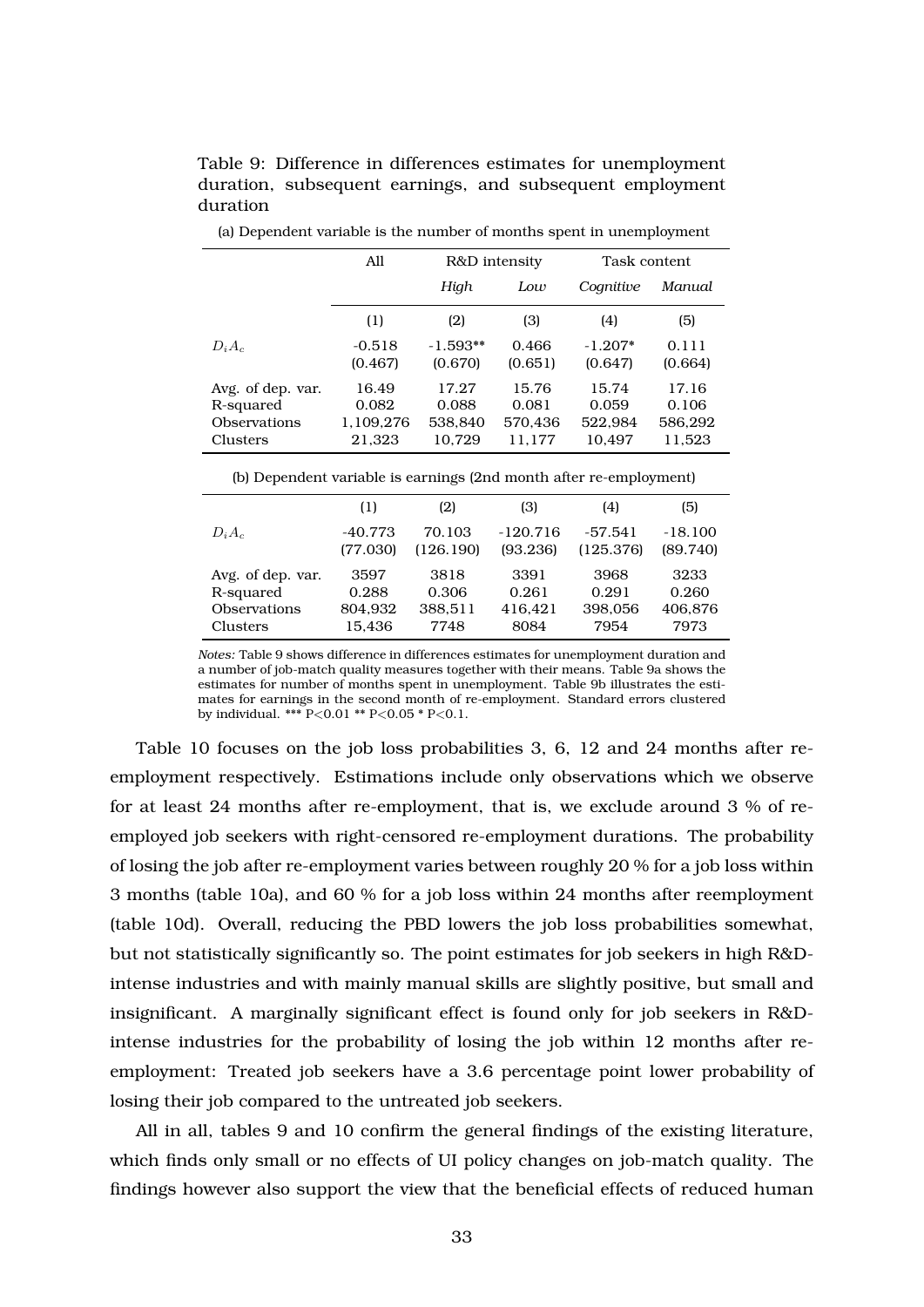Table 9: Difference in differences estimates for unemployment duration, subsequent earnings, and subsequent employment duration

(a) Dependent variable is the number of months spent in unemployment

| | All | R&D intensity | | Task content | |
|---|---|---|---|---|---|
| | | *High* | *Low* | *Cognitive* | *Manual* |
| | (1) | (2) | (3) | (4) | (5) |
| $D_i A_c$ | -0.518 | -1.593** | 0.466 | -1.207* | 0.111 |
| | (0.467) | (0.670) | (0.651) | (0.647) | (0.664) |
| Avg. of dep. var. | 16.49 | 17.27 | 15.76 | 15.74 | 17.16 |
| R-squared | 0.082 | 0.088 | 0.081 | 0.059 | 0.106 |
| Observations | 1,109,276 | 538,840 | 570,436 | 522,984 | 586,292 |
| Clusters | 21,323 | 10,729 | 11,177 | 10,497 | 11,523 |

(b) Dependent variable is earnings (2nd month after re-employment)

| | (1) | (2) | (3) | (4) | (5) |
|---|---|---|---|---|---|
| $D_i A_c$ | -40.773 | 70.103 | -120.716 | -57.541 | -18.100 |
| | (77.030) | (126.190) | (93.236) | (125.376) | (89.740) |
| Avg. of dep. var. | 3597 | 3818 | 3391 | 3968 | 3233 |
| R-squared | 0.288 | 0.306 | 0.261 | 0.291 | 0.260 |
| Observations | 804,932 | 388,511 | 416,421 | 398,056 | 406,876 |
| Clusters | 15,436 | 7748 | 8084 | 7954 | 7973 |

*Notes:* Table 9 shows difference in differences estimates for unemployment duration and a number of job-match quality measures together with their means. Table 9a shows the estimates for number of months spent in unemployment. Table 9b illustrates the estimates for earnings in the second month of re-employment. Standard errors clustered by individual. *** P<0.01 ** P<0.05 * P<0.1.

Table 10 focuses on the job loss probabilities 3, 6, 12 and 24 months after re-employment respectively. Estimations include only observations which we observe for at least 24 months after re-employment, that is, we exclude around 3 % of re-employed job seekers with right-censored re-employment durations. The probability of losing the job after re-employment varies between roughly 20 % for a job loss within 3 months (table 10a), and 60 % for a job loss within 24 months after reemployment (table 10d). Overall, reducing the PBD lowers the job loss probabilities somewhat, but not statistically significantly so. The point estimates for job seekers in high R&D-intense industries and with mainly manual skills are slightly positive, but small and insignificant. A marginally significant effect is found only for job seekers in R&D-intense industries for the probability of losing the job within 12 months after re-employment: Treated job seekers have a 3.6 percentage point lower probability of losing their job compared to the untreated job seekers.

All in all, tables 9 and 10 confirm the general findings of the existing literature, which finds only small or no effects of UI policy changes on job-match quality. The findings however also support the view that the beneficial effects of reduced human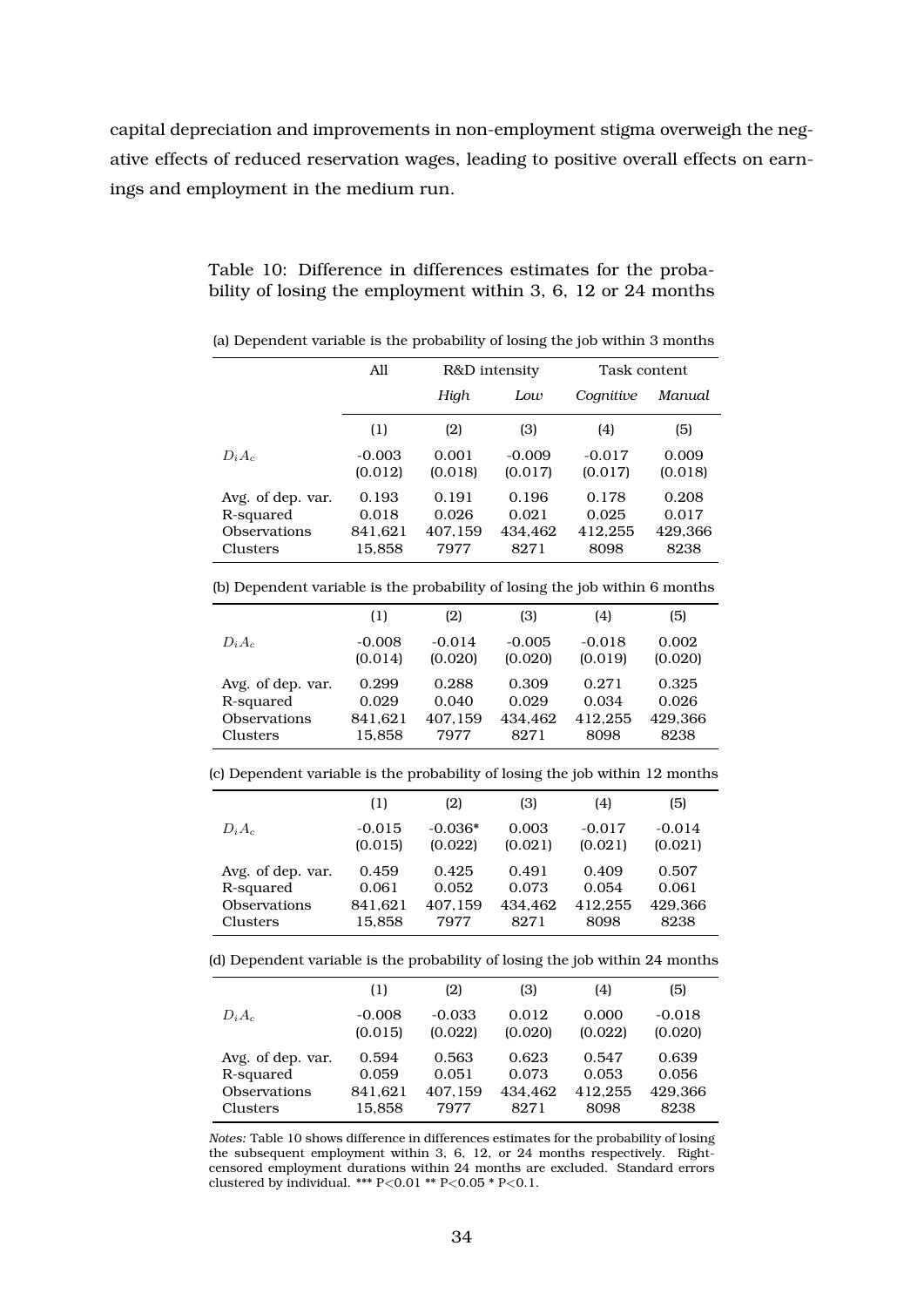capital depreciation and improvements in non-employment stigma overweigh the negative effects of reduced reservation wages, leading to positive overall effects on earnings and employment in the medium run.

Table 10: Difference in differences estimates for the probability of losing the employment within 3, 6, 12 or 24 months

(a) Dependent variable is the probability of losing the job within 3 months

| | All | R&D intensity | | Task content | |
|---|---|---|---|---|---|
| | | *High* | *Low* | *Cognitive* | *Manual* |
| | (1) | (2) | (3) | (4) | (5) |
| $D_i A_c$ | -0.003 | 0.001 | -0.009 | -0.017 | 0.009 |
| | (0.012) | (0.018) | (0.017) | (0.017) | (0.018) |
| Avg. of dep. var. | 0.193 | 0.191 | 0.196 | 0.178 | 0.208 |
| R-squared | 0.018 | 0.026 | 0.021 | 0.025 | 0.017 |
| Observations | 841,621 | 407,159 | 434,462 | 412,255 | 429,366 |
| Clusters | 15,858 | 7977 | 8271 | 8098 | 8238 |

(b) Dependent variable is the probability of losing the job within 6 months

| | (1) | (2) | (3) | (4) | (5) |
|---|---|---|---|---|---|
| $D_i A_c$ | -0.008 | -0.014 | -0.005 | -0.018 | 0.002 |
| | (0.014) | (0.020) | (0.020) | (0.019) | (0.020) |
| Avg. of dep. var. | 0.299 | 0.288 | 0.309 | 0.271 | 0.325 |
| R-squared | 0.029 | 0.040 | 0.029 | 0.034 | 0.026 |
| Observations | 841,621 | 407,159 | 434,462 | 412,255 | 429,366 |
| Clusters | 15,858 | 7977 | 8271 | 8098 | 8238 |

(c) Dependent variable is the probability of losing the job within 12 months

| | (1) | (2) | (3) | (4) | (5) |
|---|---|---|---|---|---|
| $D_i A_c$ | -0.015 | -0.036* | 0.003 | -0.017 | -0.014 |
| | (0.015) | (0.022) | (0.021) | (0.021) | (0.021) |
| Avg. of dep. var. | 0.459 | 0.425 | 0.491 | 0.409 | 0.507 |
| R-squared | 0.061 | 0.052 | 0.073 | 0.054 | 0.061 |
| Observations | 841,621 | 407,159 | 434,462 | 412,255 | 429,366 |
| Clusters | 15,858 | 7977 | 8271 | 8098 | 8238 |

(d) Dependent variable is the probability of losing the job within 24 months

| | (1) | (2) | (3) | (4) | (5) |
|---|---|---|---|---|---|
| $D_i A_c$ | -0.008 | -0.033 | 0.012 | 0.000 | -0.018 |
| | (0.015) | (0.022) | (0.020) | (0.022) | (0.020) |
| Avg. of dep. var. | 0.594 | 0.563 | 0.623 | 0.547 | 0.639 |
| R-squared | 0.059 | 0.051 | 0.073 | 0.053 | 0.056 |
| Observations | 841,621 | 407,159 | 434,462 | 412,255 | 429,366 |
| Clusters | 15,858 | 7977 | 8271 | 8098 | 8238 |

*Notes:* Table 10 shows difference in differences estimates for the probability of losing the subsequent employment within 3, 6, 12, or 24 months respectively. Right-censored employment durations within 24 months are excluded. Standard errors clustered by individual. *** P<0.01 ** P<0.05 * P<0.1.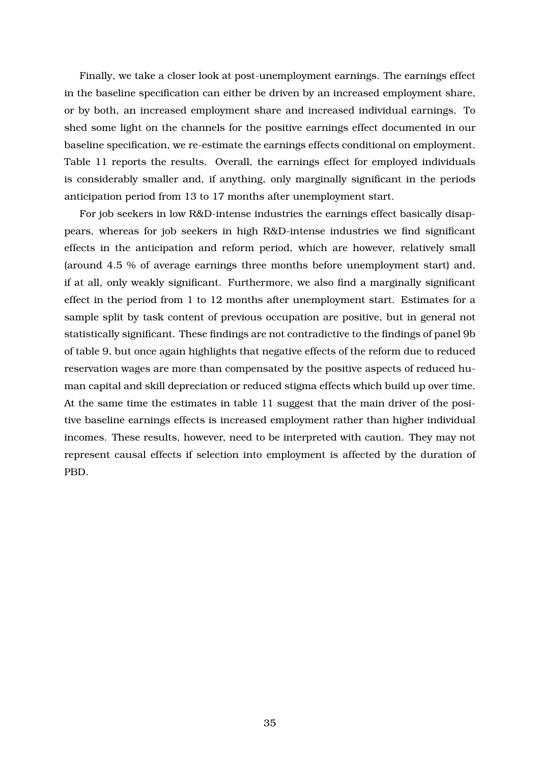Finally, we take a closer look at post-unemployment earnings. The earnings effect in the baseline specification can either be driven by an increased employment share, or by both, an increased employment share and increased individual earnings. To shed some light on the channels for the positive earnings effect documented in our baseline specification, we re-estimate the earnings effects conditional on employment. Table 11 reports the results. Overall, the earnings effect for employed individuals is considerably smaller and, if anything, only marginally significant in the periods anticipation period from 13 to 17 months after unemployment start.

For job seekers in low R&D-intense industries the earnings effect basically disappears, whereas for job seekers in high R&D-intense industries we find significant effects in the anticipation and reform period, which are however, relatively small (around 4.5 % of average earnings three months before unemployment start) and, if at all, only weakly significant. Furthermore, we also find a marginally significant effect in the period from 1 to 12 months after unemployment start. Estimates for a sample split by task content of previous occupation are positive, but in general not statistically significant. These findings are not contradictive to the findings of panel 9b of table 9, but once again highlights that negative effects of the reform due to reduced reservation wages are more than compensated by the positive aspects of reduced human capital and skill depreciation or reduced stigma effects which build up over time. At the same time the estimates in table 11 suggest that the main driver of the positive baseline earnings effects is increased employment rather than higher individual incomes. These results, however, need to be interpreted with caution. They may not represent causal effects if selection into employment is affected by the duration of PBD.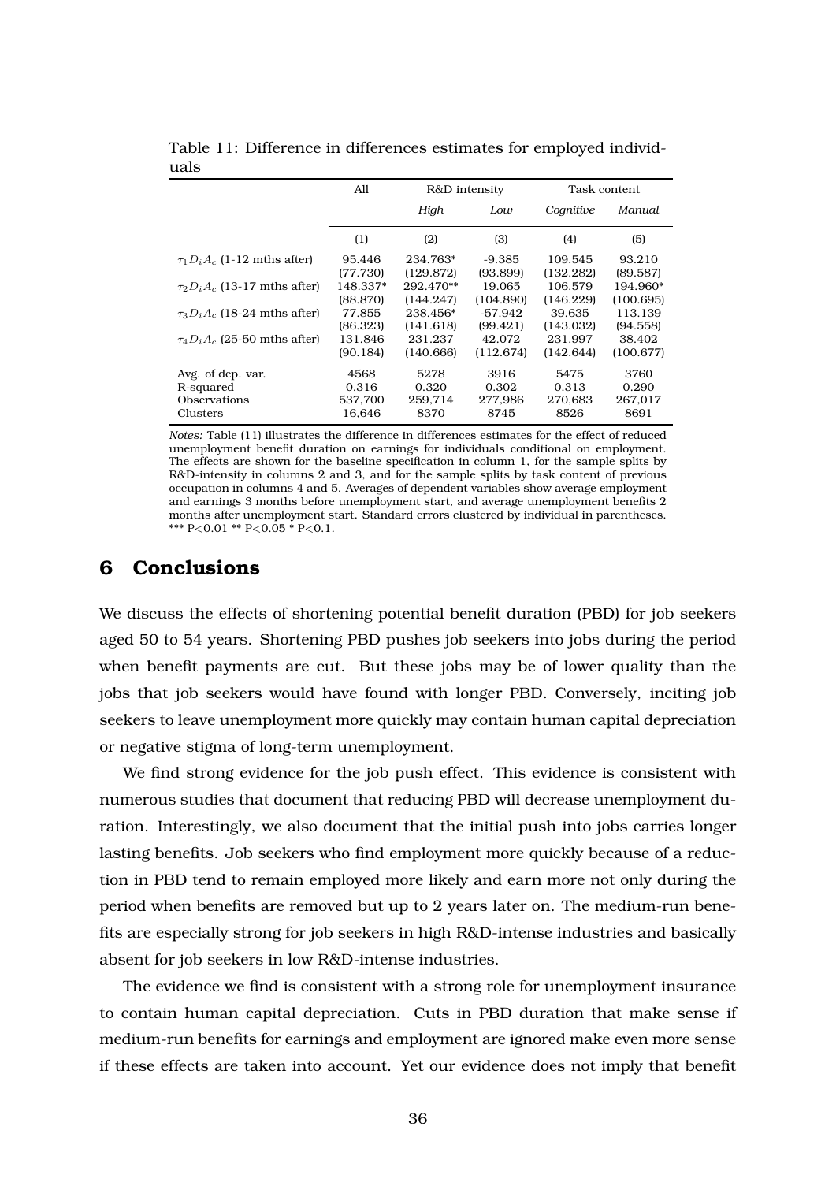Table 11: Difference in differences estimates for employed individuals

| | All | R&D intensity | | Task content | |
|---|---|---|---|---|---|
| | | *High* | *Low* | *Cognitive* | *Manual* |
| | (1) | (2) | (3) | (4) | (5) |
| $\tau_1 D_i A_c$ (1-12 mths after) | 95.446 | 234.763* | -9.385 | 109.545 | 93.210 |
| | (77.730) | (129.872) | (93.899) | (132.282) | (89.587) |
| $\tau_2 D_i A_c$ (13-17 mths after) | 148.337* | 292.470** | 19.065 | 106.579 | 194.960* |
| | (88.870) | (144.247) | (104.890) | (146.229) | (100.695) |
| $\tau_3 D_i A_c$ (18-24 mths after) | 77.855 | 238.456* | -57.942 | 39.635 | 113.139 |
| | (86.323) | (141.618) | (99.421) | (143.032) | (94.558) |
| $\tau_4 D_i A_c$ (25-50 mths after) | 131.846 | 231.237 | 42.072 | 231.997 | 38.402 |
| | (90.184) | (140.666) | (112.674) | (142.644) | (100.677) |
| Avg. of dep. var. | 4568 | 5278 | 3916 | 5475 | 3760 |
| R-squared | 0.316 | 0.320 | 0.302 | 0.313 | 0.290 |
| Observations | 537,700 | 259,714 | 277,986 | 270,683 | 267,017 |
| Clusters | 16,646 | 8370 | 8745 | 8526 | 8691 |

*Notes:* Table (11) illustrates the difference in differences estimates for the effect of reduced unemployment benefit duration on earnings for individuals conditional on employment. The effects are shown for the baseline specification in column 1, for the sample splits by R&D-intensity in columns 2 and 3, and for the sample splits by task content of previous occupation in columns 4 and 5. Averages of dependent variables show average employment and earnings 3 months before unemployment start, and average unemployment benefits 2 months after unemployment start. Standard errors clustered by individual in parentheses. *** P<0.01 ** P<0.05 * P<0.1.

# 6 Conclusions

We discuss the effects of shortening potential benefit duration (PBD) for job seekers aged 50 to 54 years. Shortening PBD pushes job seekers into jobs during the period when benefit payments are cut. But these jobs may be of lower quality than the jobs that job seekers would have found with longer PBD. Conversely, inciting job seekers to leave unemployment more quickly may contain human capital depreciation or negative stigma of long-term unemployment.

We find strong evidence for the job push effect. This evidence is consistent with numerous studies that document that reducing PBD will decrease unemployment duration. Interestingly, we also document that the initial push into jobs carries longer lasting benefits. Job seekers who find employment more quickly because of a reduction in PBD tend to remain employed more likely and earn more not only during the period when benefits are removed but up to 2 years later on. The medium-run benefits are especially strong for job seekers in high R&D-intense industries and basically absent for job seekers in low R&D-intense industries.

The evidence we find is consistent with a strong role for unemployment insurance to contain human capital depreciation. Cuts in PBD duration that make sense if medium-run benefits for earnings and employment are ignored make even more sense if these effects are taken into account. Yet our evidence does not imply that benefit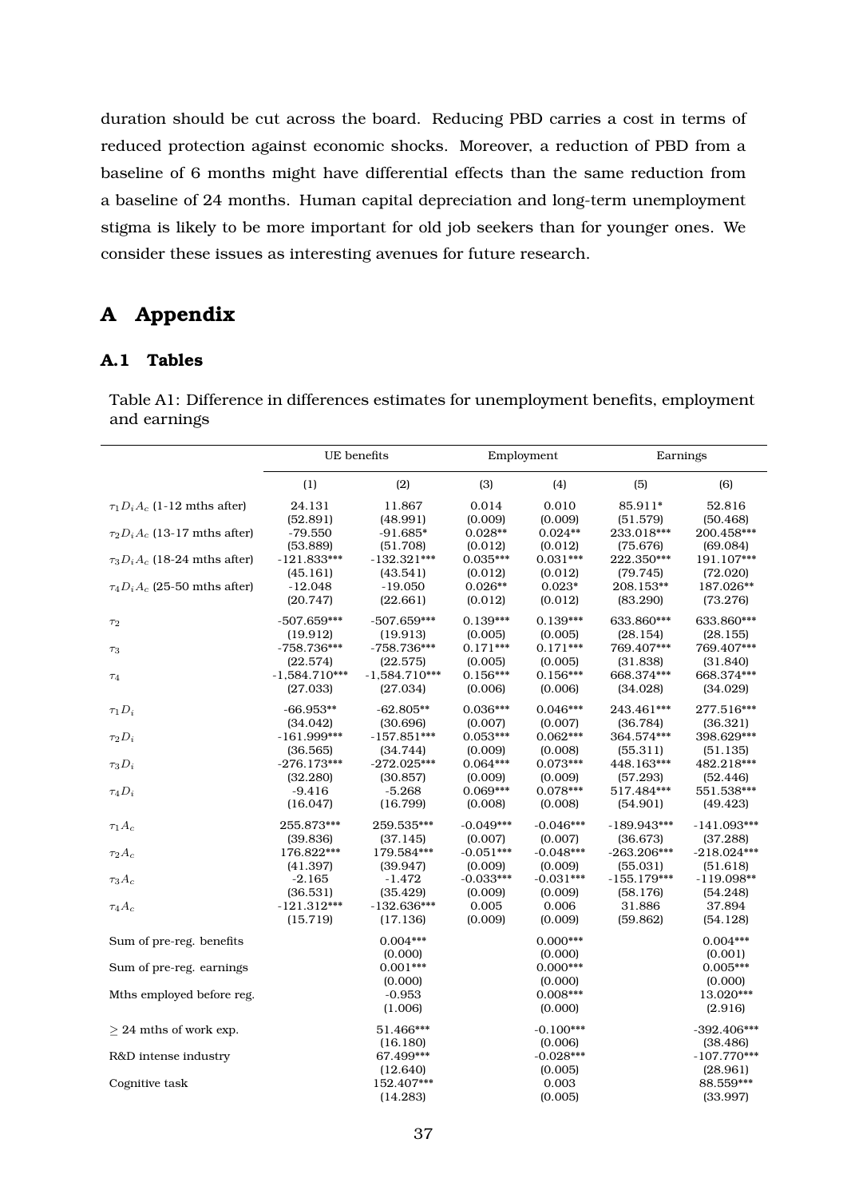duration should be cut across the board. Reducing PBD carries a cost in terms of reduced protection against economic shocks. Moreover, a reduction of PBD from a baseline of 6 months might have differential effects than the same reduction from a baseline of 24 months. Human capital depreciation and long-term unemployment stigma is likely to be more important for old job seekers than for younger ones. We consider these issues as interesting avenues for future research.

# A Appendix

## A.1 Tables

Table A1: Difference in differences estimates for unemployment benefits, employment and earnings

| | UE benefits | | Employment | | Earnings | |
|---|---|---|---|---|---|---|
| | (1) | (2) | (3) | (4) | (5) | (6) |
| $\tau_1 D_i A_c$ (1-12 mths after) | 24.131 | 11.867 | 0.014 | 0.010 | 85.911* | 52.816 |
| | (52.891) | (48.991) | (0.009) | (0.009) | (51.579) | (50.468) |
| $\tau_2 D_i A_c$ (13-17 mths after) | -79.550 | -91.685* | 0.028** | 0.024** | 233.018*** | 200.458*** |
| | (53.889) | (51.708) | (0.012) | (0.012) | (75.676) | (69.084) |
| $\tau_3 D_i A_c$ (18-24 mths after) | -121.833*** | -132.321*** | 0.035*** | 0.031*** | 222.350*** | 191.107*** |
| | (45.161) | (43.541) | (0.012) | (0.012) | (79.745) | (72.020) |
| $\tau_4 D_i A_c$ (25-50 mths after) | -12.048 | -19.050 | 0.026** | 0.023* | 208.153** | 187.026** |
| | (20.747) | (22.661) | (0.012) | (0.012) | (83.290) | (73.276) |
| $\tau_2$ | -507.659*** | -507.659*** | 0.139*** | 0.139*** | 633.860*** | 633.860*** |
| | (19.912) | (19.913) | (0.005) | (0.005) | (28.154) | (28.155) |
| $\tau_3$ | -758.736*** | -758.736*** | 0.171*** | 0.171*** | 769.407*** | 769.407*** |
| | (22.574) | (22.575) | (0.005) | (0.005) | (31.838) | (31.840) |
| $\tau_4$ | -1,584.710*** | -1,584.710*** | 0.156*** | 0.156*** | 668.374*** | 668.374*** |
| | (27.033) | (27.034) | (0.006) | (0.006) | (34.028) | (34.029) |
| $\tau_1 D_i$ | -66.953** | -62.805** | 0.036*** | 0.046*** | 243.461*** | 277.516*** |
| | (34.042) | (30.696) | (0.007) | (0.007) | (36.784) | (36.321) |
| $\tau_2 D_i$ | -161.999*** | -157.851*** | 0.053*** | 0.062*** | 364.574*** | 398.629*** |
| | (36.565) | (34.744) | (0.009) | (0.008) | (55.311) | (51.135) |
| $\tau_3 D_i$ | -276.173*** | -272.025*** | 0.064*** | 0.073*** | 448.163*** | 482.218*** |
| | (32.280) | (30.857) | (0.009) | (0.009) | (57.293) | (52.446) |
| $\tau_4 D_i$ | -9.416 | -5.268 | 0.069*** | 0.078*** | 517.484*** | 551.538*** |
| | (16.047) | (16.799) | (0.008) | (0.008) | (54.901) | (49.423) |
| $\tau_1 A_c$ | 255.873*** | 259.535*** | -0.049*** | -0.046*** | -189.943*** | -141.093*** |
| | (39.836) | (37.145) | (0.007) | (0.007) | (36.673) | (37.288) |
| $\tau_2 A_c$ | 176.822*** | 179.584*** | -0.051*** | -0.048*** | -263.206*** | -218.024*** |
| | (41.397) | (39.947) | (0.009) | (0.009) | (55.031) | (51.618) |
| $\tau_3 A_c$ | -2.165 | -1.472 | -0.033*** | -0.031*** | -155.179*** | -119.098** |
| | (36.531) | (35.429) | (0.009) | (0.009) | (58.176) | (54.248) |
| $\tau_4 A_c$ | -121.312*** | -132.636*** | 0.005 | 0.006 | 31.886 | 37.894 |
| | (15.719) | (17.136) | (0.009) | (0.009) | (59.862) | (54.128) |
| Sum of pre-reg. benefits | | 0.004*** | | 0.000*** | | 0.004*** |
| | | (0.000) | | (0.000) | | (0.001) |
| Sum of pre-reg. earnings | | 0.001*** | | 0.000*** | | 0.005*** |
| | | (0.000) | | (0.000) | | (0.000) |
| Mths employed before reg. | | -0.953 | | 0.008*** | | 13.020*** |
| | | (1.006) | | (0.000) | | (2.916) |
| $\geq$ 24 mths of work exp. | | 51.466*** | | -0.100*** | | -392.406*** |
| | | (16.180) | | (0.006) | | (38.486) |
| R&D intense industry | | 67.499*** | | -0.028*** | | -107.770*** |
| | | (12.640) | | (0.005) | | (28.961) |
| Cognitive task | | 152.407*** | | 0.003 | | 88.559*** |
| | | (14.283) | | (0.005) | | (33.997) |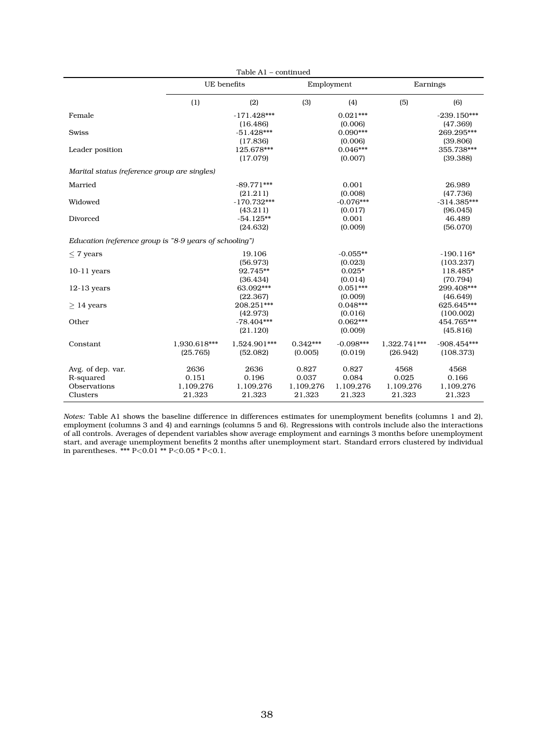Table A1 – continued

| | UE benefits | | Employment | | Earnings | |
|---|---|---|---|---|---|---|
| | (1) | (2) | (3) | (4) | (5) | (6) |
| Female | | -171.428*** | | 0.021*** | | -239.150*** |
| | | (16.486) | | (0.006) | | (47.369) |
| Swiss | | -51.428*** | | 0.090*** | | 269.295*** |
| | | (17.836) | | (0.006) | | (39.806) |
| Leader position | | 125.678*** | | 0.046*** | | 355.738*** |
| | | (17.079) | | (0.007) | | (39.388) |
| *Marital status (reference group are singles)* | | | | | | |
| Married | | -89.771*** | | 0.001 | | 26.989 |
| | | (21.211) | | (0.008) | | (47.736) |
| Widowed | | -170.732*** | | -0.076*** | | -314.385*** |
| | | (43.211) | | (0.017) | | (96.045) |
| Divorced | | -54.125** | | 0.001 | | 46.489 |
| | | (24.632) | | (0.009) | | (56.070) |
| *Education (reference group is "8-9 years of schooling")* | | | | | | |
| $\leq$ 7 years | | 19.106 | | -0.055** | | -190.116* |
| | | (56.973) | | (0.023) | | (103.237) |
| 10-11 years | | 92.745** | | 0.025* | | 118.485* |
| | | (36.434) | | (0.014) | | (70.794) |
| 12-13 years | | 63.092*** | | 0.051*** | | 299.408*** |
| | | (22.367) | | (0.009) | | (46.649) |
| $\geq$ 14 years | | 208.251*** | | 0.048*** | | 625.645*** |
| | | (42.973) | | (0.016) | | (100.002) |
| Other | | -78.404*** | | 0.062*** | | 454.765*** |
| | | (21.120) | | (0.009) | | (45.816) |
| Constant | 1,930.618*** | 1,524.901*** | 0.342*** | -0.098*** | 1,322.741*** | -908.454*** |
| | (25.765) | (52.082) | (0.005) | (0.019) | (26.942) | (108.373) |
| Avg. of dep. var. | 2636 | 2636 | 0.827 | 0.827 | 4568 | 4568 |
| R-squared | 0.151 | 0.196 | 0.037 | 0.084 | 0.025 | 0.166 |
| Observations | 1,109,276 | 1,109,276 | 1,109,276 | 1,109,276 | 1,109,276 | 1,109,276 |
| Clusters | 21,323 | 21,323 | 21,323 | 21,323 | 21,323 | 21,323 |

*Notes:* Table A1 shows the baseline difference in differences estimates for unemployment benefits (columns 1 and 2), employment (columns 3 and 4) and earnings (columns 5 and 6). Regressions with controls include also the interactions of all controls. Averages of dependent variables show average employment and earnings 3 months before unemployment start, and average unemployment benefits 2 months after unemployment start. Standard errors clustered by individual in parentheses. *** P<0.01 ** P<0.05 * P<0.1.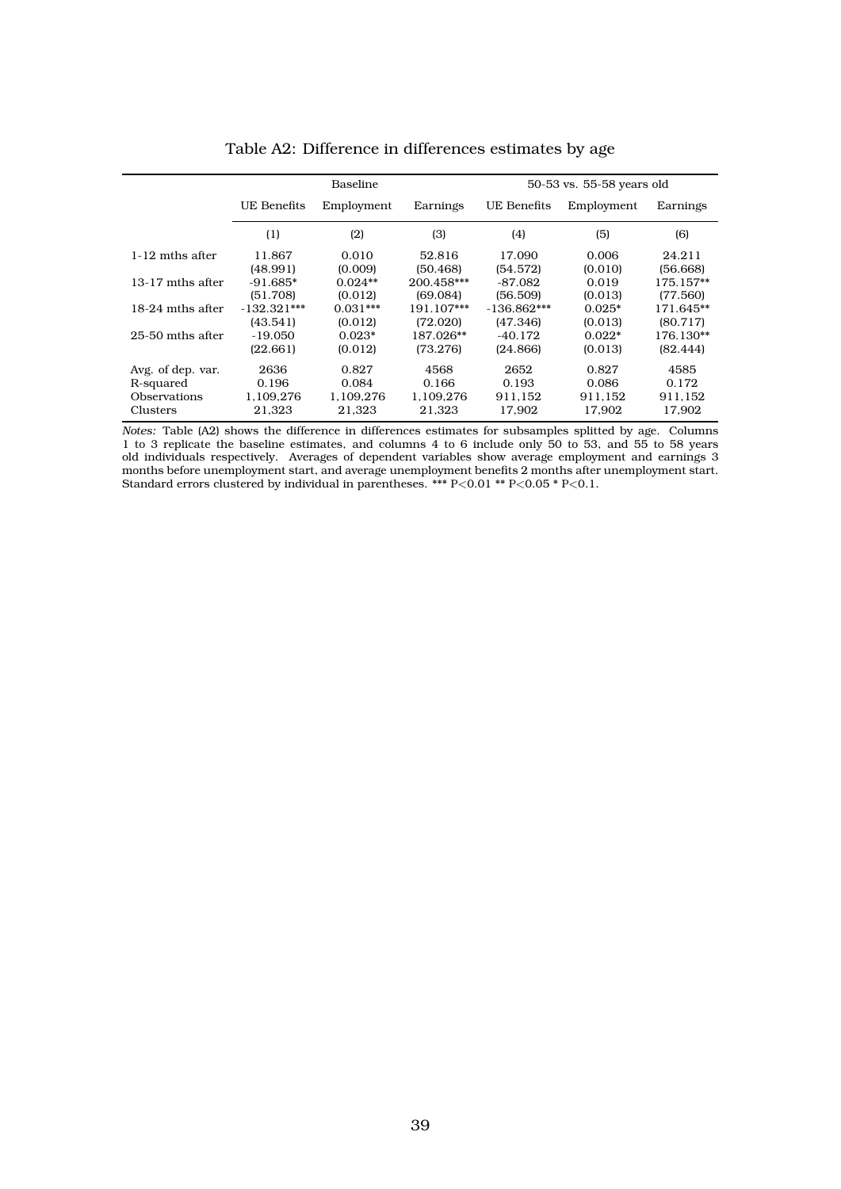Table A2: Difference in differences estimates by age

| | Baseline | | | 50-53 vs. 55-58 years old | | |
|---|---|---|---|---|---|---|
| | UE Benefits | Employment | Earnings | UE Benefits | Employment | Earnings |
| | (1) | (2) | (3) | (4) | (5) | (6) |
| 1-12 mths after | 11.867 | 0.010 | 52.816 | 17.090 | 0.006 | 24.211 |
| | (48.991) | (0.009) | (50.468) | (54.572) | (0.010) | (56.668) |
| 13-17 mths after | -91.685* | 0.024** | 200.458*** | -87.082 | 0.019 | 175.157** |
| | (51.708) | (0.012) | (69.084) | (56.509) | (0.013) | (77.560) |
| 18-24 mths after | -132.321*** | 0.031*** | 191.107*** | -136.862*** | 0.025* | 171.645** |
| | (43.541) | (0.012) | (72.020) | (47.346) | (0.013) | (80.717) |
| 25-50 mths after | -19.050 | 0.023* | 187.026** | -40.172 | 0.022* | 176.130** |
| | (22.661) | (0.012) | (73.276) | (24.866) | (0.013) | (82.444) |
| Avg. of dep. var. | 2636 | 0.827 | 4568 | 2652 | 0.827 | 4585 |
| R-squared | 0.196 | 0.084 | 0.166 | 0.193 | 0.086 | 0.172 |
| Observations | 1,109,276 | 1,109,276 | 1,109,276 | 911,152 | 911,152 | 911,152 |
| Clusters | 21,323 | 21,323 | 21,323 | 17,902 | 17,902 | 17,902 |

*Notes:* Table (A2) shows the difference in differences estimates for subsamples splitted by age. Columns 1 to 3 replicate the baseline estimates, and columns 4 to 6 include only 50 to 53, and 55 to 58 years old individuals respectively. Averages of dependent variables show average employment and earnings 3 months before unemployment start, and average unemployment benefits 2 months after unemployment start. Standard errors clustered by individual in parentheses. *** P<0.01 ** P<0.05 * P<0.1.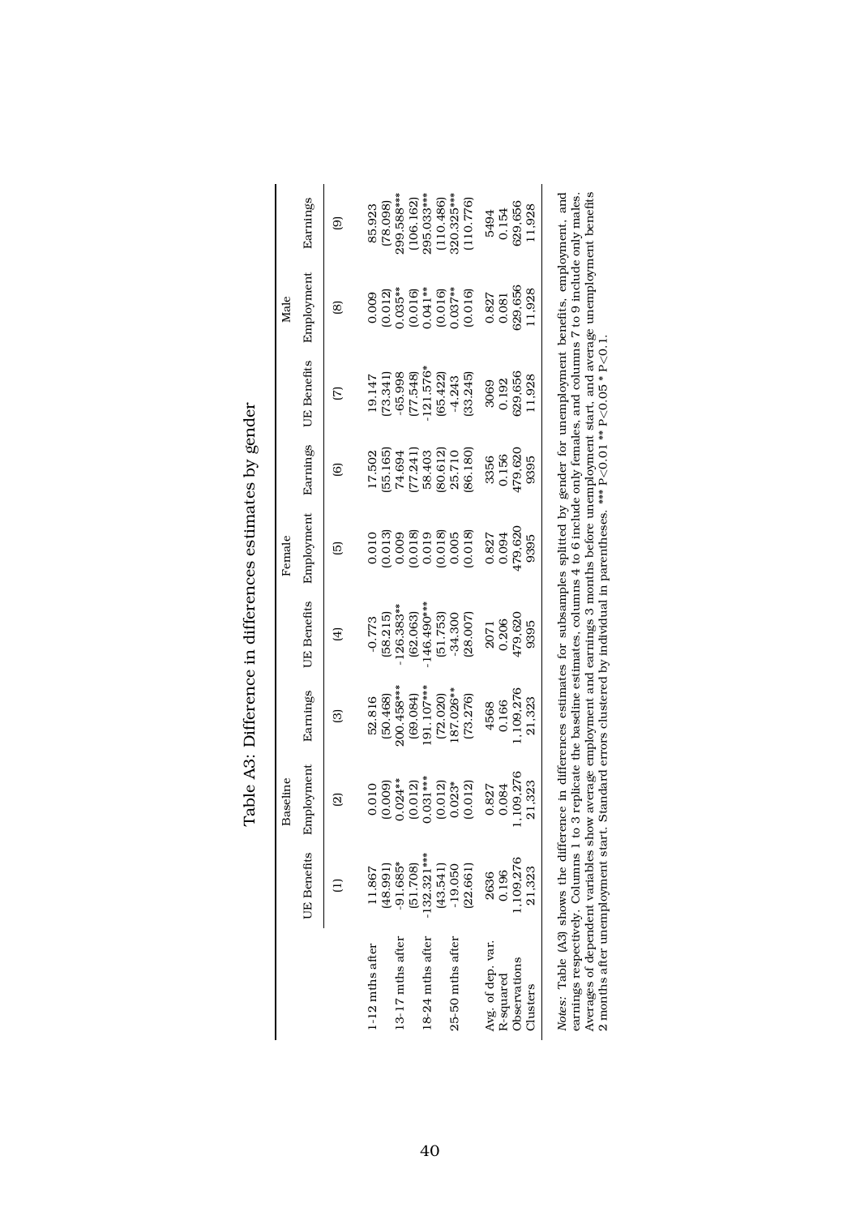Table A3: Difference in differences estimates by gender

| | Baseline | | | Female | | | Male | | |
|---|---|---|---|---|---|---|---|---|---|
| | UE Benefits | Employment | Earnings | UE Benefits | Employment | Earnings | UE Benefits | Employment | Earnings |
| | (1) | (2) | (3) | (4) | (5) | (6) | (7) | (8) | (9) |
| 1-12 mths after | 11.867 | 0.010 | 52.816 | -0.773 | 0.010 | 17.502 | 19.147 | 0.009 | 85.923 |
| | (48.991) | (0.009) | (50.468) | (58.215) | (0.013) | (55.165) | (73.341) | (0.012) | (78.098) |
| 13-17 mths after | -91.685* | 0.024** | 200.458*** | -126.383** | 0.009 | 74.694 | -65.998 | 0.035** | 299.588*** |
| | (51.708) | (0.012) | (69.084) | (62.063) | (0.018) | (77.241) | (77.548) | (0.016) | (106.162) |
| 18-24 mths after | -132.321*** | 0.031*** | 191.107*** | -146.490*** | 0.019 | 58.403 | -121.576* | 0.041** | 295.033*** |
| | (43.541) | (0.012) | (72.020) | (51.753) | (0.018) | (80.612) | (65.422) | (0.016) | (110.486) |
| 25-50 mths after | -19.050 | 0.023* | 187.026** | -34.300 | 0.005 | 25.710 | -4.243 | 0.037** | 320.325*** |
| | (22.661) | (0.012) | (73.276) | (28.007) | (0.018) | (86.180) | (33.245) | (0.016) | (110.776) |
| Avg. of dep. var. | 2636 | 0.827 | 4568 | 2071 | 0.827 | 3356 | 3069 | 0.827 | 5494 |
| R-squared | 0.196 | 0.084 | 0.166 | 0.206 | 0.094 | 0.156 | 0.192 | 0.081 | 0.154 |
| Observations | 1,109,276 | 1,109,276 | 1,109,276 | 479,620 | 479,620 | 479,620 | 629,656 | 629,656 | 629,656 |
| Clusters | 21,323 | 21,323 | 21,323 | 9395 | 9395 | 9395 | 11,928 | 11,928 | 11,928 |

*Notes*: Table (A3) shows the difference in differences estimates for subsamples splitted by gender for unemployment benefits, employment, and earnings respectively. Columns 1 to 3 replicate the baseline estimates, columns 4 to 6 include only females, and columns 7 to 9 include only males. Averages of dependent variables show average employment and earnings 3 months before unemployment start, and average unemployment benefits 2 months after unemployment start. Standard errors clustered by individual in parentheses. *** P<0.01 ** P<0.05 * P<0.1.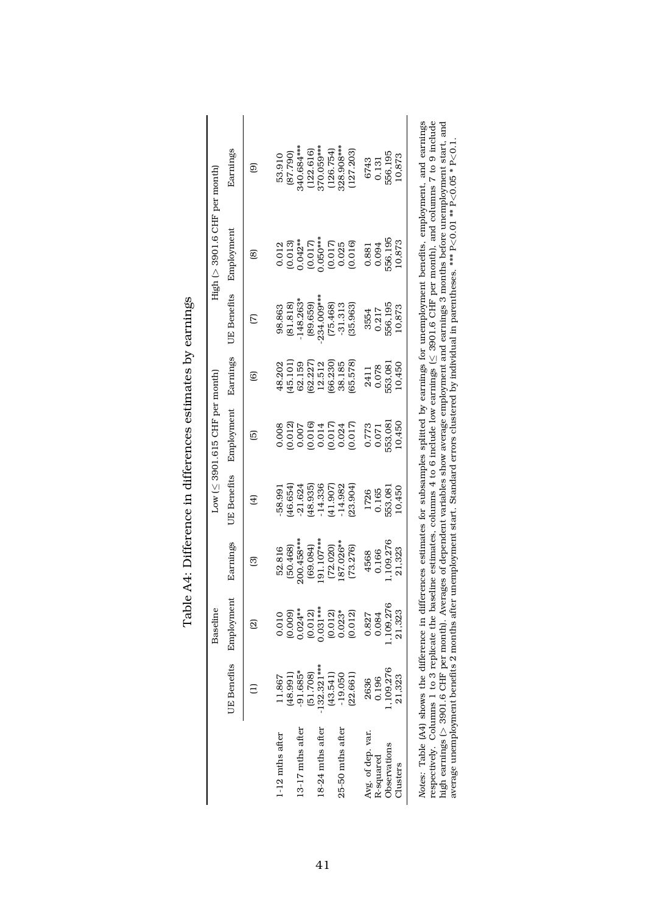# Table A4: Difference in differences estimates by earnings

| | Baseline | | | Low ($\leq$ 3901.615 CHF per month) | | | High ($>$ 3901.6 CHF per month) | | |
|---|---|---|---|---|---|---|---|---|---|
| | UE Benefits | Employment | Earnings | UE Benefits | Employment | Earnings | UE Benefits | Employment | Earnings |
| | (1) | (2) | (3) | (4) | (5) | (6) | (7) | (8) | (9) |
| 1-12 mths after | 11.867 | 0.010 | 52.816 | -58.991 | 0.008 | 48.202 | 98.863 | 0.012 | 53.910 |
| | (48.991) | (0.009) | (50.468) | (46.654) | (0.012) | (45.101) | (81.818) | (0.013) | (87.790) |
| 13-17 mths after | -91.685* | 0.024** | 200.458*** | -21.624 | 0.007 | 62.159 | -148.263* | 0.042** | 340.684*** |
| | (51.708) | (0.012) | (69.084) | (48.935) | (0.016) | (62.227) | (89.659) | (0.017) | (122.616) |
| 18-24 mths after | -132.321*** | 0.031*** | 191.107*** | -14.336 | 0.014 | 12.512 | -234.009*** | 0.050*** | 370.059*** |
| | (43.541) | (0.012) | (72.020) | (41.907) | (0.017) | (66.230) | (75.468) | (0.017) | (126.754) |
| 25-50 mths after | -19.050 | 0.023* | 187.026** | -14.982 | 0.024 | 38.185 | -31.313 | 0.025 | 328.908*** |
| | (22.661) | (0.012) | (73.276) | (23.904) | (0.017) | (65.578) | (35.963) | (0.016) | (127.203) |
| Avg. of dep. var. | 2636 | 0.827 | 4568 | 1726 | 0.773 | 2411 | 3554 | 0.881 | 6743 |
| R-squared | 0.196 | 0.084 | 0.166 | 0.165 | 0.071 | 0.078 | 0.217 | 0.094 | 0.131 |
| Observations | 1,109,276 | 1,109,276 | 1,109,276 | 553,081 | 553,081 | 553,081 | 556,195 | 556,195 | 556,195 |
| Clusters | 21,323 | 21,323 | 21,323 | 10,450 | 10,450 | 10,450 | 10,873 | 10,873 | 10,873 |

*Notes:* Table (A4) shows the difference in differences estimates for subsamples splitted by earnings for unemployment benefits, employment, and earnings respectively. Columns 1 to 3 replicate the baseline estimates, columns 4 to 6 include low earnings ($\leq$ 3901.6 CHF per month), and columns 7 to 9 include high earnings ($>$ 3901.6 CHF per month). Averages of dependent variables show average employment and earnings 3 months before unemployment start, and average unemployment benefits 2 months after unemployment start. Standard errors clustered by individual in parentheses. *** P<0.01 ** P<0.05 * P<0.1.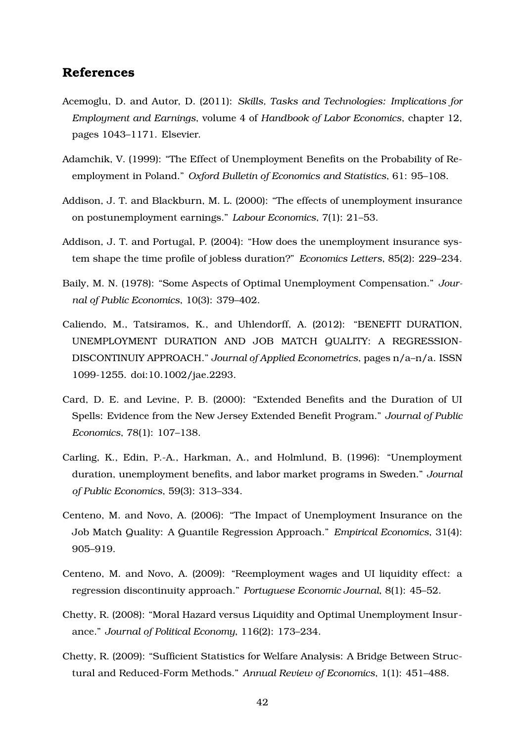## References

Acemoglu, D. and Autor, D. (2011): *Skills, Tasks and Technologies: Implications for Employment and Earnings*, volume 4 of *Handbook of Labor Economics*, chapter 12, pages 1043–1171. Elsevier.

Adamchik, V. (1999): "The Effect of Unemployment Benefits on the Probability of Re-employment in Poland." *Oxford Bulletin of Economics and Statistics*, 61: 95–108.

Addison, J. T. and Blackburn, M. L. (2000): "The effects of unemployment insurance on postunemployment earnings." *Labour Economics*, 7(1): 21–53.

Addison, J. T. and Portugal, P. (2004): "How does the unemployment insurance system shape the time profile of jobless duration?" *Economics Letters*, 85(2): 229–234.

Baily, M. N. (1978): "Some Aspects of Optimal Unemployment Compensation." *Journal of Public Economics*, 10(3): 379–402.

Caliendo, M., Tatsiramos, K., and Uhlendorff, A. (2012): "BENEFIT DURATION, UNEMPLOYMENT DURATION AND JOB MATCH QUALITY: A REGRESSION-DISCONTINUIY APPROACH." *Journal of Applied Econometrics*, pages n/a–n/a. ISSN 1099-1255. doi:10.1002/jae.2293.

Card, D. E. and Levine, P. B. (2000): "Extended Benefits and the Duration of UI Spells: Evidence from the New Jersey Extended Benefit Program." *Journal of Public Economics*, 78(1): 107–138.

Carling, K., Edin, P.-A., Harkman, A., and Holmlund, B. (1996): "Unemployment duration, unemployment benefits, and labor market programs in Sweden." *Journal of Public Economics*, 59(3): 313–334.

Centeno, M. and Novo, A. (2006): "The Impact of Unemployment Insurance on the Job Match Quality: A Quantile Regression Approach." *Empirical Economics*, 31(4): 905–919.

Centeno, M. and Novo, A. (2009): "Reemployment wages and UI liquidity effect: a regression discontinuity approach." *Portuguese Economic Journal*, 8(1): 45–52.

Chetty, R. (2008): "Moral Hazard versus Liquidity and Optimal Unemployment Insurance." *Journal of Political Economy*, 116(2): 173–234.

Chetty, R. (2009): "Sufficient Statistics for Welfare Analysis: A Bridge Between Structural and Reduced-Form Methods." *Annual Review of Economics*, 1(1): 451–488.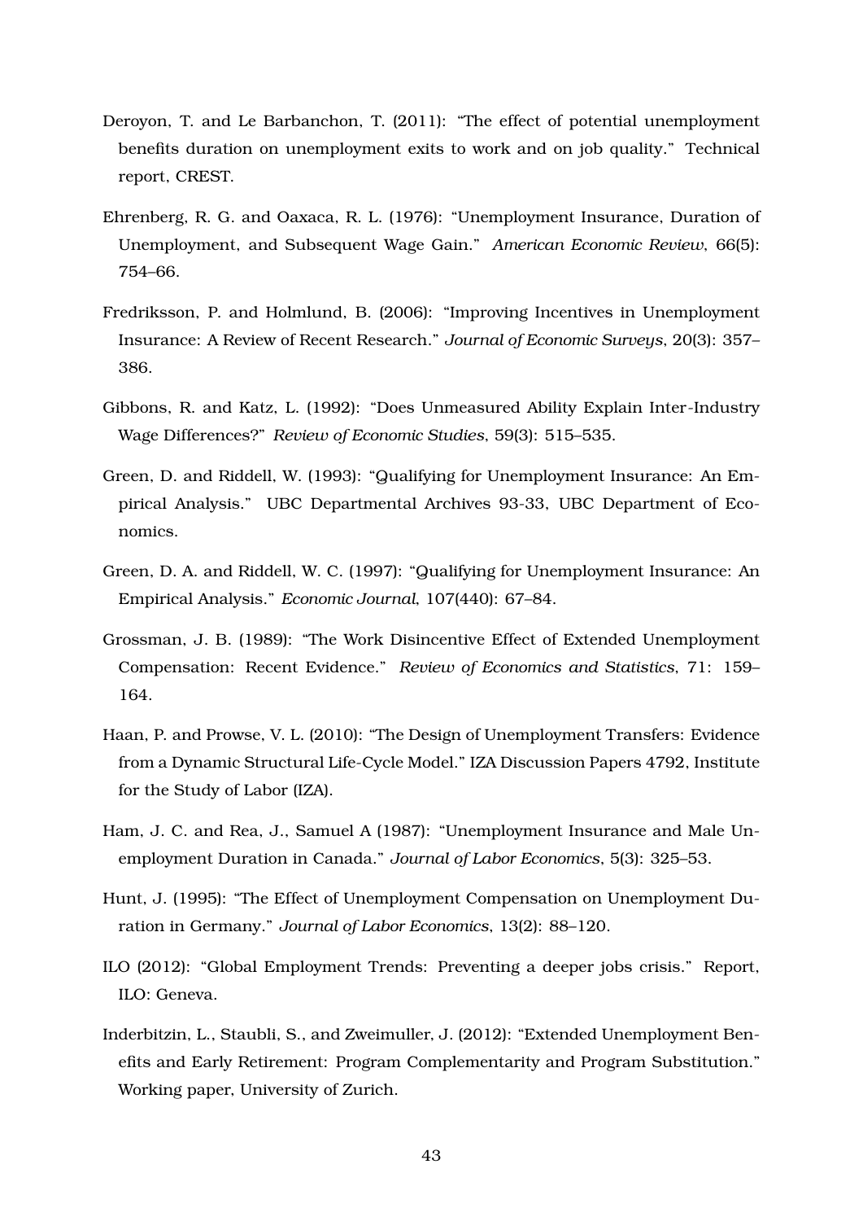Deroyon, T. and Le Barbanchon, T. (2011): "The effect of potential unemployment benefits duration on unemployment exits to work and on job quality." Technical report, CREST.

Ehrenberg, R. G. and Oaxaca, R. L. (1976): "Unemployment Insurance, Duration of Unemployment, and Subsequent Wage Gain." *American Economic Review*, 66(5): 754–66.

Fredriksson, P. and Holmlund, B. (2006): "Improving Incentives in Unemployment Insurance: A Review of Recent Research." *Journal of Economic Surveys*, 20(3): 357–386.

Gibbons, R. and Katz, L. (1992): "Does Unmeasured Ability Explain Inter-Industry Wage Differences?" *Review of Economic Studies*, 59(3): 515–535.

Green, D. and Riddell, W. (1993): "Qualifying for Unemployment Insurance: An Empirical Analysis." UBC Departmental Archives 93-33, UBC Department of Economics.

Green, D. A. and Riddell, W. C. (1997): "Qualifying for Unemployment Insurance: An Empirical Analysis." *Economic Journal*, 107(440): 67–84.

Grossman, J. B. (1989): "The Work Disincentive Effect of Extended Unemployment Compensation: Recent Evidence." *Review of Economics and Statistics*, 71: 159–164.

Haan, P. and Prowse, V. L. (2010): "The Design of Unemployment Transfers: Evidence from a Dynamic Structural Life-Cycle Model." IZA Discussion Papers 4792, Institute for the Study of Labor (IZA).

Ham, J. C. and Rea, J., Samuel A (1987): "Unemployment Insurance and Male Unemployment Duration in Canada." *Journal of Labor Economics*, 5(3): 325–53.

Hunt, J. (1995): "The Effect of Unemployment Compensation on Unemployment Duration in Germany." *Journal of Labor Economics*, 13(2): 88–120.

ILO (2012): "Global Employment Trends: Preventing a deeper jobs crisis." Report, ILO: Geneva.

Inderbitzin, L., Staubli, S., and Zweimuller, J. (2012): "Extended Unemployment Benefits and Early Retirement: Program Complementarity and Program Substitution." Working paper, University of Zurich.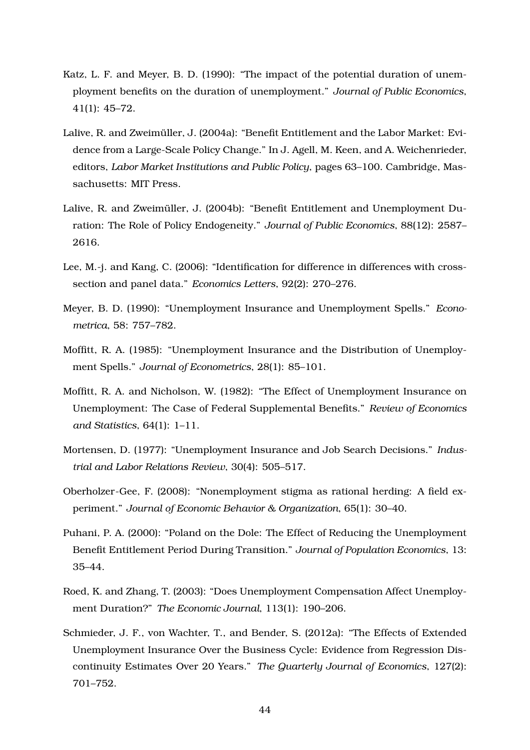Katz, L. F. and Meyer, B. D. (1990): "The impact of the potential duration of unemployment benefits on the duration of unemployment." *Journal of Public Economics*, 41(1): 45–72.

Lalive, R. and Zweimüller, J. (2004a): "Benefit Entitlement and the Labor Market: Evidence from a Large-Scale Policy Change." In J. Agell, M. Keen, and A. Weichenrieder, editors, *Labor Market Institutions and Public Policy*, pages 63–100. Cambridge, Massachusetts: MIT Press.

Lalive, R. and Zweimüller, J. (2004b): "Benefit Entitlement and Unemployment Duration: The Role of Policy Endogeneity." *Journal of Public Economics*, 88(12): 2587–2616.

Lee, M.-j. and Kang, C. (2006): "Identification for difference in differences with cross-section and panel data." *Economics Letters*, 92(2): 270–276.

Meyer, B. D. (1990): "Unemployment Insurance and Unemployment Spells." *Econometrica*, 58: 757–782.

Moffitt, R. A. (1985): "Unemployment Insurance and the Distribution of Unemployment Spells." *Journal of Econometrics*, 28(1): 85–101.

Moffitt, R. A. and Nicholson, W. (1982): "The Effect of Unemployment Insurance on Unemployment: The Case of Federal Supplemental Benefits." *Review of Economics and Statistics*, 64(1): 1–11.

Mortensen, D. (1977): "Unemployment Insurance and Job Search Decisions." *Industrial and Labor Relations Review*, 30(4): 505–517.

Oberholzer-Gee, F. (2008): "Nonemployment stigma as rational herding: A field experiment." *Journal of Economic Behavior & Organization*, 65(1): 30–40.

Puhani, P. A. (2000): "Poland on the Dole: The Effect of Reducing the Unemployment Benefit Entitlement Period During Transition." *Journal of Population Economics*, 13: 35–44.

Roed, K. and Zhang, T. (2003): "Does Unemployment Compensation Affect Unemployment Duration?" *The Economic Journal*, 113(1): 190–206.

Schmieder, J. F., von Wachter, T., and Bender, S. (2012a): "The Effects of Extended Unemployment Insurance Over the Business Cycle: Evidence from Regression Discontinuity Estimates Over 20 Years." *The Quarterly Journal of Economics*, 127(2): 701–752.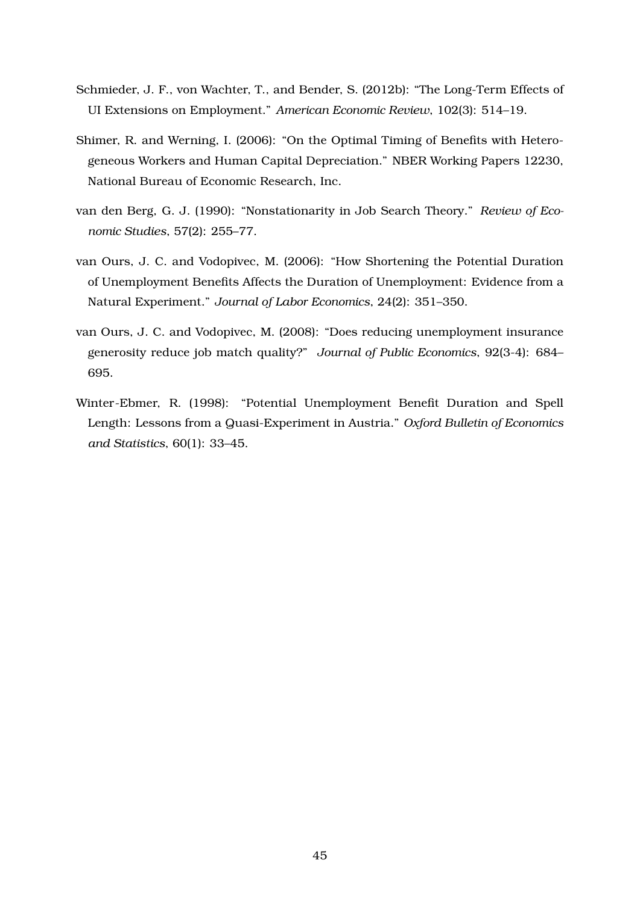Schmieder, J. F., von Wachter, T., and Bender, S. (2012b): "The Long-Term Effects of UI Extensions on Employment." *American Economic Review*, 102(3): 514–19.

Shimer, R. and Werning, I. (2006): "On the Optimal Timing of Benefits with Heterogeneous Workers and Human Capital Depreciation." NBER Working Papers 12230, National Bureau of Economic Research, Inc.

van den Berg, G. J. (1990): "Nonstationarity in Job Search Theory." *Review of Economic Studies*, 57(2): 255–77.

van Ours, J. C. and Vodopivec, M. (2006): "How Shortening the Potential Duration of Unemployment Benefits Affects the Duration of Unemployment: Evidence from a Natural Experiment." *Journal of Labor Economics*, 24(2): 351–350.

van Ours, J. C. and Vodopivec, M. (2008): "Does reducing unemployment insurance generosity reduce job match quality?" *Journal of Public Economics*, 92(3-4): 684–695.

Winter-Ebmer, R. (1998): "Potential Unemployment Benefit Duration and Spell Length: Lessons from a Quasi-Experiment in Austria." *Oxford Bulletin of Economics and Statistics*, 60(1): 33–45.